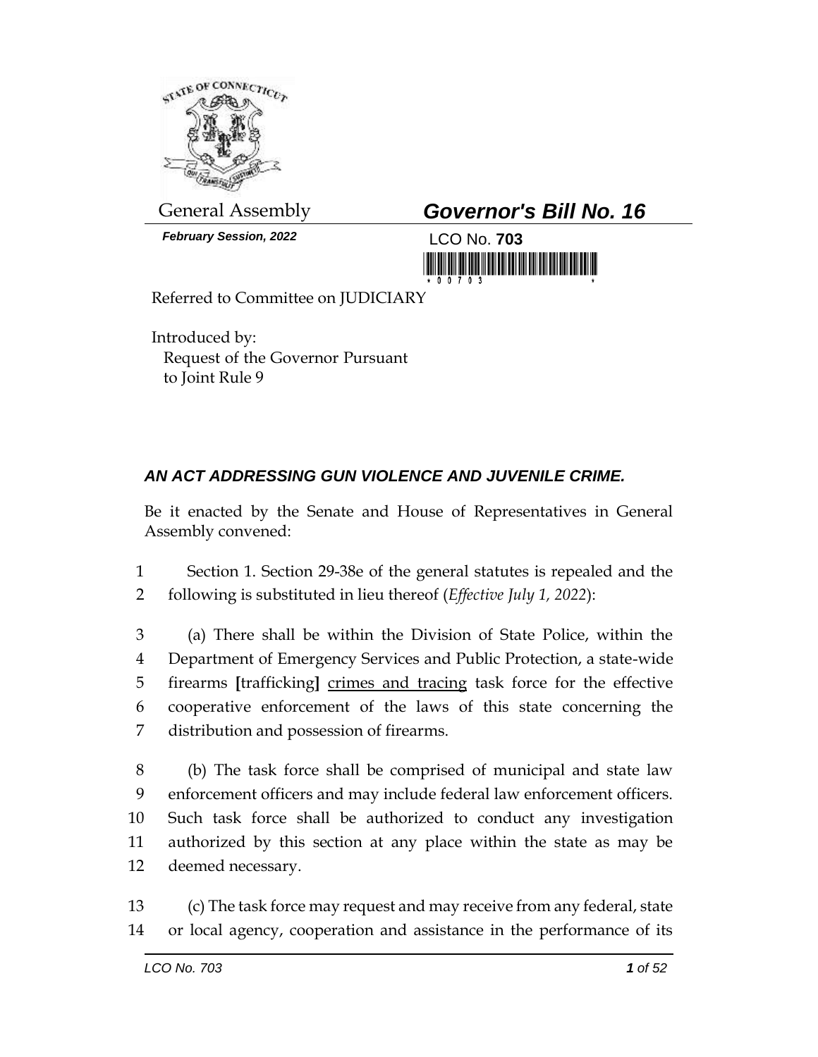General Assembly

***February Session, 2022***

# *Governor's Bill No. 16*

LCO No. **703**

Referred to Committee on JUDICIARY

Introduced by:
Request of the Governor Pursuant to Joint Rule 9

## *AN ACT ADDRESSING GUN VIOLENCE AND JUVENILE CRIME.*

Be it enacted by the Senate and House of Representatives in General Assembly convened:

1 Section 1. Section 29-38e of the general statutes is repealed and the
2 following is substituted in lieu thereof (*Effective July 1, 2022*):

3 (a) There shall be within the Division of State Police, within the
4 Department of Emergency Services and Public Protection, a state-wide
5 firearms **[**trafficking**]** <u>crimes and tracing</u> task force for the effective
6 cooperative enforcement of the laws of this state concerning the
7 distribution and possession of firearms.

8 (b) The task force shall be comprised of municipal and state law
9 enforcement officers and may include federal law enforcement officers.
10 Such task force shall be authorized to conduct any investigation
11 authorized by this section at any place within the state as may be
12 deemed necessary.

13 (c) The task force may request and may receive from any federal, state
14 or local agency, cooperation and assistance in the performance of its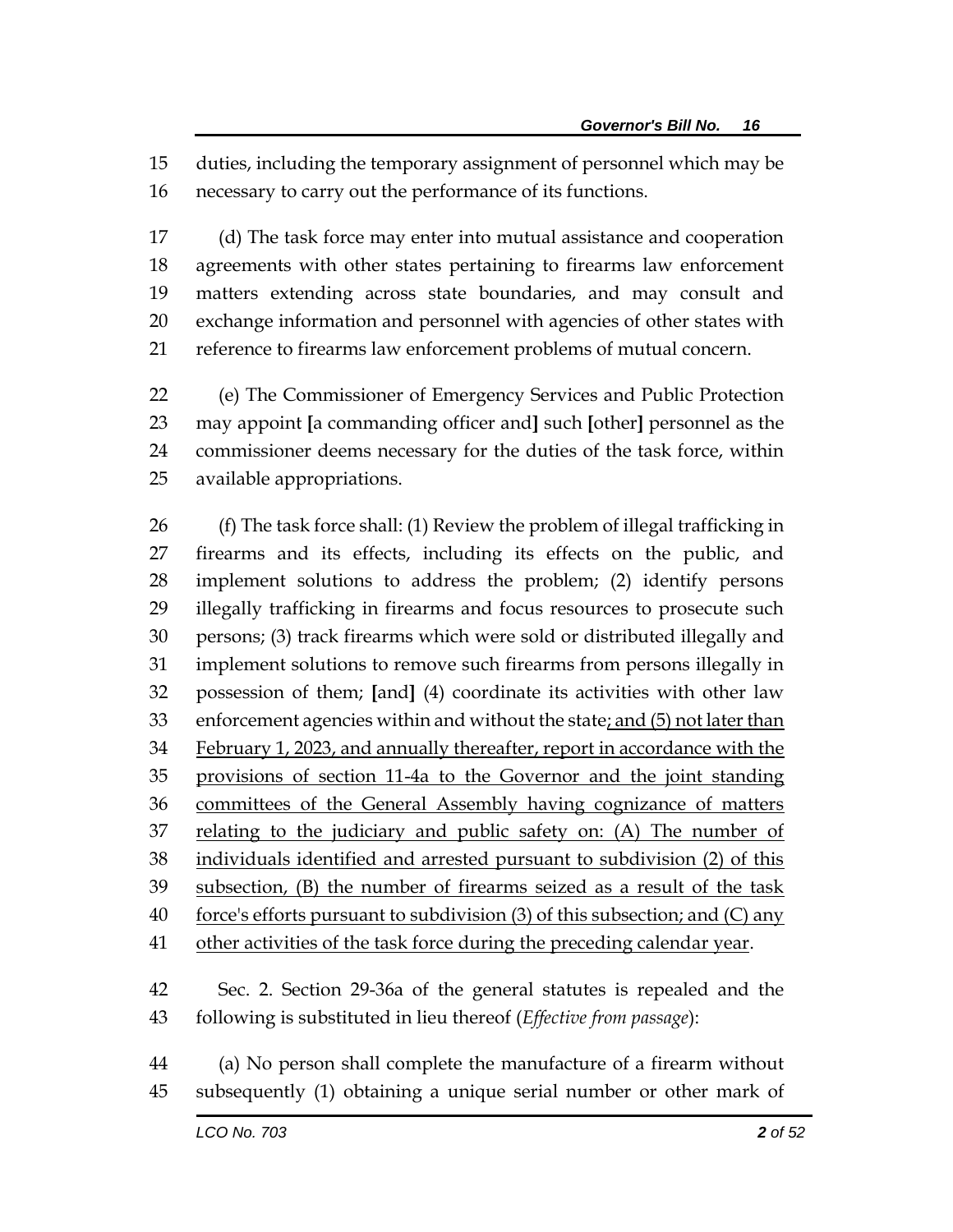duties, including the temporary assignment of personnel which may be necessary to carry out the performance of its functions.

(d) The task force may enter into mutual assistance and cooperation agreements with other states pertaining to firearms law enforcement matters extending across state boundaries, and may consult and exchange information and personnel with agencies of other states with reference to firearms law enforcement problems of mutual concern.

(e) The Commissioner of Emergency Services and Public Protection may appoint [a commanding officer and] such [other] personnel as the commissioner deems necessary for the duties of the task force, within available appropriations.

(f) The task force shall: (1) Review the problem of illegal trafficking in firearms and its effects, including its effects on the public, and implement solutions to address the problem; (2) identify persons illegally trafficking in firearms and focus resources to prosecute such persons; (3) track firearms which were sold or distributed illegally and implement solutions to remove such firearms from persons illegally in possession of them; [and] (4) coordinate its activities with other law enforcement agencies within and without the state<u>; and (5) not later than February 1, 2023, and annually thereafter, report in accordance with the provisions of section 11-4a to the Governor and the joint standing committees of the General Assembly having cognizance of matters relating to the judiciary and public safety on: (A) The number of individuals identified and arrested pursuant to subdivision (2) of this subsection, (B) the number of firearms seized as a result of the task force's efforts pursuant to subdivision (3) of this subsection; and (C) any other activities of the task force during the preceding calendar year</u>.

Sec. 2. Section 29-36a of the general statutes is repealed and the following is substituted in lieu thereof (*Effective from passage*):

(a) No person shall complete the manufacture of a firearm without subsequently (1) obtaining a unique serial number or other mark of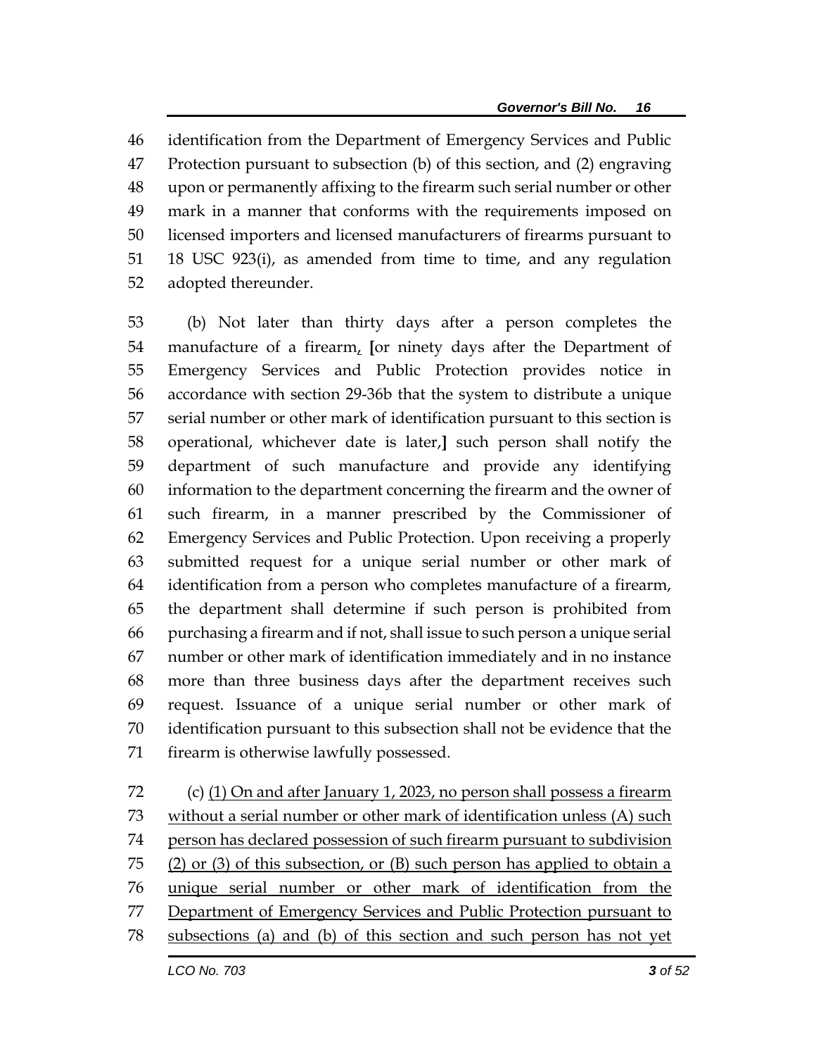identification from the Department of Emergency Services and Public Protection pursuant to subsection (b) of this section, and (2) engraving upon or permanently affixing to the firearm such serial number or other mark in a manner that conforms with the requirements imposed on licensed importers and licensed manufacturers of firearms pursuant to 18 USC 923(i), as amended from time to time, and any regulation adopted thereunder.

(b) Not later than thirty days after a person completes the manufacture of a firearm<u>,</u> **[**or ninety days after the Department of Emergency Services and Public Protection provides notice in accordance with section 29-36b that the system to distribute a unique serial number or other mark of identification pursuant to this section is operational, whichever date is later,**]** such person shall notify the department of such manufacture and provide any identifying information to the department concerning the firearm and the owner of such firearm, in a manner prescribed by the Commissioner of Emergency Services and Public Protection. Upon receiving a properly submitted request for a unique serial number or other mark of identification from a person who completes manufacture of a firearm, the department shall determine if such person is prohibited from purchasing a firearm and if not, shall issue to such person a unique serial number or other mark of identification immediately and in no instance more than three business days after the department receives such request. Issuance of a unique serial number or other mark of identification pursuant to this subsection shall not be evidence that the firearm is otherwise lawfully possessed.

(c) <u>(1) On and after January 1, 2023, no person shall possess a firearm without a serial number or other mark of identification unless (A) such person has declared possession of such firearm pursuant to subdivision (2) or (3) of this subsection, or (B) such person has applied to obtain a unique serial number or other mark of identification from the Department of Emergency Services and Public Protection pursuant to subsections (a) and (b) of this section and such person has not yet</u>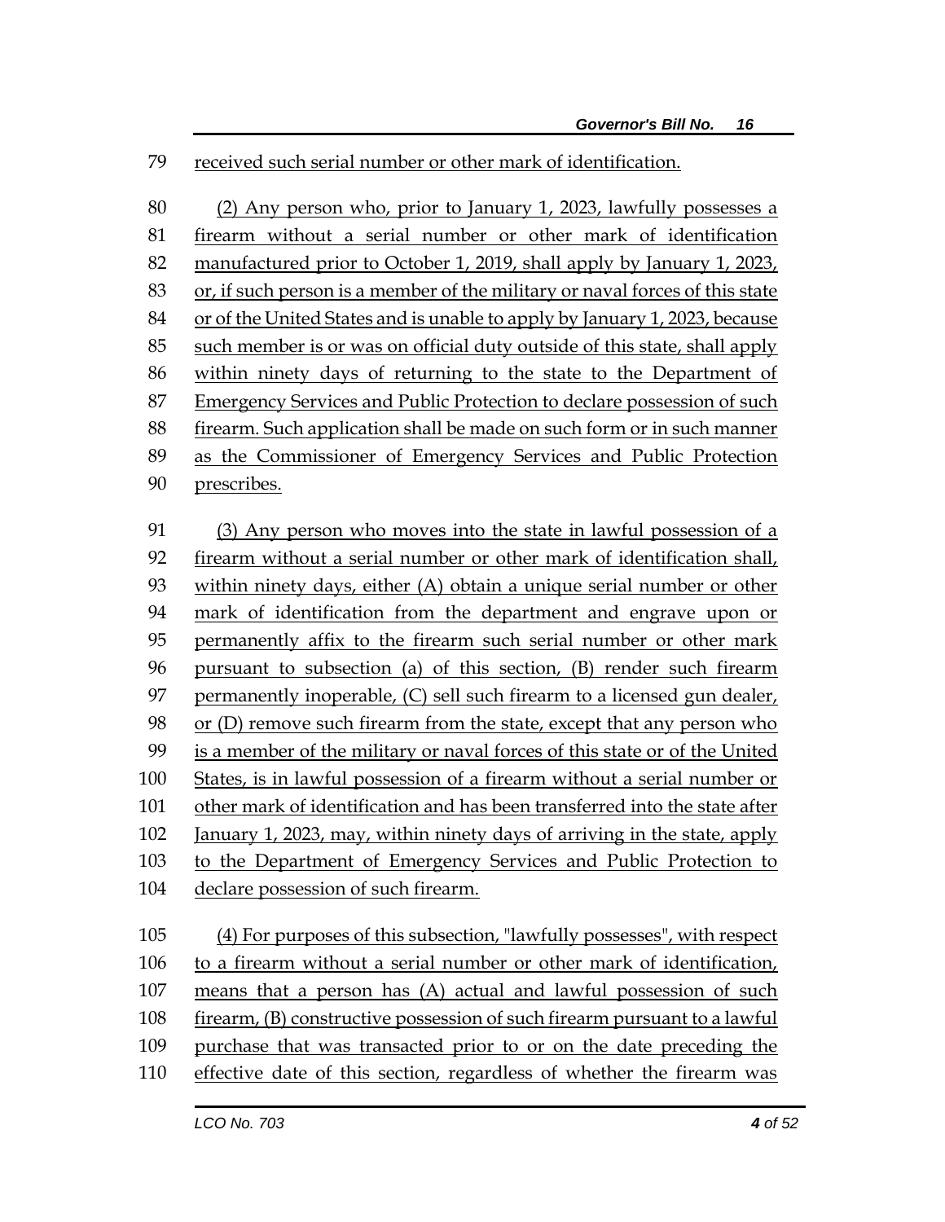received such serial number or other mark of identification.

(2) Any person who, prior to January 1, 2023, lawfully possesses a firearm without a serial number or other mark of identification manufactured prior to October 1, 2019, shall apply by January 1, 2023, or, if such person is a member of the military or naval forces of this state or of the United States and is unable to apply by January 1, 2023, because such member is or was on official duty outside of this state, shall apply within ninety days of returning to the state to the Department of Emergency Services and Public Protection to declare possession of such firearm. Such application shall be made on such form or in such manner as the Commissioner of Emergency Services and Public Protection prescribes.

(3) Any person who moves into the state in lawful possession of a firearm without a serial number or other mark of identification shall, within ninety days, either (A) obtain a unique serial number or other mark of identification from the department and engrave upon or permanently affix to the firearm such serial number or other mark pursuant to subsection (a) of this section, (B) render such firearm permanently inoperable, (C) sell such firearm to a licensed gun dealer, or (D) remove such firearm from the state, except that any person who is a member of the military or naval forces of this state or of the United States, is in lawful possession of a firearm without a serial number or other mark of identification and has been transferred into the state after January 1, 2023, may, within ninety days of arriving in the state, apply to the Department of Emergency Services and Public Protection to declare possession of such firearm.

(4) For purposes of this subsection, "lawfully possesses", with respect to a firearm without a serial number or other mark of identification, means that a person has (A) actual and lawful possession of such firearm, (B) constructive possession of such firearm pursuant to a lawful purchase that was transacted prior to or on the date preceding the effective date of this section, regardless of whether the firearm was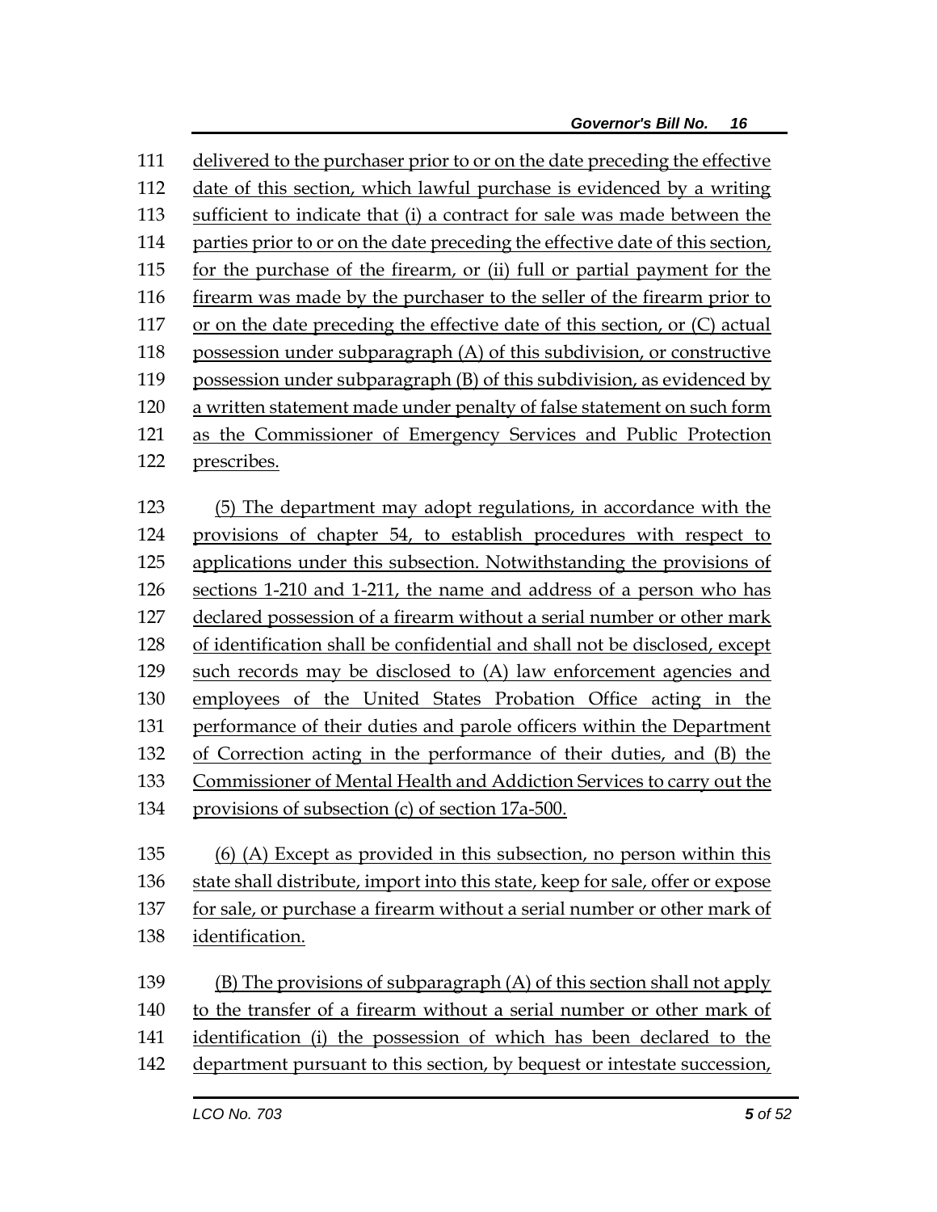delivered to the purchaser prior to or on the date preceding the effective date of this section, which lawful purchase is evidenced by a writing sufficient to indicate that (i) a contract for sale was made between the parties prior to or on the date preceding the effective date of this section, for the purchase of the firearm, or (ii) full or partial payment for the firearm was made by the purchaser to the seller of the firearm prior to or on the date preceding the effective date of this section, or (C) actual possession under subparagraph (A) of this subdivision, or constructive possession under subparagraph (B) of this subdivision, as evidenced by a written statement made under penalty of false statement on such form as the Commissioner of Emergency Services and Public Protection prescribes.

(5) The department may adopt regulations, in accordance with the provisions of chapter 54, to establish procedures with respect to applications under this subsection. Notwithstanding the provisions of sections 1-210 and 1-211, the name and address of a person who has declared possession of a firearm without a serial number or other mark of identification shall be confidential and shall not be disclosed, except such records may be disclosed to (A) law enforcement agencies and employees of the United States Probation Office acting in the performance of their duties and parole officers within the Department of Correction acting in the performance of their duties, and (B) the Commissioner of Mental Health and Addiction Services to carry out the provisions of subsection (c) of section 17a-500.

(6) (A) Except as provided in this subsection, no person within this state shall distribute, import into this state, keep for sale, offer or expose for sale, or purchase a firearm without a serial number or other mark of identification.

(B) The provisions of subparagraph (A) of this section shall not apply to the transfer of a firearm without a serial number or other mark of identification (i) the possession of which has been declared to the department pursuant to this section, by bequest or intestate succession,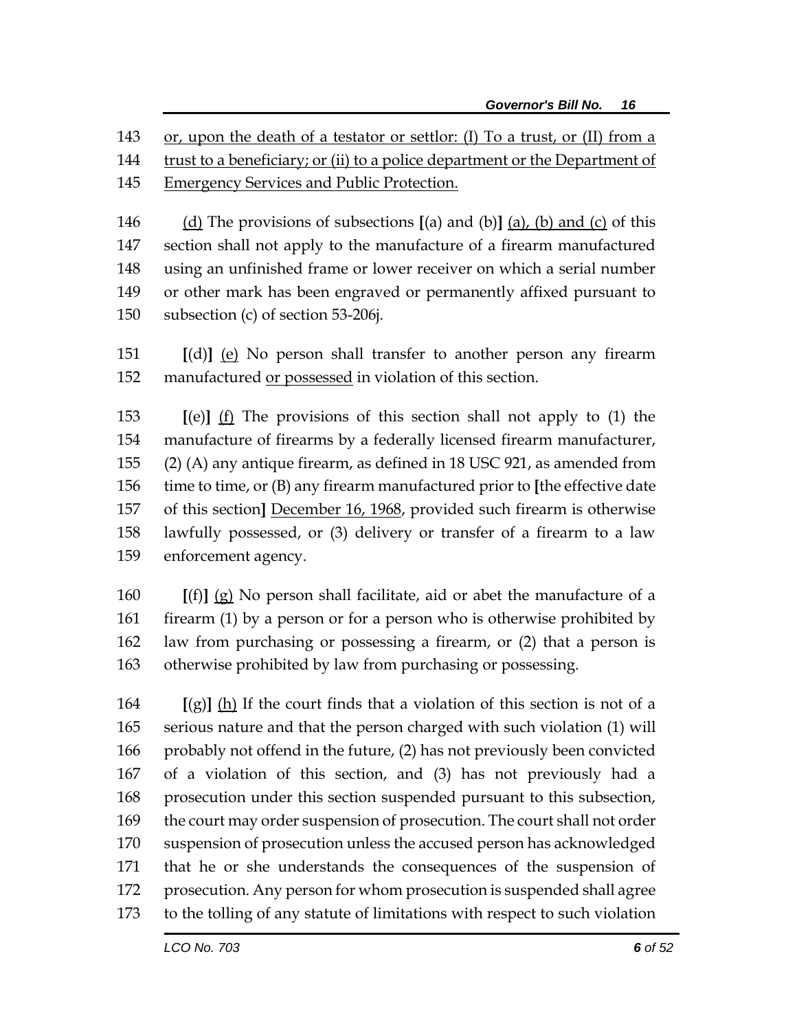143 <u>or, upon the death of a testator or settlor: (I) To a trust, or (II) from a</u>
144 <u>trust to a beneficiary; or (ii) to a police department or the Department of</u>
145 <u>Emergency Services and Public Protection.</u>

146 <u>(d)</u> The provisions of subsections **[**(a) and (b)**]** <u>(a), (b) and (c)</u> of this
147 section shall not apply to the manufacture of a firearm manufactured
148 using an unfinished frame or lower receiver on which a serial number
149 or other mark has been engraved or permanently affixed pursuant to
150 subsection (c) of section 53-206j.

151 **[**(d)**]** <u>(e)</u> No person shall transfer to another person any firearm
152 manufactured <u>or possessed</u> in violation of this section.

153 **[**(e)**]** <u>(f)</u> The provisions of this section shall not apply to (1) the
154 manufacture of firearms by a federally licensed firearm manufacturer,
155 (2) (A) any antique firearm, as defined in 18 USC 921, as amended from
156 time to time, or (B) any firearm manufactured prior to **[**the effective date
157 of this section**]** <u>December 16, 1968</u>, provided such firearm is otherwise
158 lawfully possessed, or (3) delivery or transfer of a firearm to a law
159 enforcement agency.

160 **[**(f)**]** <u>(g)</u> No person shall facilitate, aid or abet the manufacture of a
161 firearm (1) by a person or for a person who is otherwise prohibited by
162 law from purchasing or possessing a firearm, or (2) that a person is
163 otherwise prohibited by law from purchasing or possessing.

164 **[**(g)**]** <u>(h)</u> If the court finds that a violation of this section is not of a
165 serious nature and that the person charged with such violation (1) will
166 probably not offend in the future, (2) has not previously been convicted
167 of a violation of this section, and (3) has not previously had a
168 prosecution under this section suspended pursuant to this subsection,
169 the court may order suspension of prosecution. The court shall not order
170 suspension of prosecution unless the accused person has acknowledged
171 that he or she understands the consequences of the suspension of
172 prosecution. Any person for whom prosecution is suspended shall agree
173 to the tolling of any statute of limitations with respect to such violation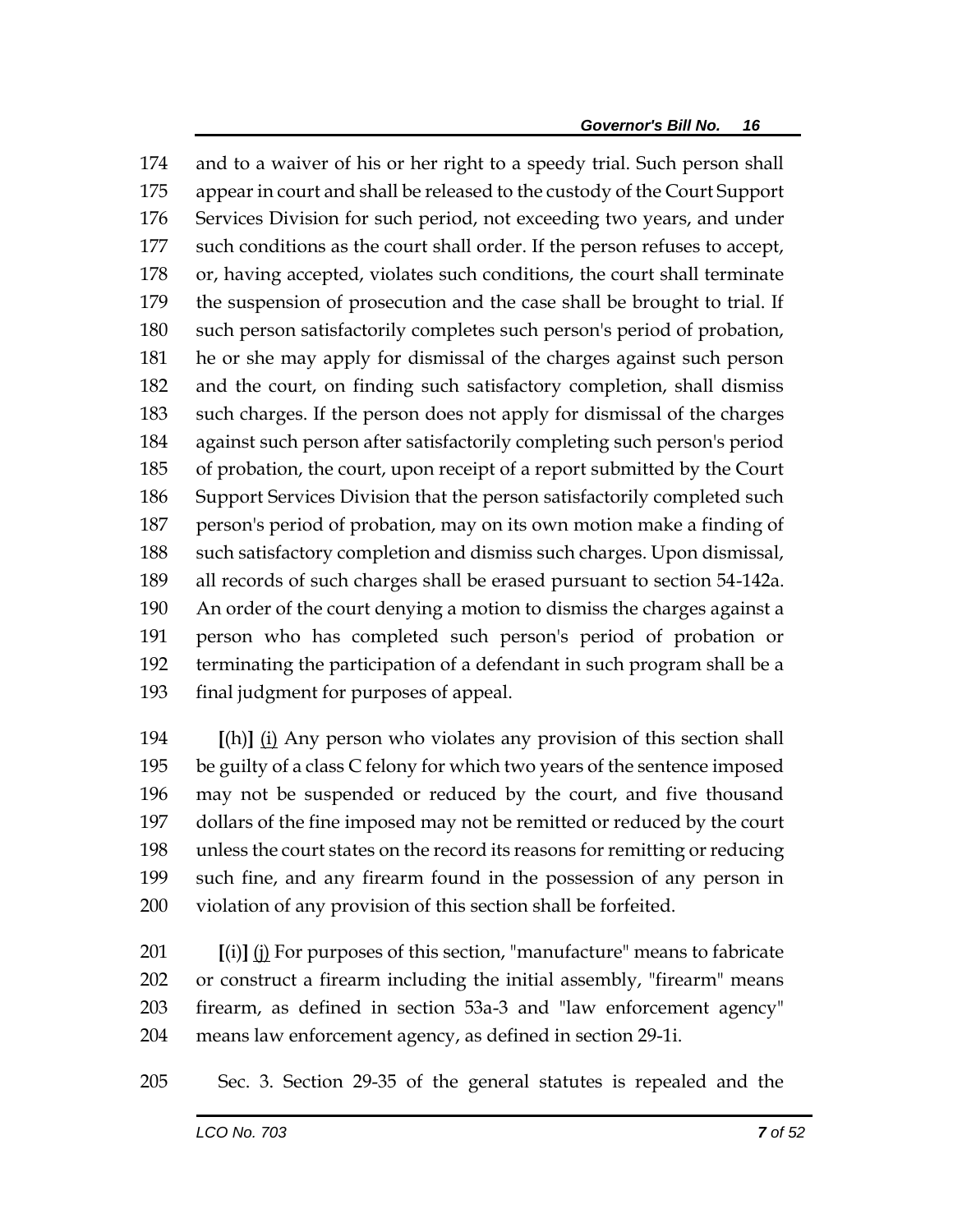and to a waiver of his or her right to a speedy trial. Such person shall appear in court and shall be released to the custody of the Court Support Services Division for such period, not exceeding two years, and under such conditions as the court shall order. If the person refuses to accept, or, having accepted, violates such conditions, the court shall terminate the suspension of prosecution and the case shall be brought to trial. If such person satisfactorily completes such person's period of probation, he or she may apply for dismissal of the charges against such person and the court, on finding such satisfactory completion, shall dismiss such charges. If the person does not apply for dismissal of the charges against such person after satisfactorily completing such person's period of probation, the court, upon receipt of a report submitted by the Court Support Services Division that the person satisfactorily completed such person's period of probation, may on its own motion make a finding of such satisfactory completion and dismiss such charges. Upon dismissal, all records of such charges shall be erased pursuant to section 54-142a. An order of the court denying a motion to dismiss the charges against a person who has completed such person's period of probation or terminating the participation of a defendant in such program shall be a final judgment for purposes of appeal.

**[**(h)**]** <u>(i)</u> Any person who violates any provision of this section shall be guilty of a class C felony for which two years of the sentence imposed may not be suspended or reduced by the court, and five thousand dollars of the fine imposed may not be remitted or reduced by the court unless the court states on the record its reasons for remitting or reducing such fine, and any firearm found in the possession of any person in violation of any provision of this section shall be forfeited.

**[**(i)**]** <u>(j)</u> For purposes of this section, "manufacture" means to fabricate or construct a firearm including the initial assembly, "firearm" means firearm, as defined in section 53a-3 and "law enforcement agency" means law enforcement agency, as defined in section 29-1i.

Sec. 3. Section 29-35 of the general statutes is repealed and the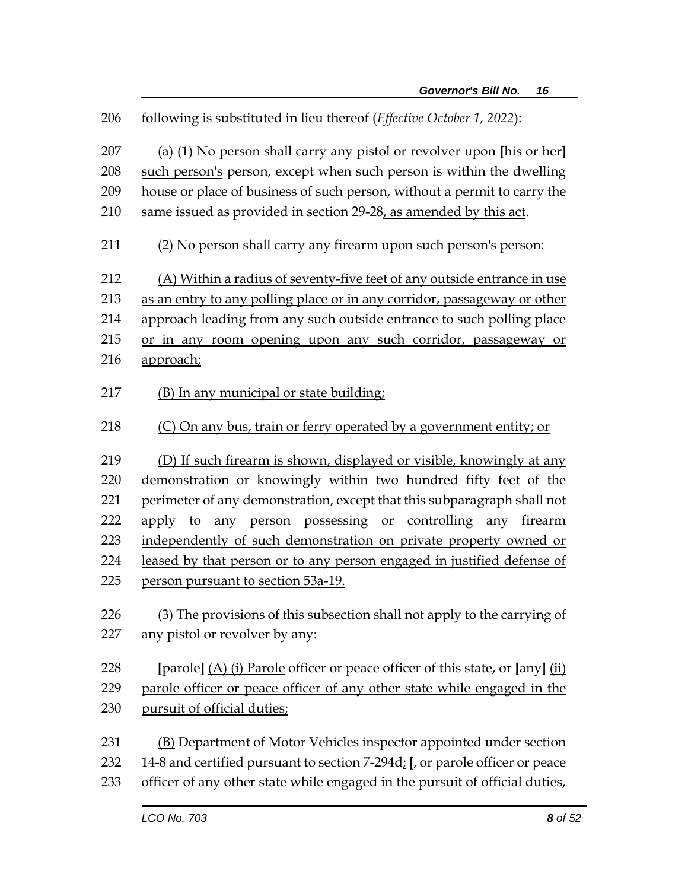206 following is substituted in lieu thereof (*Effective October 1, 2022*):

207 (a) <u>(1)</u> No person shall carry any pistol or revolver upon **[**his or her**]**
208 <u>such person's</u> person, except when such person is within the dwelling
209 house or place of business of such person, without a permit to carry the
210 same issued as provided in section 29-28<u>, as amended by this act</u>.

211 <u>(2) No person shall carry any firearm upon such person's person:</u>

212 <u>(A) Within a radius of seventy-five feet of any outside entrance in use</u>
213 <u>as an entry to any polling place or in any corridor, passageway or other</u>
214 <u>approach leading from any such outside entrance to such polling place</u>
215 <u>or in any room opening upon any such corridor, passageway or</u>
216 <u>approach;</u>

217 <u>(B) In any municipal or state building;</u>

218 <u>(C) On any bus, train or ferry operated by a government entity; or</u>

219 <u>(D) If such firearm is shown, displayed or visible, knowingly at any</u>
220 <u>demonstration or knowingly within two hundred fifty feet of the</u>
221 <u>perimeter of any demonstration, except that this subparagraph shall not</u>
222 <u>apply to any person possessing or controlling any firearm</u>
223 <u>independently of such demonstration on private property owned or</u>
224 <u>leased by that person or to any person engaged in justified defense of</u>
225 <u>person pursuant to section 53a-19.</u>

226 <u>(3)</u> The provisions of this subsection shall not apply to the carrying of
227 any pistol or revolver by any<u>:</u>

228 **[**parole**]** <u>(A) (i) Parole</u> officer or peace officer of this state, or **[**any**]** <u>(ii)</u>
229 <u>parole officer or peace officer of any other state while engaged in the</u>
230 <u>pursuit of official duties;</u>

231 <u>(B)</u> Department of Motor Vehicles inspector appointed under section
232 14-8 and certified pursuant to section 7-294d<u>;</u> **[**, or parole officer or peace
233 officer of any other state while engaged in the pursuit of official duties,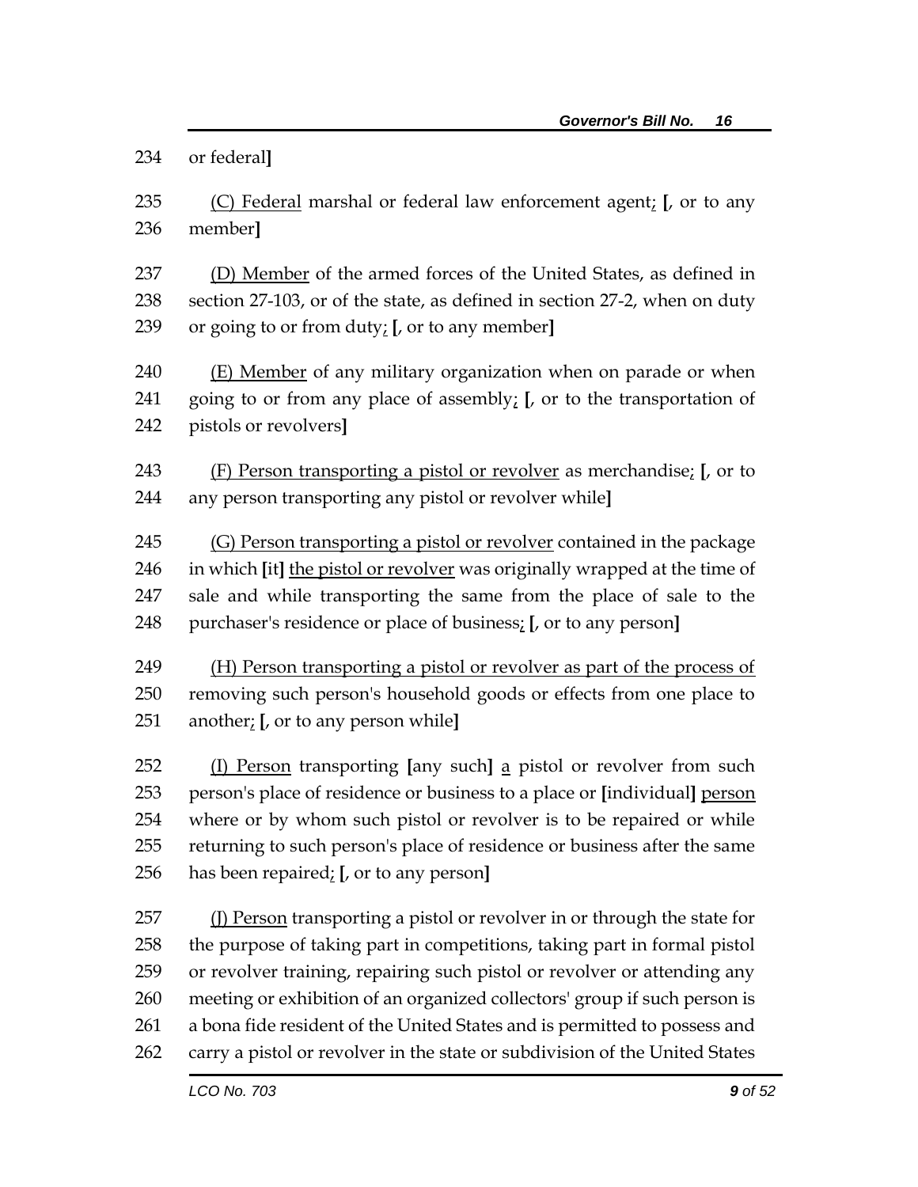234 or federal**]**

235 (C) Federal marshal or federal law enforcement agent; **[**, or to any
236 member**]**

237 (D) Member of the armed forces of the United States, as defined in
238 section 27-103, or of the state, as defined in section 27-2, when on duty
239 or going to or from duty; **[**, or to any member**]**

240 (E) Member of any military organization when on parade or when
241 going to or from any place of assembly; **[**, or to the transportation of
242 pistols or revolvers**]**

243 (F) Person transporting a pistol or revolver as merchandise; **[**, or to
244 any person transporting any pistol or revolver while**]**

245 (G) Person transporting a pistol or revolver contained in the package
246 in which **[**it**]** the pistol or revolver was originally wrapped at the time of
247 sale and while transporting the same from the place of sale to the
248 purchaser's residence or place of business; **[**, or to any person**]**

249 (H) Person transporting a pistol or revolver as part of the process of
250 removing such person's household goods or effects from one place to
251 another; **[**, or to any person while**]**

252 (I) Person transporting **[**any such**]** a pistol or revolver from such
253 person's place of residence or business to a place or **[**individual**]** person
254 where or by whom such pistol or revolver is to be repaired or while
255 returning to such person's place of residence or business after the same
256 has been repaired; **[**, or to any person**]**

257 (J) Person transporting a pistol or revolver in or through the state for
258 the purpose of taking part in competitions, taking part in formal pistol
259 or revolver training, repairing such pistol or revolver or attending any
260 meeting or exhibition of an organized collectors' group if such person is
261 a bona fide resident of the United States and is permitted to possess and
262 carry a pistol or revolver in the state or subdivision of the United States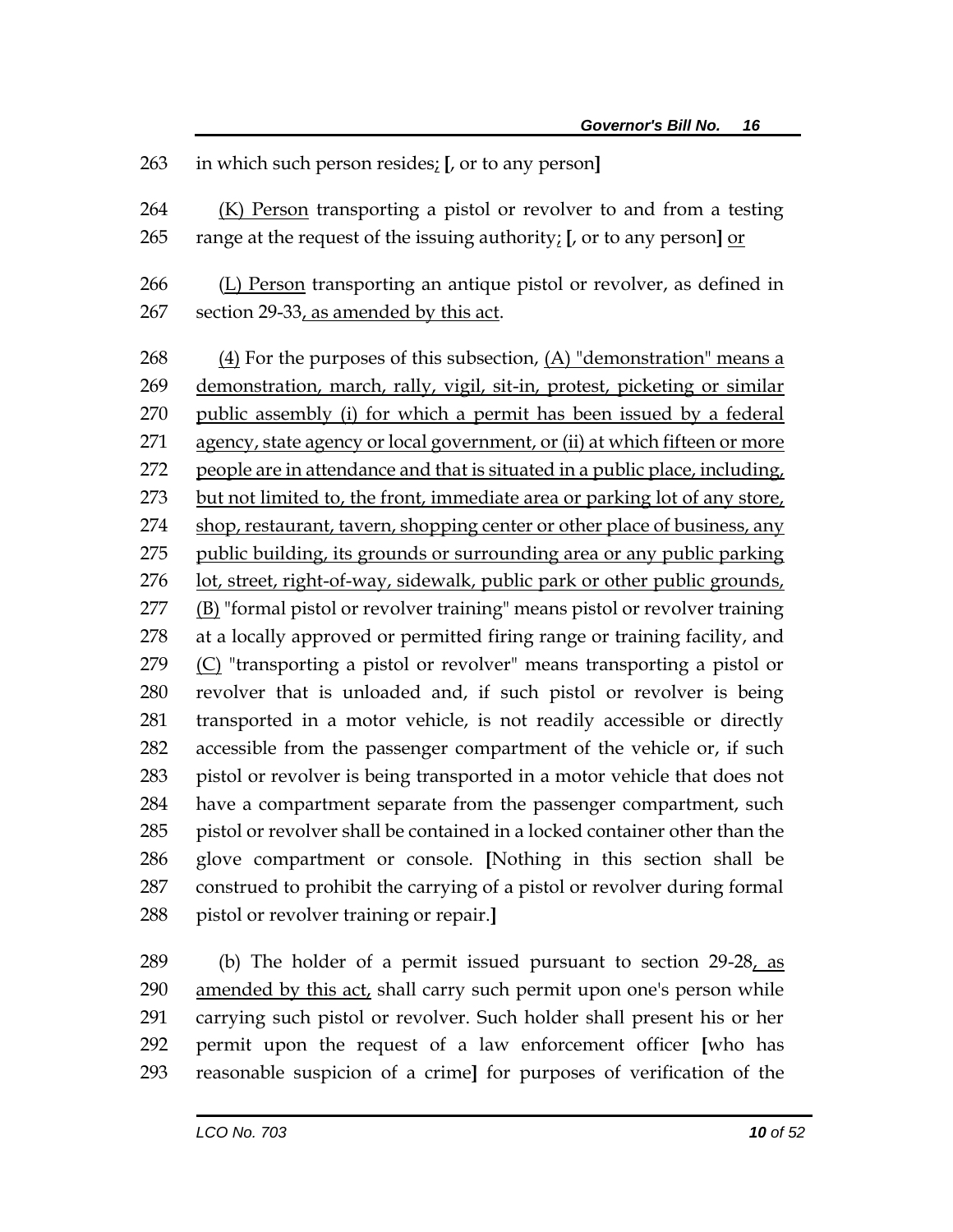263 in which such person resides; [, or to any person]

264 (K) Person transporting a pistol or revolver to and from a testing 265 range at the request of the issuing authority; [, or to any person] or

266 (L) Person transporting an antique pistol or revolver, as defined in 267 section 29-33, as amended by this act.

268 (4) For the purposes of this subsection, (A) "demonstration" means a 269 demonstration, march, rally, vigil, sit-in, protest, picketing or similar 270 public assembly (i) for which a permit has been issued by a federal 271 agency, state agency or local government, or (ii) at which fifteen or more 272 people are in attendance and that is situated in a public place, including, 273 but not limited to, the front, immediate area or parking lot of any store, 274 shop, restaurant, tavern, shopping center or other place of business, any 275 public building, its grounds or surrounding area or any public parking 276 lot, street, right-of-way, sidewalk, public park or other public grounds, 277 (B) "formal pistol or revolver training" means pistol or revolver training 278 at a locally approved or permitted firing range or training facility, and 279 (C) "transporting a pistol or revolver" means transporting a pistol or 280 revolver that is unloaded and, if such pistol or revolver is being 281 transported in a motor vehicle, is not readily accessible or directly 282 accessible from the passenger compartment of the vehicle or, if such 283 pistol or revolver is being transported in a motor vehicle that does not 284 have a compartment separate from the passenger compartment, such 285 pistol or revolver shall be contained in a locked container other than the 286 glove compartment or console. [Nothing in this section shall be 287 construed to prohibit the carrying of a pistol or revolver during formal 288 pistol or revolver training or repair.]

289 (b) The holder of a permit issued pursuant to section 29-28, as 290 amended by this act, shall carry such permit upon one's person while 291 carrying such pistol or revolver. Such holder shall present his or her 292 permit upon the request of a law enforcement officer [who has 293 reasonable suspicion of a crime] for purposes of verification of the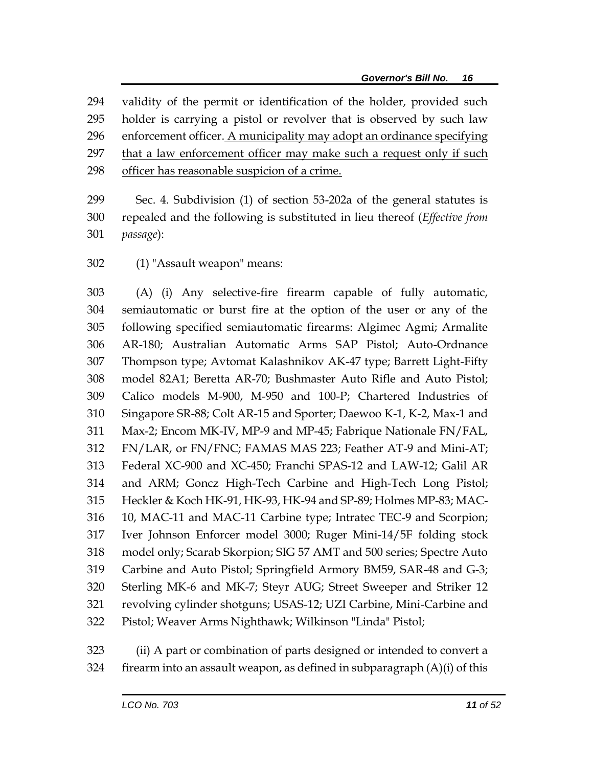validity of the permit or identification of the holder, provided such holder is carrying a pistol or revolver that is observed by such law enforcement officer. <u>A municipality may adopt an ordinance specifying that a law enforcement officer may make such a request only if such officer has reasonable suspicion of a crime.</u>

Sec. 4. Subdivision (1) of section 53-202a of the general statutes is repealed and the following is substituted in lieu thereof (*Effective from passage*):

(1) "Assault weapon" means:

(A) (i) Any selective-fire firearm capable of fully automatic, semiautomatic or burst fire at the option of the user or any of the following specified semiautomatic firearms: Algimec Agmi; Armalite AR-180; Australian Automatic Arms SAP Pistol; Auto-Ordnance Thompson type; Avtomat Kalashnikov AK-47 type; Barrett Light-Fifty model 82A1; Beretta AR-70; Bushmaster Auto Rifle and Auto Pistol; Calico models M-900, M-950 and 100-P; Chartered Industries of Singapore SR-88; Colt AR-15 and Sporter; Daewoo K-1, K-2, Max-1 and Max-2; Encom MK-IV, MP-9 and MP-45; Fabrique Nationale FN/FAL, FN/LAR, or FN/FNC; FAMAS MAS 223; Feather AT-9 and Mini-AT; Federal XC-900 and XC-450; Franchi SPAS-12 and LAW-12; Galil AR and ARM; Goncz High-Tech Carbine and High-Tech Long Pistol; Heckler & Koch HK-91, HK-93, HK-94 and SP-89; Holmes MP-83; MAC-10, MAC-11 and MAC-11 Carbine type; Intratec TEC-9 and Scorpion; Iver Johnson Enforcer model 3000; Ruger Mini-14/5F folding stock model only; Scarab Skorpion; SIG 57 AMT and 500 series; Spectre Auto Carbine and Auto Pistol; Springfield Armory BM59, SAR-48 and G-3; Sterling MK-6 and MK-7; Steyr AUG; Street Sweeper and Striker 12 revolving cylinder shotguns; USAS-12; UZI Carbine, Mini-Carbine and Pistol; Weaver Arms Nighthawk; Wilkinson "Linda" Pistol;

(ii) A part or combination of parts designed or intended to convert a firearm into an assault weapon, as defined in subparagraph (A)(i) of this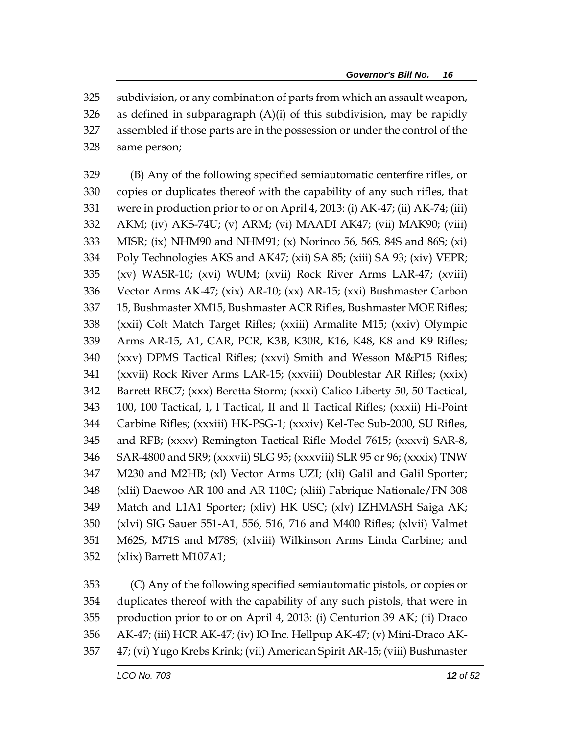subdivision, or any combination of parts from which an assault weapon, as defined in subparagraph (A)(i) of this subdivision, may be rapidly assembled if those parts are in the possession or under the control of the same person;

(B) Any of the following specified semiautomatic centerfire rifles, or copies or duplicates thereof with the capability of any such rifles, that were in production prior to or on April 4, 2013: (i) AK-47; (ii) AK-74; (iii) AKM; (iv) AKS-74U; (v) ARM; (vi) MAADI AK47; (vii) MAK90; (viii) MISR; (ix) NHM90 and NHM91; (x) Norinco 56, 56S, 84S and 86S; (xi) Poly Technologies AKS and AK47; (xii) SA 85; (xiii) SA 93; (xiv) VEPR; (xv) WASR-10; (xvi) WUM; (xvii) Rock River Arms LAR-47; (xviii) Vector Arms AK-47; (xix) AR-10; (xx) AR-15; (xxi) Bushmaster Carbon 15, Bushmaster XM15, Bushmaster ACR Rifles, Bushmaster MOE Rifles; (xxii) Colt Match Target Rifles; (xxiii) Armalite M15; (xxiv) Olympic Arms AR-15, A1, CAR, PCR, K3B, K30R, K16, K48, K8 and K9 Rifles; (xxv) DPMS Tactical Rifles; (xxvi) Smith and Wesson M&P15 Rifles; (xxvii) Rock River Arms LAR-15; (xxviii) Doublestar AR Rifles; (xxix) Barrett REC7; (xxx) Beretta Storm; (xxxi) Calico Liberty 50, 50 Tactical, 100, 100 Tactical, I, I Tactical, II and II Tactical Rifles; (xxxii) Hi-Point Carbine Rifles; (xxxiii) HK-PSG-1; (xxxiv) Kel-Tec Sub-2000, SU Rifles, and RFB; (xxxv) Remington Tactical Rifle Model 7615; (xxxvi) SAR-8, SAR-4800 and SR9; (xxxvii) SLG 95; (xxxviii) SLR 95 or 96; (xxxix) TNW M230 and M2HB; (xl) Vector Arms UZI; (xli) Galil and Galil Sporter; (xlii) Daewoo AR 100 and AR 110C; (xliii) Fabrique Nationale/FN 308 Match and L1A1 Sporter; (xliv) HK USC; (xlv) IZHMASH Saiga AK; (xlvi) SIG Sauer 551-A1, 556, 516, 716 and M400 Rifles; (xlvii) Valmet M62S, M71S and M78S; (xlviii) Wilkinson Arms Linda Carbine; and (xlix) Barrett M107A1;

(C) Any of the following specified semiautomatic pistols, or copies or duplicates thereof with the capability of any such pistols, that were in production prior to or on April 4, 2013: (i) Centurion 39 AK; (ii) Draco AK-47; (iii) HCR AK-47; (iv) IO Inc. Hellpup AK-47; (v) Mini-Draco AK-47; (vi) Yugo Krebs Krink; (vii) American Spirit AR-15; (viii) Bushmaster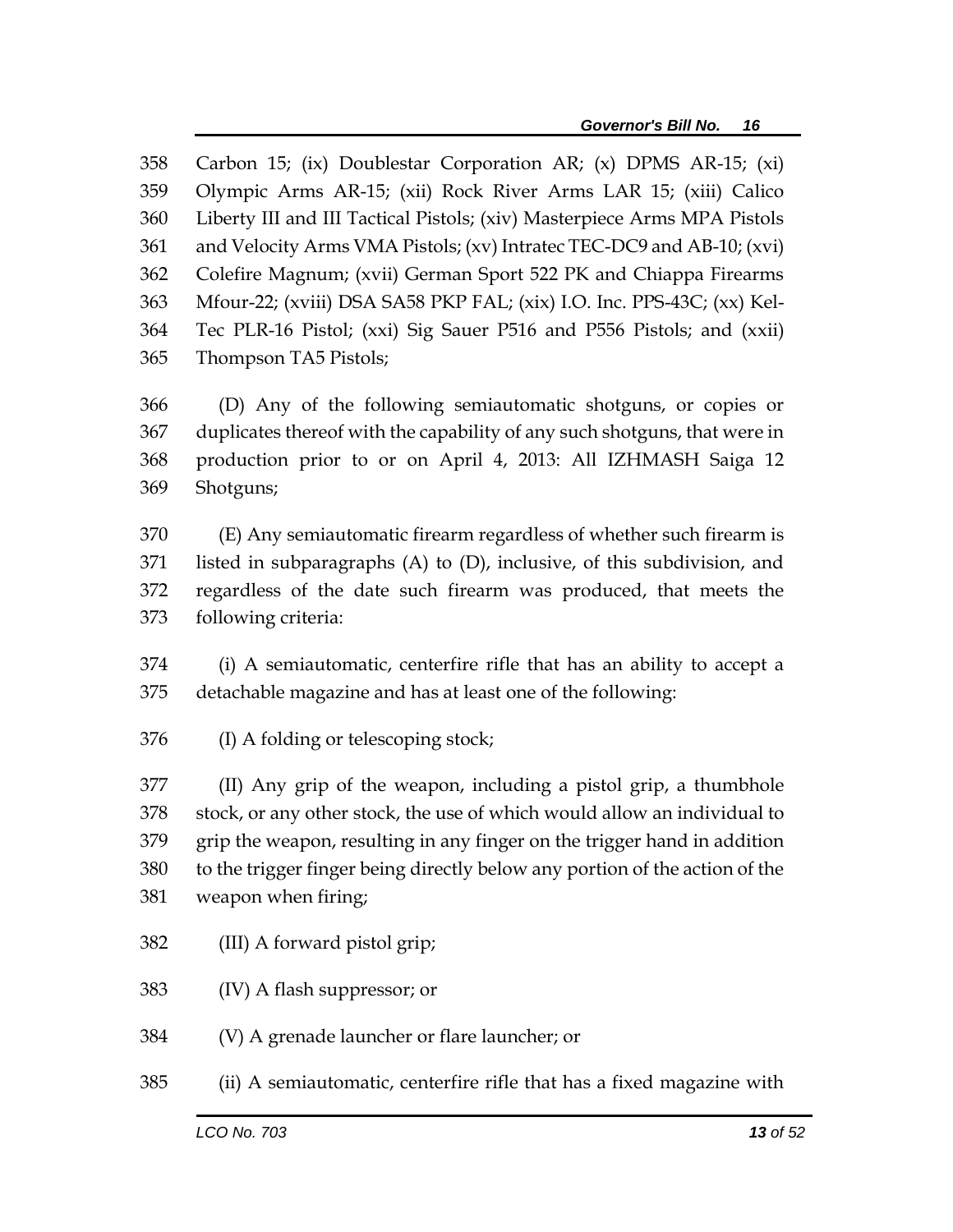Carbon 15; (ix) Doublestar Corporation AR; (x) DPMS AR-15; (xi) Olympic Arms AR-15; (xii) Rock River Arms LAR 15; (xiii) Calico Liberty III and III Tactical Pistols; (xiv) Masterpiece Arms MPA Pistols and Velocity Arms VMA Pistols; (xv) Intratec TEC-DC9 and AB-10; (xvi) Colefire Magnum; (xvii) German Sport 522 PK and Chiappa Firearms Mfour-22; (xviii) DSA SA58 PKP FAL; (xix) I.O. Inc. PPS-43C; (xx) Kel-Tec PLR-16 Pistol; (xxi) Sig Sauer P516 and P556 Pistols; and (xxii) Thompson TA5 Pistols;

(D) Any of the following semiautomatic shotguns, or copies or duplicates thereof with the capability of any such shotguns, that were in production prior to or on April 4, 2013: All IZHMASH Saiga 12 Shotguns;

(E) Any semiautomatic firearm regardless of whether such firearm is listed in subparagraphs (A) to (D), inclusive, of this subdivision, and regardless of the date such firearm was produced, that meets the following criteria:

(i) A semiautomatic, centerfire rifle that has an ability to accept a detachable magazine and has at least one of the following:

(I) A folding or telescoping stock;

(II) Any grip of the weapon, including a pistol grip, a thumbhole stock, or any other stock, the use of which would allow an individual to grip the weapon, resulting in any finger on the trigger hand in addition to the trigger finger being directly below any portion of the action of the weapon when firing;

(III) A forward pistol grip;

(IV) A flash suppressor; or

(V) A grenade launcher or flare launcher; or

(ii) A semiautomatic, centerfire rifle that has a fixed magazine with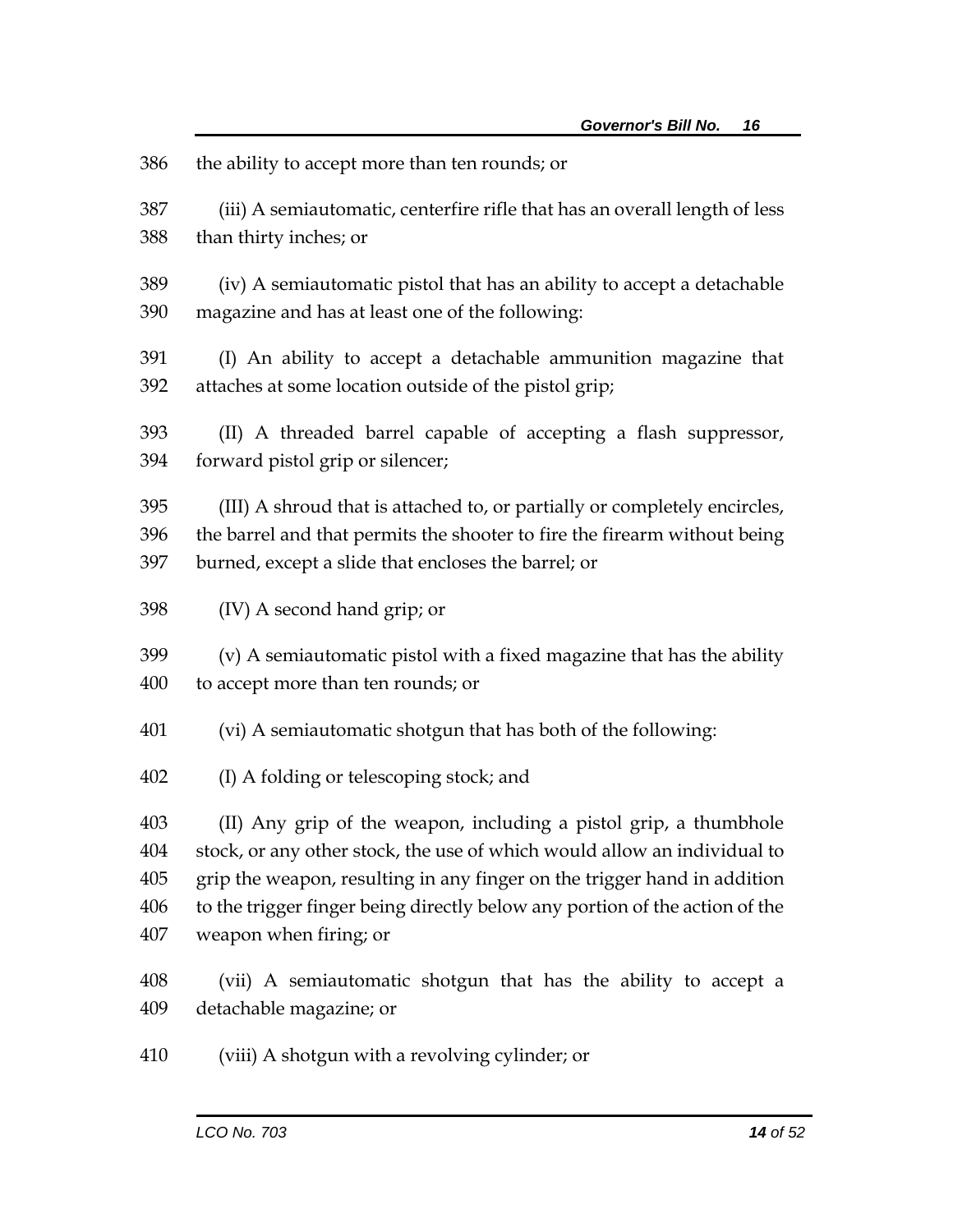the ability to accept more than ten rounds; or

(iii) A semiautomatic, centerfire rifle that has an overall length of less than thirty inches; or

(iv) A semiautomatic pistol that has an ability to accept a detachable magazine and has at least one of the following:

(I) An ability to accept a detachable ammunition magazine that attaches at some location outside of the pistol grip;

(II) A threaded barrel capable of accepting a flash suppressor, forward pistol grip or silencer;

(III) A shroud that is attached to, or partially or completely encircles, the barrel and that permits the shooter to fire the firearm without being burned, except a slide that encloses the barrel; or

(IV) A second hand grip; or

(v) A semiautomatic pistol with a fixed magazine that has the ability to accept more than ten rounds; or

(vi) A semiautomatic shotgun that has both of the following:

(I) A folding or telescoping stock; and

(II) Any grip of the weapon, including a pistol grip, a thumbhole stock, or any other stock, the use of which would allow an individual to grip the weapon, resulting in any finger on the trigger hand in addition to the trigger finger being directly below any portion of the action of the weapon when firing; or

(vii) A semiautomatic shotgun that has the ability to accept a detachable magazine; or

(viii) A shotgun with a revolving cylinder; or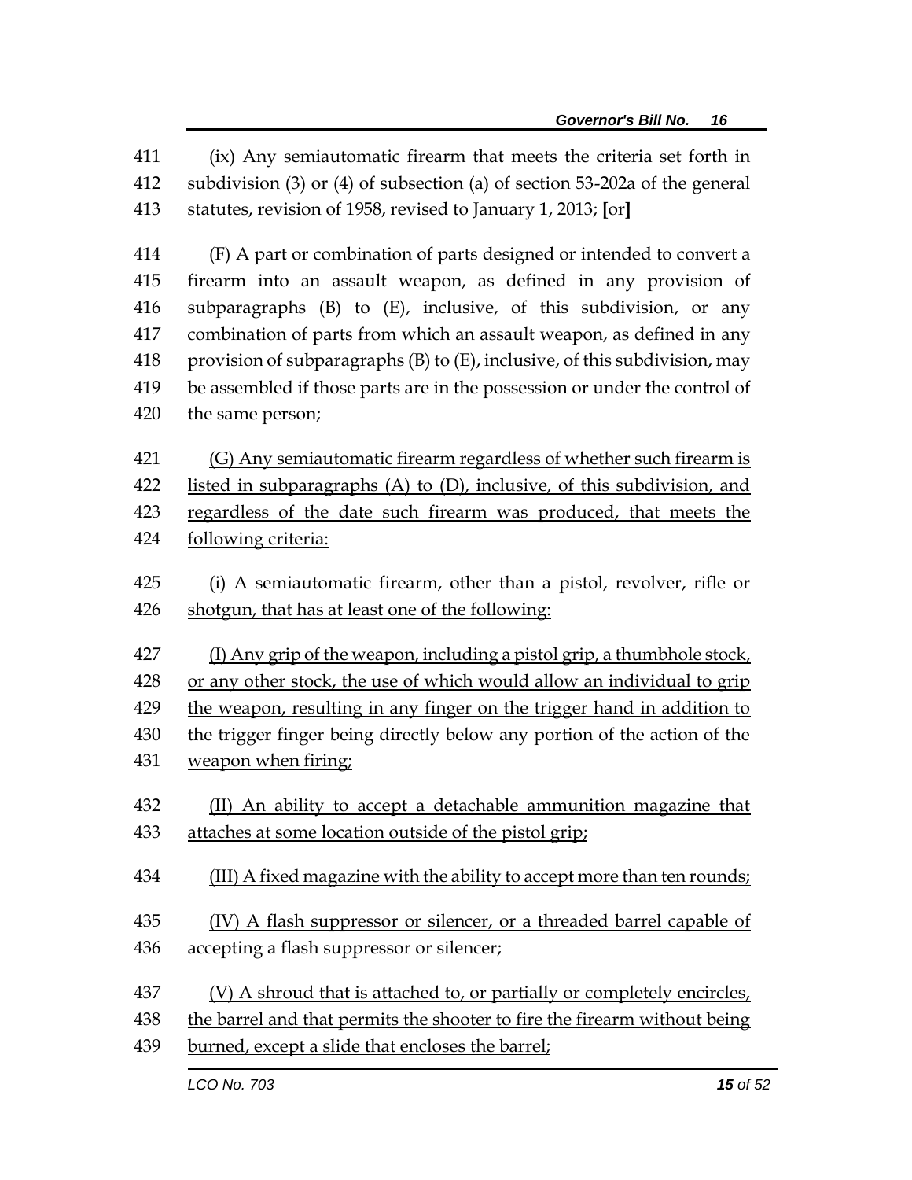411 (ix) Any semiautomatic firearm that meets the criteria set forth in
412 subdivision (3) or (4) of subsection (a) of section 53-202a of the general
413 statutes, revision of 1958, revised to January 1, 2013; **[**or**]**

414 (F) A part or combination of parts designed or intended to convert a
415 firearm into an assault weapon, as defined in any provision of
416 subparagraphs (B) to (E), inclusive, of this subdivision, or any
417 combination of parts from which an assault weapon, as defined in any
418 provision of subparagraphs (B) to (E), inclusive, of this subdivision, may
419 be assembled if those parts are in the possession or under the control of
420 the same person;

421 <u>(G) Any semiautomatic firearm regardless of whether such firearm is</u>
422 <u>listed in subparagraphs (A) to (D), inclusive, of this subdivision, and</u>
423 <u>regardless of the date such firearm was produced, that meets the</u>
424 <u>following criteria:</u>

425 <u>(i) A semiautomatic firearm, other than a pistol, revolver, rifle or</u>
426 <u>shotgun, that has at least one of the following:</u>

427 <u>(I) Any grip of the weapon, including a pistol grip, a thumbhole stock,</u>
428 <u>or any other stock, the use of which would allow an individual to grip</u>
429 <u>the weapon, resulting in any finger on the trigger hand in addition to</u>
430 <u>the trigger finger being directly below any portion of the action of the</u>
431 <u>weapon when firing;</u>

432 <u>(II) An ability to accept a detachable ammunition magazine that</u>
433 <u>attaches at some location outside of the pistol grip;</u>

434 <u>(III) A fixed magazine with the ability to accept more than ten rounds;</u>

435 <u>(IV) A flash suppressor or silencer, or a threaded barrel capable of</u>
436 <u>accepting a flash suppressor or silencer;</u>

437 <u>(V) A shroud that is attached to, or partially or completely encircles,</u>
438 <u>the barrel and that permits the shooter to fire the firearm without being</u>
439 <u>burned, except a slide that encloses the barrel;</u>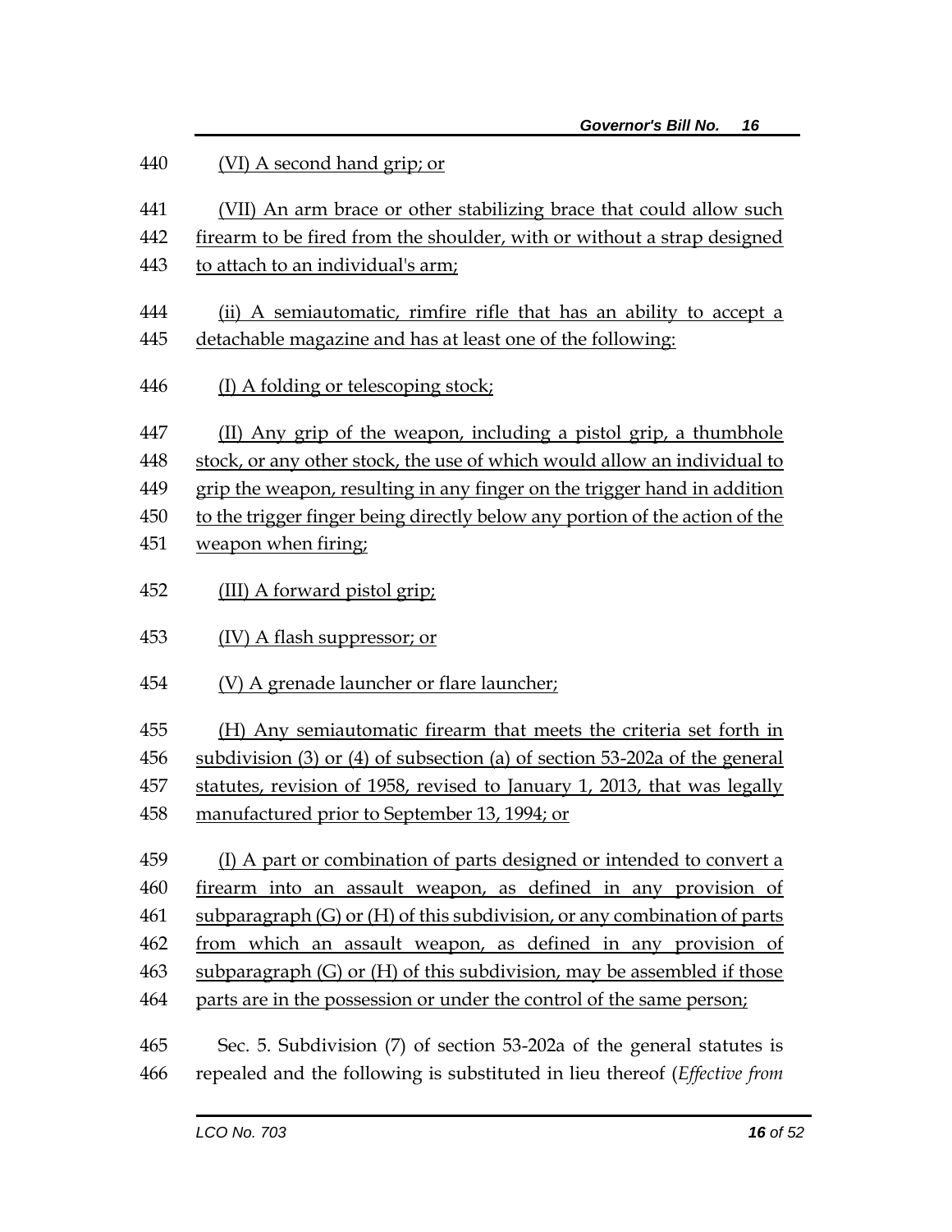(VI) A second hand grip; or

(VII) An arm brace or other stabilizing brace that could allow such firearm to be fired from the shoulder, with or without a strap designed to attach to an individual's arm;

(ii) A semiautomatic, rimfire rifle that has an ability to accept a detachable magazine and has at least one of the following:

(I) A folding or telescoping stock;

(II) Any grip of the weapon, including a pistol grip, a thumbhole stock, or any other stock, the use of which would allow an individual to grip the weapon, resulting in any finger on the trigger hand in addition to the trigger finger being directly below any portion of the action of the weapon when firing;

(III) A forward pistol grip;

(IV) A flash suppressor; or

(V) A grenade launcher or flare launcher;

(H) Any semiautomatic firearm that meets the criteria set forth in subdivision (3) or (4) of subsection (a) of section 53-202a of the general statutes, revision of 1958, revised to January 1, 2013, that was legally manufactured prior to September 13, 1994; or

(I) A part or combination of parts designed or intended to convert a firearm into an assault weapon, as defined in any provision of subparagraph (G) or (H) of this subdivision, or any combination of parts from which an assault weapon, as defined in any provision of subparagraph (G) or (H) of this subdivision, may be assembled if those parts are in the possession or under the control of the same person;

Sec. 5. Subdivision (7) of section 53-202a of the general statutes is repealed and the following is substituted in lieu thereof (*Effective from*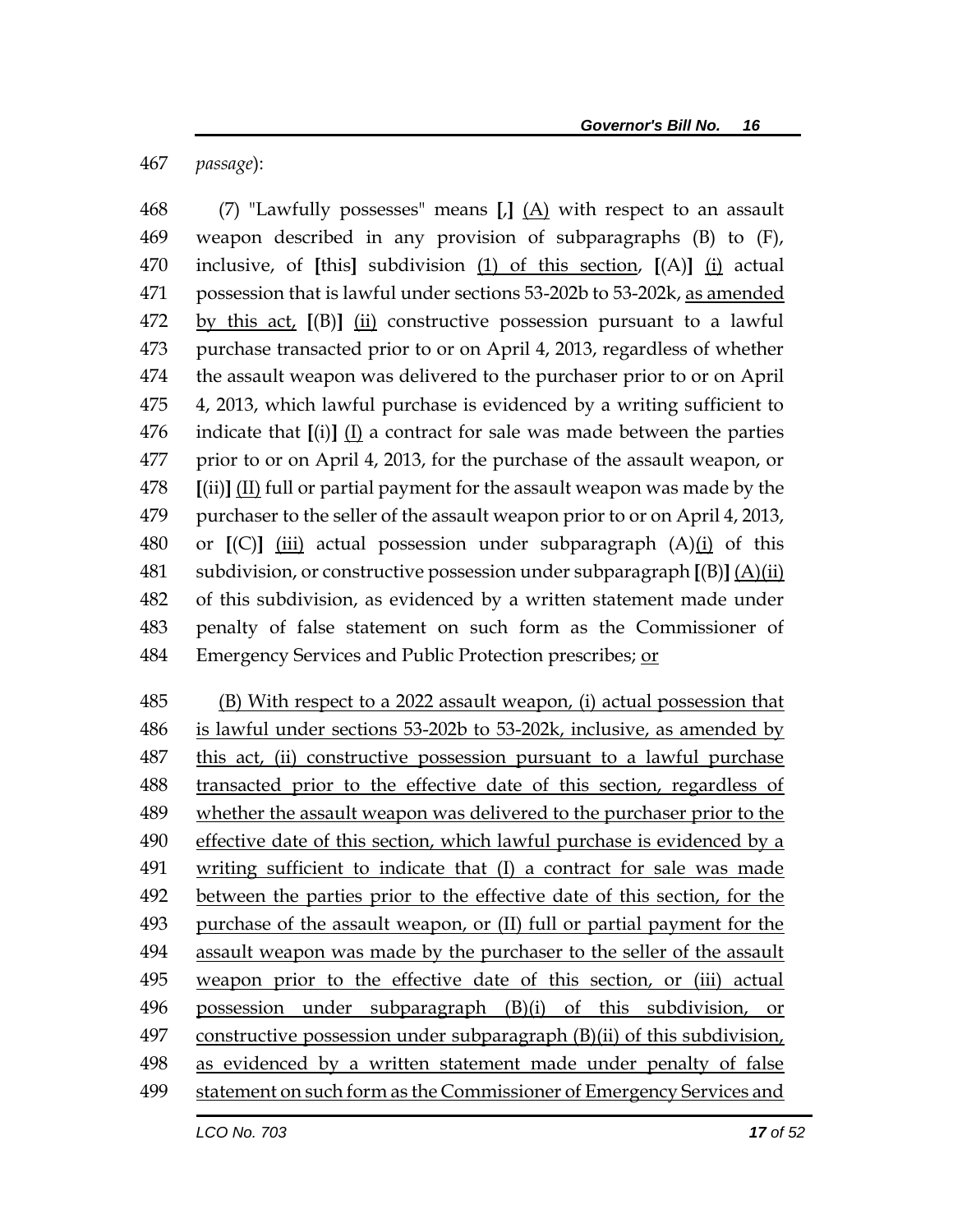*passage*):

(7) "Lawfully possesses" means **[**,**]** <u>(A)</u> with respect to an assault weapon described in any provision of subparagraphs (B) to (F), inclusive, of **[**this**]** subdivision <u>(1) of this section</u>, **[**(A)**]** <u>(i)</u> actual possession that is lawful under sections 53-202b to 53-202k, <u>as amended by this act,</u> **[**(B)**]** <u>(ii)</u> constructive possession pursuant to a lawful purchase transacted prior to or on April 4, 2013, regardless of whether the assault weapon was delivered to the purchaser prior to or on April 4, 2013, which lawful purchase is evidenced by a writing sufficient to indicate that **[**(i)**]** <u>(I)</u> a contract for sale was made between the parties prior to or on April 4, 2013, for the purchase of the assault weapon, or **[**(ii)**]** <u>(II)</u> full or partial payment for the assault weapon was made by the purchaser to the seller of the assault weapon prior to or on April 4, 2013, or **[**(C)**]** <u>(iii)</u> actual possession under subparagraph (A)<u>(i)</u> of this subdivision, or constructive possession under subparagraph **[**(B)**]** <u>(A)(ii)</u> of this subdivision, as evidenced by a written statement made under penalty of false statement on such form as the Commissioner of Emergency Services and Public Protection prescribes; <u>or</u>

<u>(B) With respect to a 2022 assault weapon, (i) actual possession that is lawful under sections 53-202b to 53-202k, inclusive, as amended by this act, (ii) constructive possession pursuant to a lawful purchase transacted prior to the effective date of this section, regardless of whether the assault weapon was delivered to the purchaser prior to the effective date of this section, which lawful purchase is evidenced by a writing sufficient to indicate that (I) a contract for sale was made between the parties prior to the effective date of this section, for the purchase of the assault weapon, or (II) full or partial payment for the assault weapon was made by the purchaser to the seller of the assault weapon prior to the effective date of this section, or (iii) actual possession under subparagraph (B)(i) of this subdivision, or constructive possession under subparagraph (B)(ii) of this subdivision, as evidenced by a written statement made under penalty of false statement on such form as the Commissioner of Emergency Services and</u>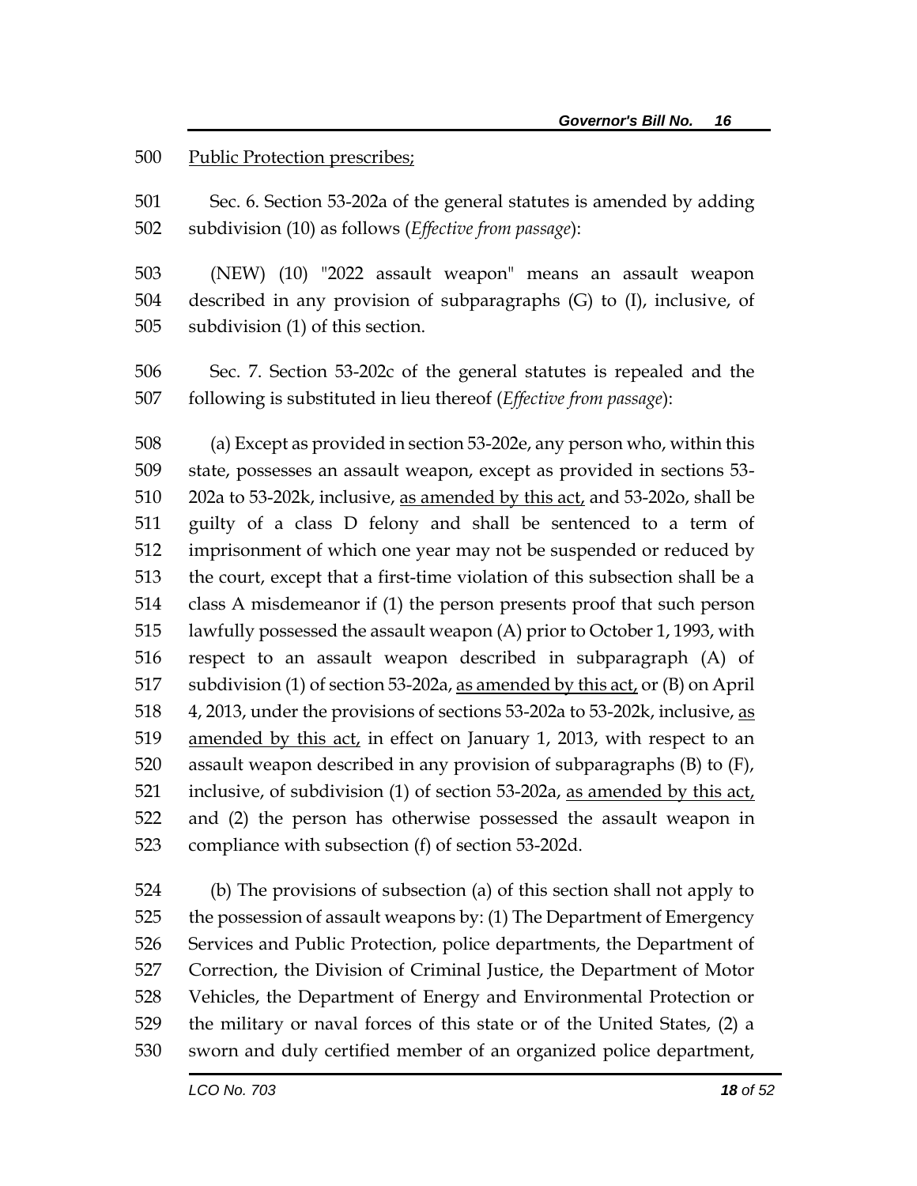Public Protection prescribes;

Sec. 6. Section 53-202a of the general statutes is amended by adding subdivision (10) as follows (*Effective from passage*):

(NEW) (10) "2022 assault weapon" means an assault weapon described in any provision of subparagraphs (G) to (I), inclusive, of subdivision (1) of this section.

Sec. 7. Section 53-202c of the general statutes is repealed and the following is substituted in lieu thereof (*Effective from passage*):

(a) Except as provided in section 53-202e, any person who, within this state, possesses an assault weapon, except as provided in sections 53-202a to 53-202k, inclusive, as amended by this act, and 53-202o, shall be guilty of a class D felony and shall be sentenced to a term of imprisonment of which one year may not be suspended or reduced by the court, except that a first-time violation of this subsection shall be a class A misdemeanor if (1) the person presents proof that such person lawfully possessed the assault weapon (A) prior to October 1, 1993, with respect to an assault weapon described in subparagraph (A) of subdivision (1) of section 53-202a, as amended by this act, or (B) on April 4, 2013, under the provisions of sections 53-202a to 53-202k, inclusive, as amended by this act, in effect on January 1, 2013, with respect to an assault weapon described in any provision of subparagraphs (B) to (F), inclusive, of subdivision (1) of section 53-202a, as amended by this act, and (2) the person has otherwise possessed the assault weapon in compliance with subsection (f) of section 53-202d.

(b) The provisions of subsection (a) of this section shall not apply to the possession of assault weapons by: (1) The Department of Emergency Services and Public Protection, police departments, the Department of Correction, the Division of Criminal Justice, the Department of Motor Vehicles, the Department of Energy and Environmental Protection or the military or naval forces of this state or of the United States, (2) a sworn and duly certified member of an organized police department,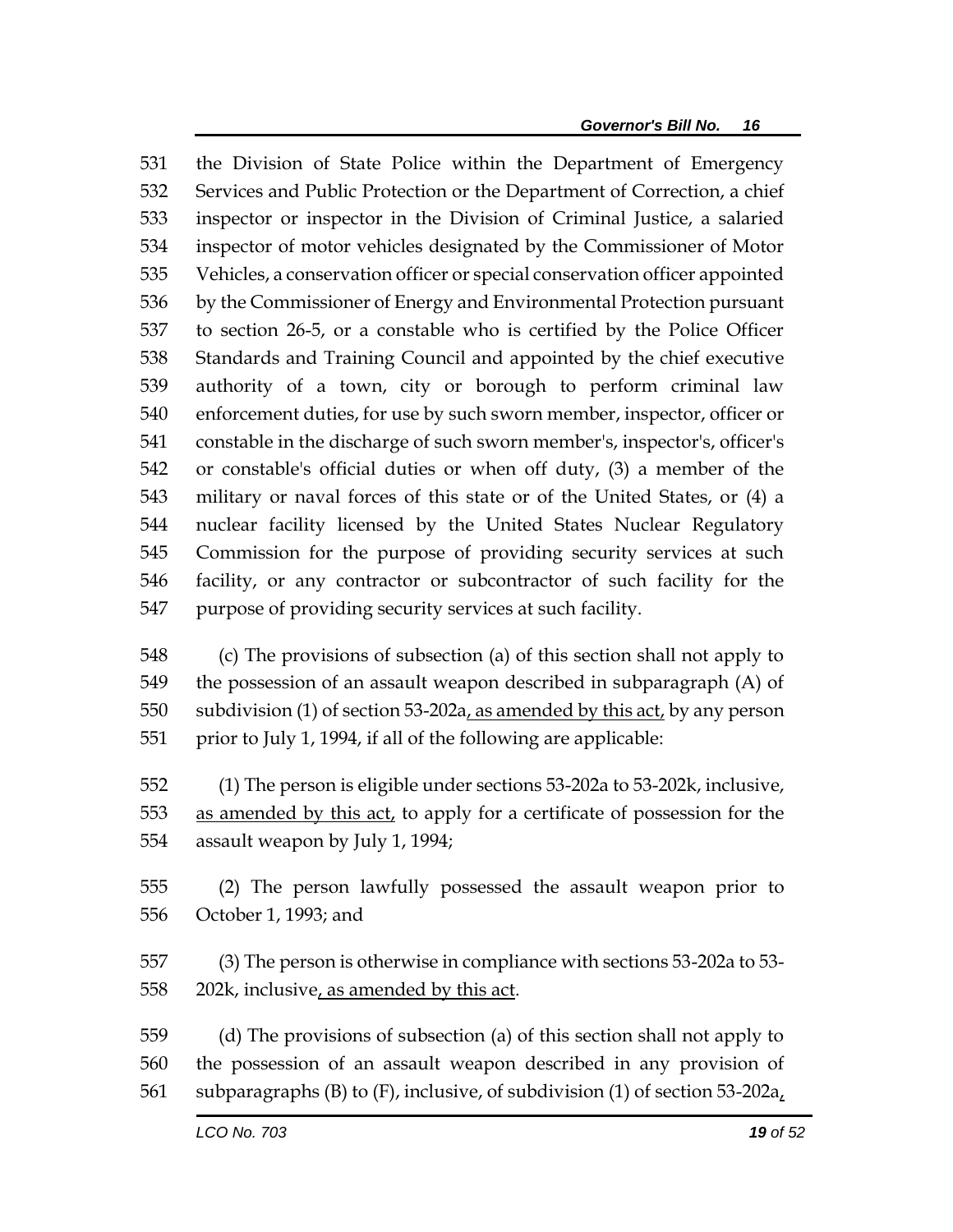531 the Division of State Police within the Department of Emergency
532 Services and Public Protection or the Department of Correction, a chief
533 inspector or inspector in the Division of Criminal Justice, a salaried
534 inspector of motor vehicles designated by the Commissioner of Motor
535 Vehicles, a conservation officer or special conservation officer appointed
536 by the Commissioner of Energy and Environmental Protection pursuant
537 to section 26-5, or a constable who is certified by the Police Officer
538 Standards and Training Council and appointed by the chief executive
539 authority of a town, city or borough to perform criminal law
540 enforcement duties, for use by such sworn member, inspector, officer or
541 constable in the discharge of such sworn member's, inspector's, officer's
542 or constable's official duties or when off duty, (3) a member of the
543 military or naval forces of this state or of the United States, or (4) a
544 nuclear facility licensed by the United States Nuclear Regulatory
545 Commission for the purpose of providing security services at such
546 facility, or any contractor or subcontractor of such facility for the
547 purpose of providing security services at such facility.

548 (c) The provisions of subsection (a) of this section shall not apply to
549 the possession of an assault weapon described in subparagraph (A) of
550 subdivision (1) of section 53-202a, as amended by this act, by any person
551 prior to July 1, 1994, if all of the following are applicable:

552 (1) The person is eligible under sections 53-202a to 53-202k, inclusive,
553 as amended by this act, to apply for a certificate of possession for the
554 assault weapon by July 1, 1994;

555 (2) The person lawfully possessed the assault weapon prior to
556 October 1, 1993; and

557 (3) The person is otherwise in compliance with sections 53-202a to 53-
558 202k, inclusive, as amended by this act.

559 (d) The provisions of subsection (a) of this section shall not apply to
560 the possession of an assault weapon described in any provision of
561 subparagraphs (B) to (F), inclusive, of subdivision (1) of section 53-202a,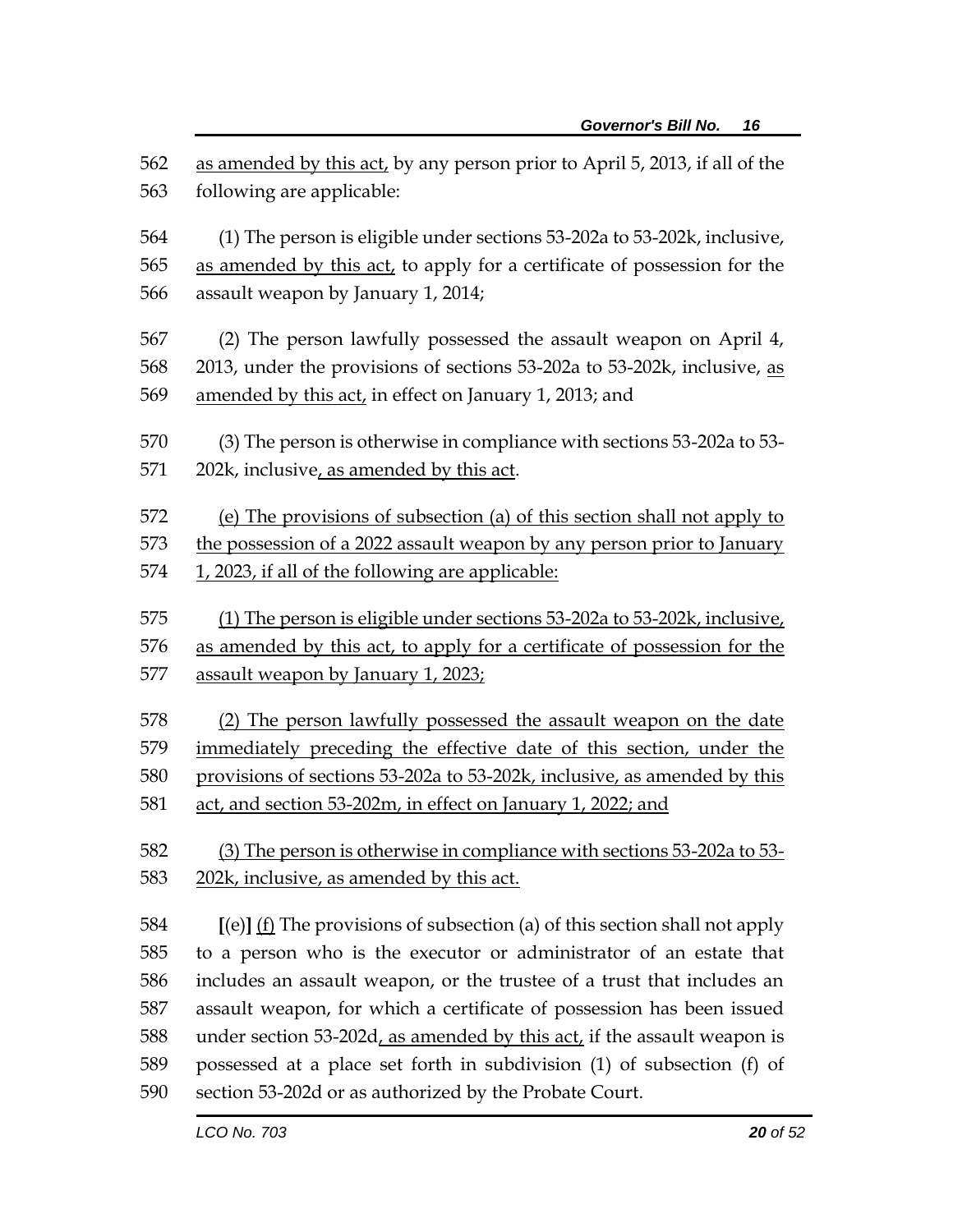as amended by this act, by any person prior to April 5, 2013, if all of the following are applicable:

(1) The person is eligible under sections 53-202a to 53-202k, inclusive, as amended by this act, to apply for a certificate of possession for the assault weapon by January 1, 2014;

(2) The person lawfully possessed the assault weapon on April 4, 2013, under the provisions of sections 53-202a to 53-202k, inclusive, as amended by this act, in effect on January 1, 2013; and

(3) The person is otherwise in compliance with sections 53-202a to 53-202k, inclusive, as amended by this act.

(e) The provisions of subsection (a) of this section shall not apply to the possession of a 2022 assault weapon by any person prior to January 1, 2023, if all of the following are applicable:

(1) The person is eligible under sections 53-202a to 53-202k, inclusive, as amended by this act, to apply for a certificate of possession for the assault weapon by January 1, 2023;

(2) The person lawfully possessed the assault weapon on the date immediately preceding the effective date of this section, under the provisions of sections 53-202a to 53-202k, inclusive, as amended by this act, and section 53-202m, in effect on January 1, 2022; and

(3) The person is otherwise in compliance with sections 53-202a to 53-202k, inclusive, as amended by this act.

[(e)] (f) The provisions of subsection (a) of this section shall not apply to a person who is the executor or administrator of an estate that includes an assault weapon, or the trustee of a trust that includes an assault weapon, for which a certificate of possession has been issued under section 53-202d, as amended by this act, if the assault weapon is possessed at a place set forth in subdivision (1) of subsection (f) of section 53-202d or as authorized by the Probate Court.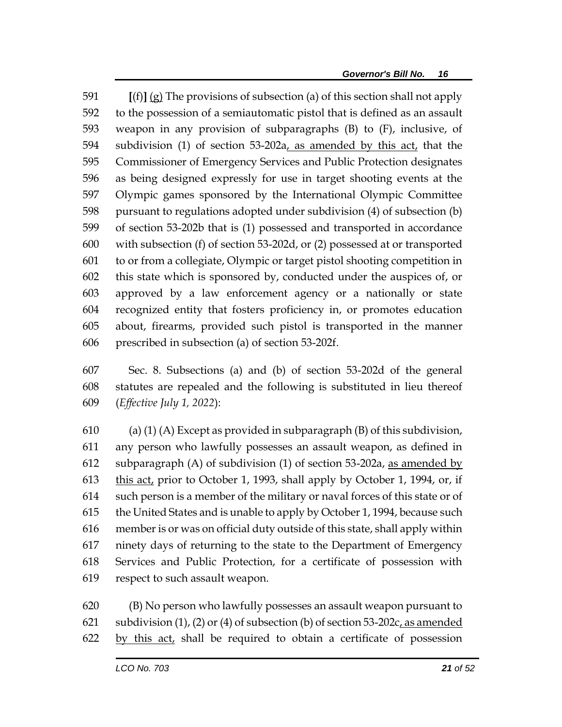**[**(f)**]** <u>(g)</u> The provisions of subsection (a) of this section shall not apply to the possession of a semiautomatic pistol that is defined as an assault weapon in any provision of subparagraphs (B) to (F), inclusive, of subdivision (1) of section 53-202a<u>, as amended by this act,</u> that the Commissioner of Emergency Services and Public Protection designates as being designed expressly for use in target shooting events at the Olympic games sponsored by the International Olympic Committee pursuant to regulations adopted under subdivision (4) of subsection (b) of section 53-202b that is (1) possessed and transported in accordance with subsection (f) of section 53-202d, or (2) possessed at or transported to or from a collegiate, Olympic or target pistol shooting competition in this state which is sponsored by, conducted under the auspices of, or approved by a law enforcement agency or a nationally or state recognized entity that fosters proficiency in, or promotes education about, firearms, provided such pistol is transported in the manner prescribed in subsection (a) of section 53-202f.

Sec. 8. Subsections (a) and (b) of section 53-202d of the general statutes are repealed and the following is substituted in lieu thereof (*Effective July 1, 2022*):

(a) (1) (A) Except as provided in subparagraph (B) of this subdivision, any person who lawfully possesses an assault weapon, as defined in subparagraph (A) of subdivision (1) of section 53-202a, <u>as amended by this act,</u> prior to October 1, 1993, shall apply by October 1, 1994, or, if such person is a member of the military or naval forces of this state or of the United States and is unable to apply by October 1, 1994, because such member is or was on official duty outside of this state, shall apply within ninety days of returning to the state to the Department of Emergency Services and Public Protection, for a certificate of possession with respect to such assault weapon.

(B) No person who lawfully possesses an assault weapon pursuant to subdivision (1), (2) or (4) of subsection (b) of section 53-202c<u>, as amended by this act,</u> shall be required to obtain a certificate of possession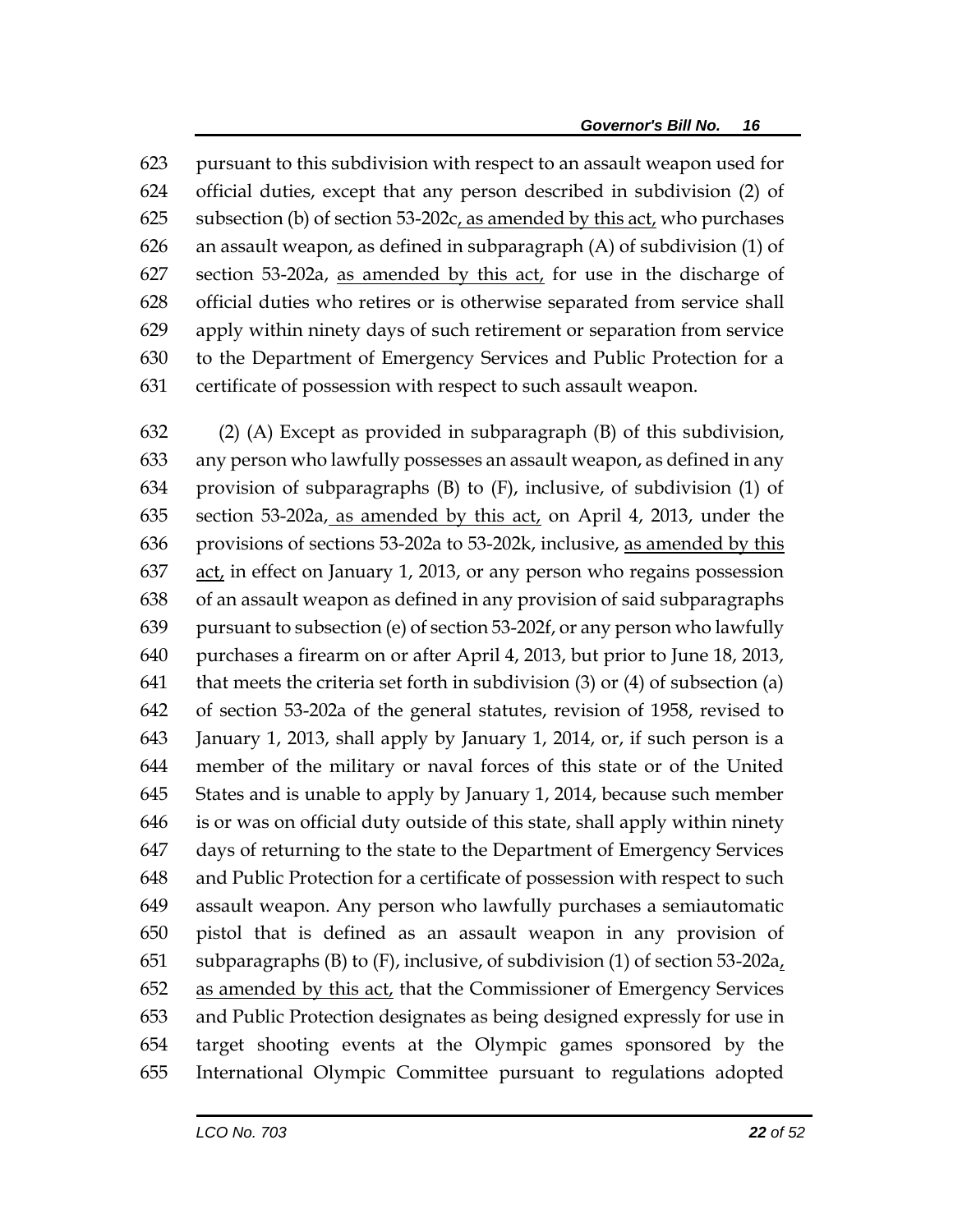623 pursuant to this subdivision with respect to an assault weapon used for
624 official duties, except that any person described in subdivision (2) of
625 subsection (b) of section 53-202c, as amended by this act, who purchases
626 an assault weapon, as defined in subparagraph (A) of subdivision (1) of
627 section 53-202a, as amended by this act, for use in the discharge of
628 official duties who retires or is otherwise separated from service shall
629 apply within ninety days of such retirement or separation from service
630 to the Department of Emergency Services and Public Protection for a
631 certificate of possession with respect to such assault weapon.

632 (2) (A) Except as provided in subparagraph (B) of this subdivision,
633 any person who lawfully possesses an assault weapon, as defined in any
634 provision of subparagraphs (B) to (F), inclusive, of subdivision (1) of
635 section 53-202a, as amended by this act, on April 4, 2013, under the
636 provisions of sections 53-202a to 53-202k, inclusive, as amended by this
637 act, in effect on January 1, 2013, or any person who regains possession
638 of an assault weapon as defined in any provision of said subparagraphs
639 pursuant to subsection (e) of section 53-202f, or any person who lawfully
640 purchases a firearm on or after April 4, 2013, but prior to June 18, 2013,
641 that meets the criteria set forth in subdivision (3) or (4) of subsection (a)
642 of section 53-202a of the general statutes, revision of 1958, revised to
643 January 1, 2013, shall apply by January 1, 2014, or, if such person is a
644 member of the military or naval forces of this state or of the United
645 States and is unable to apply by January 1, 2014, because such member
646 is or was on official duty outside of this state, shall apply within ninety
647 days of returning to the state to the Department of Emergency Services
648 and Public Protection for a certificate of possession with respect to such
649 assault weapon. Any person who lawfully purchases a semiautomatic
650 pistol that is defined as an assault weapon in any provision of
651 subparagraphs (B) to (F), inclusive, of subdivision (1) of section 53-202a,
652 as amended by this act, that the Commissioner of Emergency Services
653 and Public Protection designates as being designed expressly for use in
654 target shooting events at the Olympic games sponsored by the
655 International Olympic Committee pursuant to regulations adopted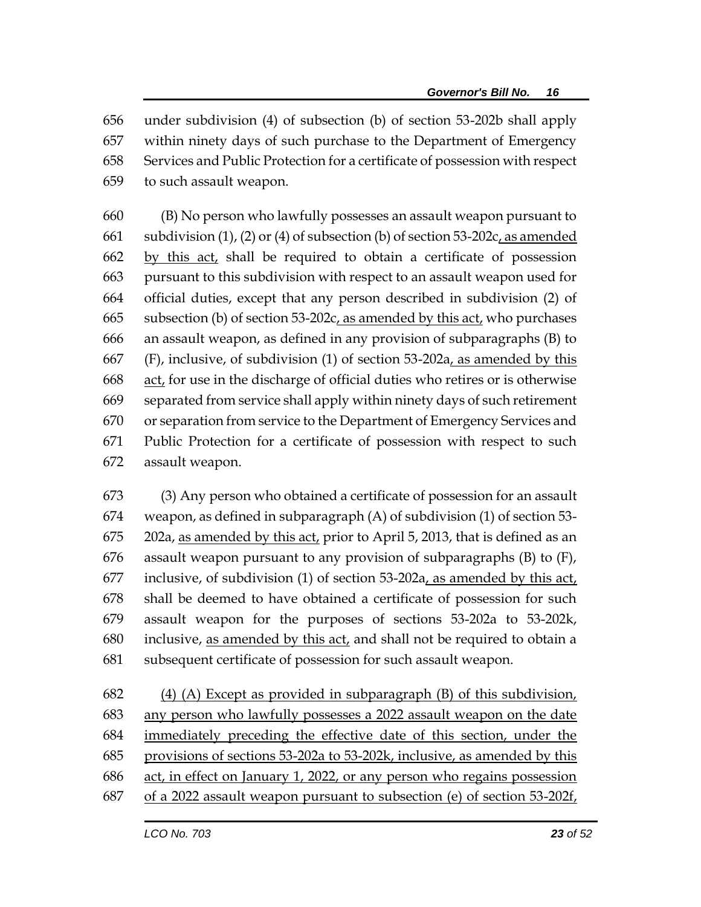under subdivision (4) of subsection (b) of section 53-202b shall apply within ninety days of such purchase to the Department of Emergency Services and Public Protection for a certificate of possession with respect to such assault weapon.

(B) No person who lawfully possesses an assault weapon pursuant to subdivision (1), (2) or (4) of subsection (b) of section 53-202c, as amended by this act, shall be required to obtain a certificate of possession pursuant to this subdivision with respect to an assault weapon used for official duties, except that any person described in subdivision (2) of subsection (b) of section 53-202c, as amended by this act, who purchases an assault weapon, as defined in any provision of subparagraphs (B) to (F), inclusive, of subdivision (1) of section 53-202a, as amended by this act, for use in the discharge of official duties who retires or is otherwise separated from service shall apply within ninety days of such retirement or separation from service to the Department of Emergency Services and Public Protection for a certificate of possession with respect to such assault weapon.

(3) Any person who obtained a certificate of possession for an assault weapon, as defined in subparagraph (A) of subdivision (1) of section 53-202a, as amended by this act, prior to April 5, 2013, that is defined as an assault weapon pursuant to any provision of subparagraphs (B) to (F), inclusive, of subdivision (1) of section 53-202a, as amended by this act, shall be deemed to have obtained a certificate of possession for such assault weapon for the purposes of sections 53-202a to 53-202k, inclusive, as amended by this act, and shall not be required to obtain a subsequent certificate of possession for such assault weapon.

(4) (A) Except as provided in subparagraph (B) of this subdivision, any person who lawfully possesses a 2022 assault weapon on the date immediately preceding the effective date of this section, under the provisions of sections 53-202a to 53-202k, inclusive, as amended by this act, in effect on January 1, 2022, or any person who regains possession of a 2022 assault weapon pursuant to subsection (e) of section 53-202f,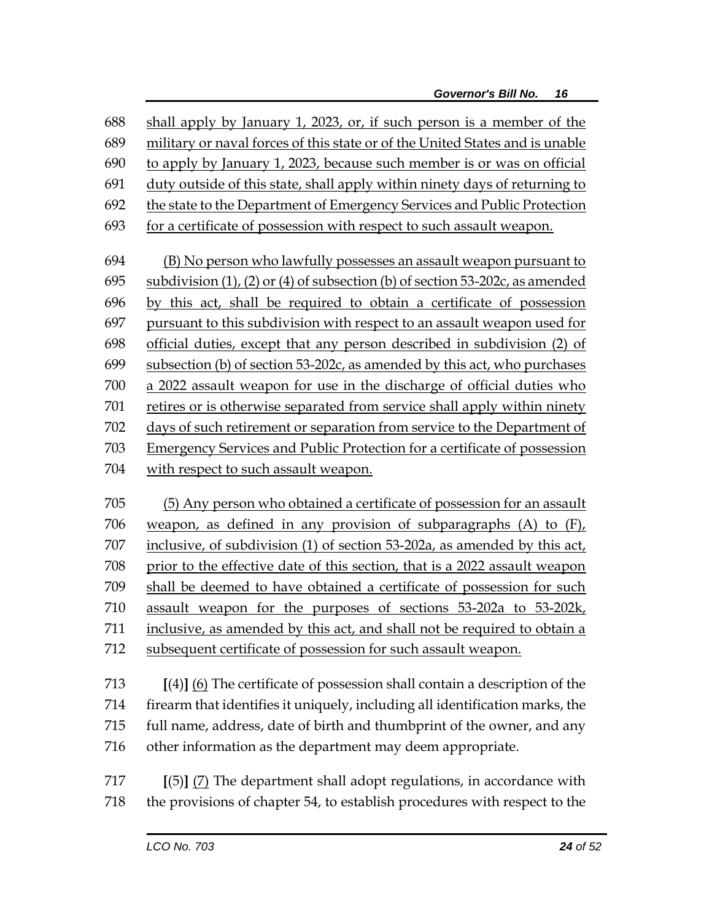688 shall apply by January 1, 2023, or, if such person is a member of the
689 military or naval forces of this state or of the United States and is unable
690 to apply by January 1, 2023, because such member is or was on official
691 duty outside of this state, shall apply within ninety days of returning to
692 the state to the Department of Emergency Services and Public Protection
693 for a certificate of possession with respect to such assault weapon.

694 (B) No person who lawfully possesses an assault weapon pursuant to
695 subdivision (1), (2) or (4) of subsection (b) of section 53-202c, as amended
696 by this act, shall be required to obtain a certificate of possession
697 pursuant to this subdivision with respect to an assault weapon used for
698 official duties, except that any person described in subdivision (2) of
699 subsection (b) of section 53-202c, as amended by this act, who purchases
700 a 2022 assault weapon for use in the discharge of official duties who
701 retires or is otherwise separated from service shall apply within ninety
702 days of such retirement or separation from service to the Department of
703 Emergency Services and Public Protection for a certificate of possession
704 with respect to such assault weapon.

705 (5) Any person who obtained a certificate of possession for an assault
706 weapon, as defined in any provision of subparagraphs (A) to (F),
707 inclusive, of subdivision (1) of section 53-202a, as amended by this act,
708 prior to the effective date of this section, that is a 2022 assault weapon
709 shall be deemed to have obtained a certificate of possession for such
710 assault weapon for the purposes of sections 53-202a to 53-202k,
711 inclusive, as amended by this act, and shall not be required to obtain a
712 subsequent certificate of possession for such assault weapon.

713 **[**(4)**]** (6) The certificate of possession shall contain a description of the
714 firearm that identifies it uniquely, including all identification marks, the
715 full name, address, date of birth and thumbprint of the owner, and any
716 other information as the department may deem appropriate.

717 **[**(5)**]** (7) The department shall adopt regulations, in accordance with
718 the provisions of chapter 54, to establish procedures with respect to the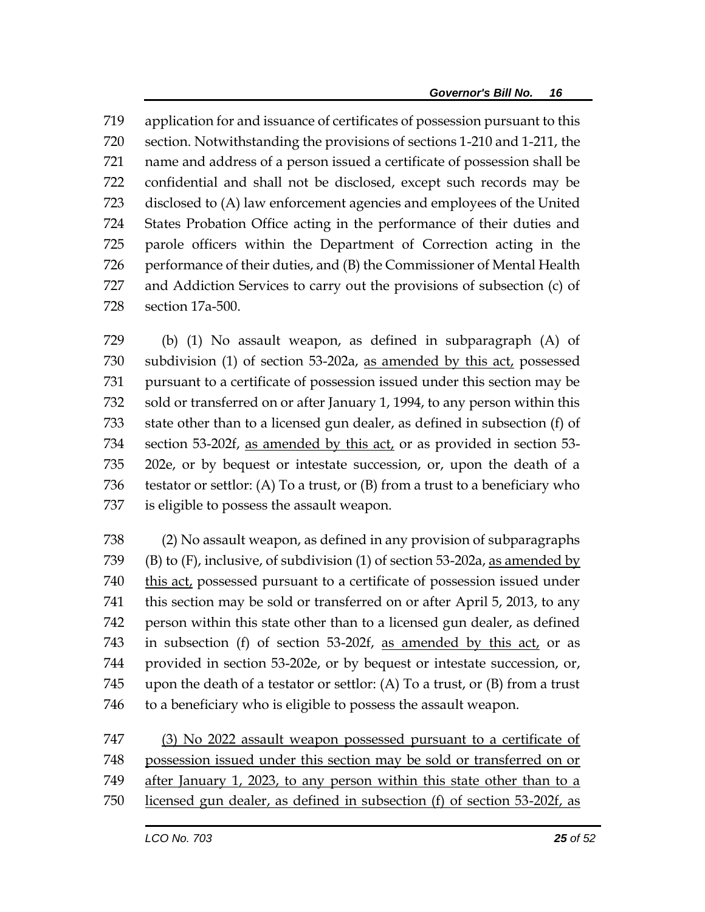application for and issuance of certificates of possession pursuant to this section. Notwithstanding the provisions of sections 1-210 and 1-211, the name and address of a person issued a certificate of possession shall be confidential and shall not be disclosed, except such records may be disclosed to (A) law enforcement agencies and employees of the United States Probation Office acting in the performance of their duties and parole officers within the Department of Correction acting in the performance of their duties, and (B) the Commissioner of Mental Health and Addiction Services to carry out the provisions of subsection (c) of section 17a-500.

(b) (1) No assault weapon, as defined in subparagraph (A) of subdivision (1) of section 53-202a, <u>as amended by this act,</u> possessed pursuant to a certificate of possession issued under this section may be sold or transferred on or after January 1, 1994, to any person within this state other than to a licensed gun dealer, as defined in subsection (f) of section 53-202f, <u>as amended by this act,</u> or as provided in section 53-202e, or by bequest or intestate succession, or, upon the death of a testator or settlor: (A) To a trust, or (B) from a trust to a beneficiary who is eligible to possess the assault weapon.

(2) No assault weapon, as defined in any provision of subparagraphs (B) to (F), inclusive, of subdivision (1) of section 53-202a, <u>as amended by this act,</u> possessed pursuant to a certificate of possession issued under this section may be sold or transferred on or after April 5, 2013, to any person within this state other than to a licensed gun dealer, as defined in subsection (f) of section 53-202f, <u>as amended by this act,</u> or as provided in section 53-202e, or by bequest or intestate succession, or, upon the death of a testator or settlor: (A) To a trust, or (B) from a trust to a beneficiary who is eligible to possess the assault weapon.

<u>(3) No 2022 assault weapon possessed pursuant to a certificate of possession issued under this section may be sold or transferred on or after January 1, 2023, to any person within this state other than to a licensed gun dealer, as defined in subsection (f) of section 53-202f, as</u>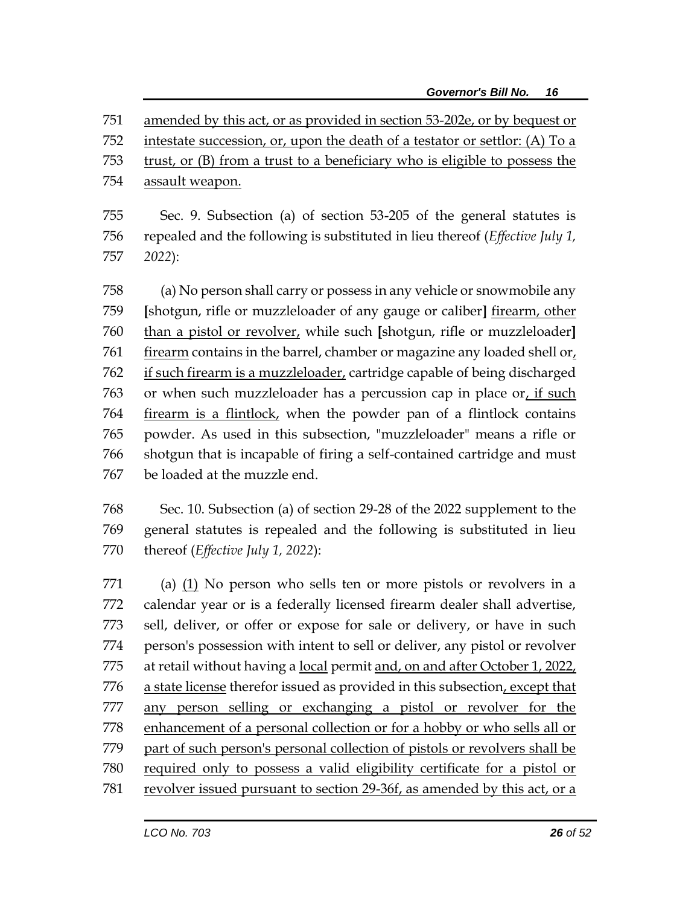amended by this act, or as provided in section 53-202e, or by bequest or intestate succession, or, upon the death of a testator or settlor: (A) To a trust, or (B) from a trust to a beneficiary who is eligible to possess the assault weapon.

Sec. 9. Subsection (a) of section 53-205 of the general statutes is repealed and the following is substituted in lieu thereof (*Effective July 1, 2022*):

(a) No person shall carry or possess in any vehicle or snowmobile any [shotgun, rifle or muzzleloader of any gauge or caliber] firearm, other than a pistol or revolver, while such [shotgun, rifle or muzzleloader] firearm contains in the barrel, chamber or magazine any loaded shell or, if such firearm is a muzzleloader, cartridge capable of being discharged or when such muzzleloader has a percussion cap in place or, if such firearm is a flintlock, when the powder pan of a flintlock contains powder. As used in this subsection, "muzzleloader" means a rifle or shotgun that is incapable of firing a self-contained cartridge and must be loaded at the muzzle end.

Sec. 10. Subsection (a) of section 29-28 of the 2022 supplement to the general statutes is repealed and the following is substituted in lieu thereof (*Effective July 1, 2022*):

(a) (1) No person who sells ten or more pistols or revolvers in a calendar year or is a federally licensed firearm dealer shall advertise, sell, deliver, or offer or expose for sale or delivery, or have in such person's possession with intent to sell or deliver, any pistol or revolver at retail without having a local permit and, on and after October 1, 2022, a state license therefor issued as provided in this subsection, except that any person selling or exchanging a pistol or revolver for the enhancement of a personal collection or for a hobby or who sells all or part of such person's personal collection of pistols or revolvers shall be required only to possess a valid eligibility certificate for a pistol or revolver issued pursuant to section 29-36f, as amended by this act, or a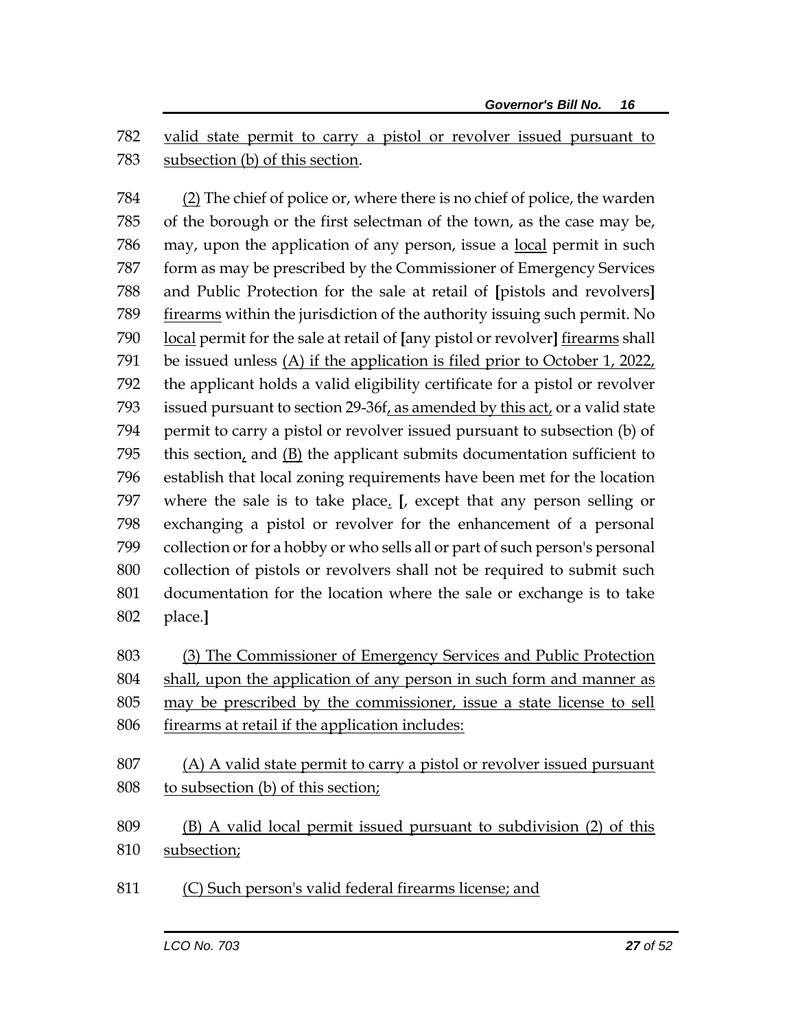782 valid state permit to carry a pistol or revolver issued pursuant to
783 subsection (b) of this section.

784 (2) The chief of police or, where there is no chief of police, the warden
785 of the borough or the first selectman of the town, as the case may be,
786 may, upon the application of any person, issue a local permit in such
787 form as may be prescribed by the Commissioner of Emergency Services
788 and Public Protection for the sale at retail of [pistols and revolvers]
789 firearms within the jurisdiction of the authority issuing such permit. No
790 local permit for the sale at retail of [any pistol or revolver] firearms shall
791 be issued unless (A) if the application is filed prior to October 1, 2022,
792 the applicant holds a valid eligibility certificate for a pistol or revolver
793 issued pursuant to section 29-36f, as amended by this act, or a valid state
794 permit to carry a pistol or revolver issued pursuant to subsection (b) of
795 this section, and (B) the applicant submits documentation sufficient to
796 establish that local zoning requirements have been met for the location
797 where the sale is to take place. [, except that any person selling or
798 exchanging a pistol or revolver for the enhancement of a personal
799 collection or for a hobby or who sells all or part of such person's personal
800 collection of pistols or revolvers shall not be required to submit such
801 documentation for the location where the sale or exchange is to take
802 place.]

803 (3) The Commissioner of Emergency Services and Public Protection
804 shall, upon the application of any person in such form and manner as
805 may be prescribed by the commissioner, issue a state license to sell
806 firearms at retail if the application includes:

807 (A) A valid state permit to carry a pistol or revolver issued pursuant
808 to subsection (b) of this section;

809 (B) A valid local permit issued pursuant to subdivision (2) of this
810 subsection;

811 (C) Such person's valid federal firearms license; and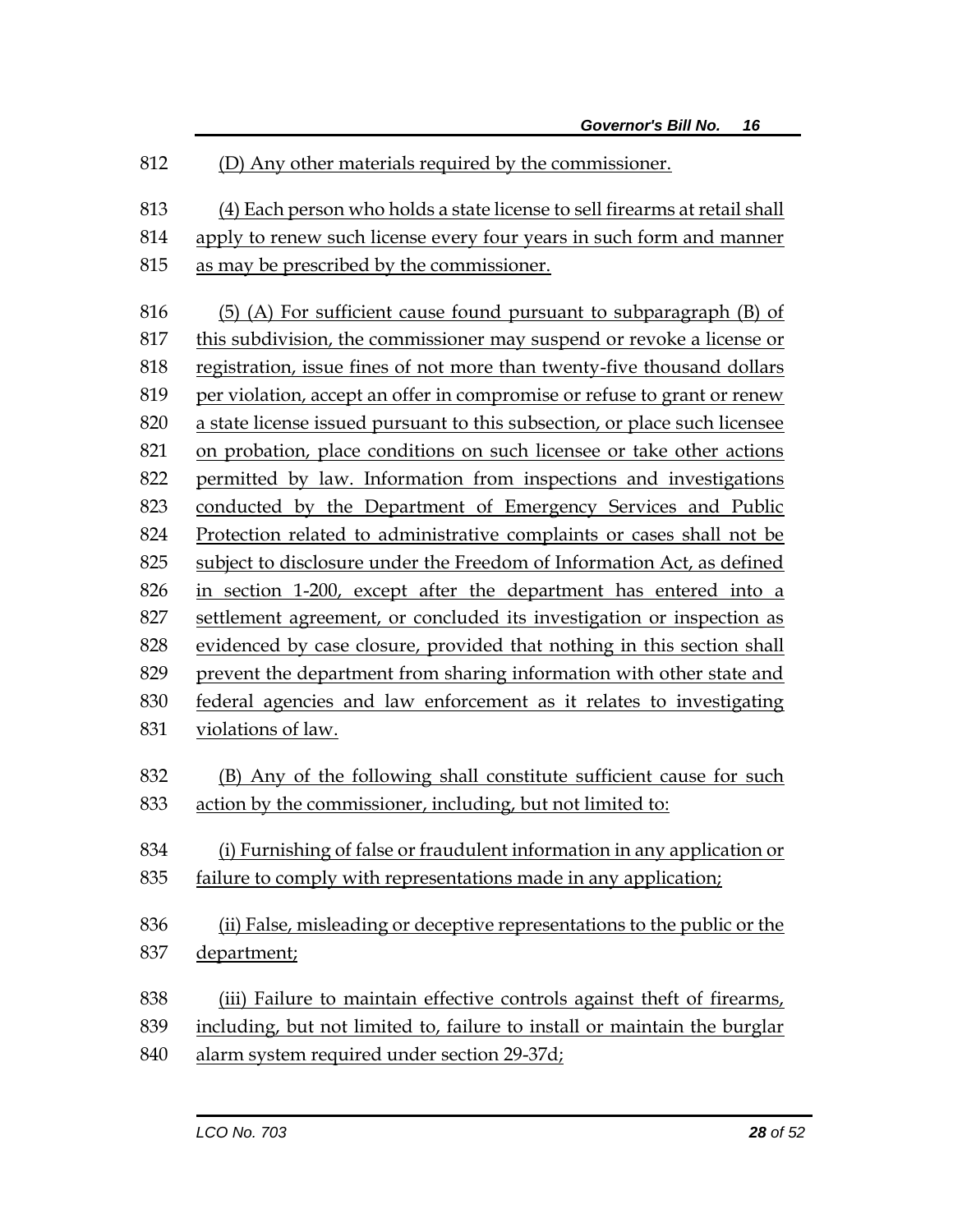812 (D) Any other materials required by the commissioner.

813 (4) Each person who holds a state license to sell firearms at retail shall
814 apply to renew such license every four years in such form and manner
815 as may be prescribed by the commissioner.

816 (5) (A) For sufficient cause found pursuant to subparagraph (B) of
817 this subdivision, the commissioner may suspend or revoke a license or
818 registration, issue fines of not more than twenty-five thousand dollars
819 per violation, accept an offer in compromise or refuse to grant or renew
820 a state license issued pursuant to this subsection, or place such licensee
821 on probation, place conditions on such licensee or take other actions
822 permitted by law. Information from inspections and investigations
823 conducted by the Department of Emergency Services and Public
824 Protection related to administrative complaints or cases shall not be
825 subject to disclosure under the Freedom of Information Act, as defined
826 in section 1-200, except after the department has entered into a
827 settlement agreement, or concluded its investigation or inspection as
828 evidenced by case closure, provided that nothing in this section shall
829 prevent the department from sharing information with other state and
830 federal agencies and law enforcement as it relates to investigating
831 violations of law.

832 (B) Any of the following shall constitute sufficient cause for such
833 action by the commissioner, including, but not limited to:

834 (i) Furnishing of false or fraudulent information in any application or
835 failure to comply with representations made in any application;

836 (ii) False, misleading or deceptive representations to the public or the
837 department;

838 (iii) Failure to maintain effective controls against theft of firearms,
839 including, but not limited to, failure to install or maintain the burglar
840 alarm system required under section 29-37d;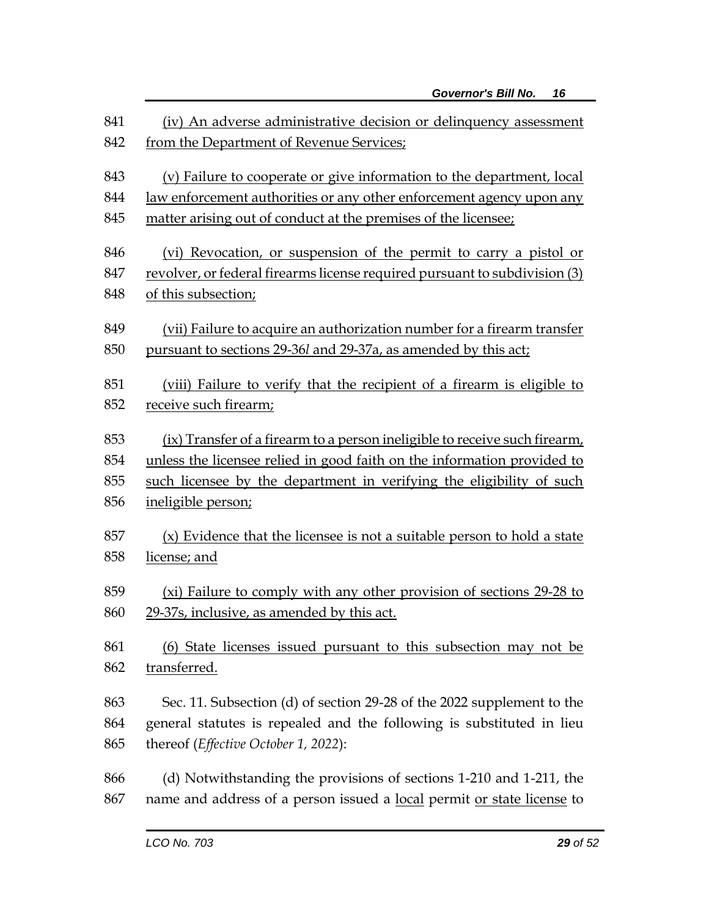841 (iv) An adverse administrative decision or delinquency assessment
842 from the Department of Revenue Services;

843 (v) Failure to cooperate or give information to the department, local
844 law enforcement authorities or any other enforcement agency upon any
845 matter arising out of conduct at the premises of the licensee;

846 (vi) Revocation, or suspension of the permit to carry a pistol or
847 revolver, or federal firearms license required pursuant to subdivision (3)
848 of this subsection;

849 (vii) Failure to acquire an authorization number for a firearm transfer
850 pursuant to sections 29-36*l* and 29-37a, as amended by this act;

851 (viii) Failure to verify that the recipient of a firearm is eligible to
852 receive such firearm;

853 (ix) Transfer of a firearm to a person ineligible to receive such firearm,
854 unless the licensee relied in good faith on the information provided to
855 such licensee by the department in verifying the eligibility of such
856 ineligible person;

857 (x) Evidence that the licensee is not a suitable person to hold a state
858 license; and

859 (xi) Failure to comply with any other provision of sections 29-28 to
860 29-37s, inclusive, as amended by this act.

861 (6) State licenses issued pursuant to this subsection may not be
862 transferred.

863 Sec. 11. Subsection (d) of section 29-28 of the 2022 supplement to the
864 general statutes is repealed and the following is substituted in lieu
865 thereof (*Effective October 1, 2022*):

866 (d) Notwithstanding the provisions of sections 1-210 and 1-211, the
867 name and address of a person issued a local permit or state license to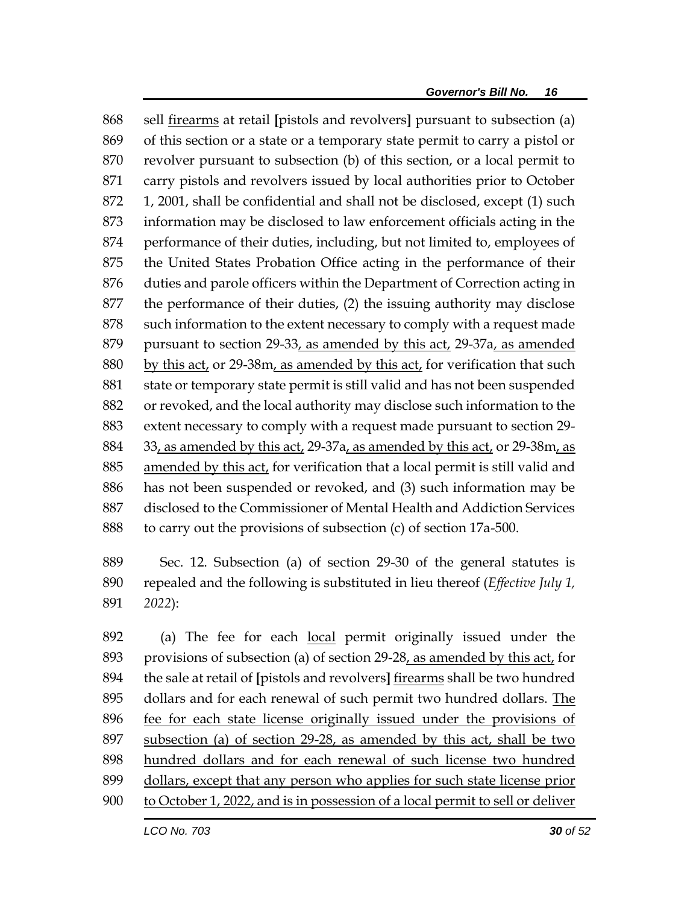868 sell <u>firearms</u> at retail **[**pistols and revolvers**]** pursuant to subsection (a)
869 of this section or a state or a temporary state permit to carry a pistol or
870 revolver pursuant to subsection (b) of this section, or a local permit to
871 carry pistols and revolvers issued by local authorities prior to October
872 1, 2001, shall be confidential and shall not be disclosed, except (1) such
873 information may be disclosed to law enforcement officials acting in the
874 performance of their duties, including, but not limited to, employees of
875 the United States Probation Office acting in the performance of their
876 duties and parole officers within the Department of Correction acting in
877 the performance of their duties, (2) the issuing authority may disclose
878 such information to the extent necessary to comply with a request made
879 pursuant to section 29-33<u>, as amended by this act,</u> 29-37a<u>, as amended</u>
880 <u>by this act,</u> or 29-38m<u>, as amended by this act,</u> for verification that such
881 state or temporary state permit is still valid and has not been suspended
882 or revoked, and the local authority may disclose such information to the
883 extent necessary to comply with a request made pursuant to section 29-
884 33<u>, as amended by this act,</u> 29-37a<u>, as amended by this act,</u> or 29-38m<u>, as</u>
885 <u>amended by this act,</u> for verification that a local permit is still valid and
886 has not been suspended or revoked, and (3) such information may be
887 disclosed to the Commissioner of Mental Health and Addiction Services
888 to carry out the provisions of subsection (c) of section 17a-500.

889 Sec. 12. Subsection (a) of section 29-30 of the general statutes is
890 repealed and the following is substituted in lieu thereof (*Effective July 1,*
891 *2022*):

892 (a) The fee for each <u>local</u> permit originally issued under the
893 provisions of subsection (a) of section 29-28<u>, as amended by this act,</u> for
894 the sale at retail of **[**pistols and revolvers**]** <u>firearms</u> shall be two hundred
895 dollars and for each renewal of such permit two hundred dollars. <u>The</u>
896 <u>fee for each state license originally issued under the provisions of</u>
897 <u>subsection (a) of section 29-28, as amended by this act, shall be two</u>
898 <u>hundred dollars and for each renewal of such license two hundred</u>
899 <u>dollars, except that any person who applies for such state license prior</u>
900 <u>to October 1, 2022, and is in possession of a local permit to sell or deliver</u>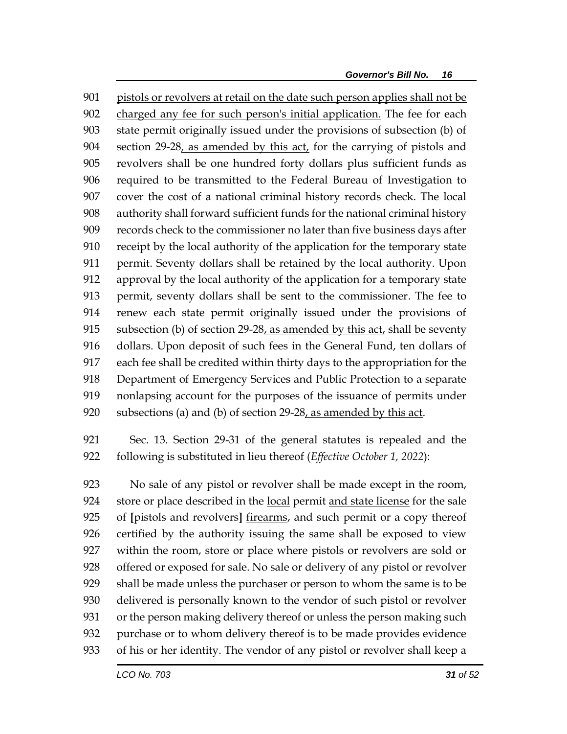pistols or revolvers at retail on the date such person applies shall not be charged any fee for such person's initial application. The fee for each state permit originally issued under the provisions of subsection (b) of section 29-28, as amended by this act, for the carrying of pistols and revolvers shall be one hundred forty dollars plus sufficient funds as required to be transmitted to the Federal Bureau of Investigation to cover the cost of a national criminal history records check. The local authority shall forward sufficient funds for the national criminal history records check to the commissioner no later than five business days after receipt by the local authority of the application for the temporary state permit. Seventy dollars shall be retained by the local authority. Upon approval by the local authority of the application for a temporary state permit, seventy dollars shall be sent to the commissioner. The fee to renew each state permit originally issued under the provisions of subsection (b) of section 29-28, as amended by this act, shall be seventy dollars. Upon deposit of such fees in the General Fund, ten dollars of each fee shall be credited within thirty days to the appropriation for the Department of Emergency Services and Public Protection to a separate nonlapsing account for the purposes of the issuance of permits under subsections (a) and (b) of section 29-28, as amended by this act.

Sec. 13. Section 29-31 of the general statutes is repealed and the following is substituted in lieu thereof (*Effective October 1, 2022*):

No sale of any pistol or revolver shall be made except in the room, store or place described in the local permit and state license for the sale of **[**pistols and revolvers**]** firearms, and such permit or a copy thereof certified by the authority issuing the same shall be exposed to view within the room, store or place where pistols or revolvers are sold or offered or exposed for sale. No sale or delivery of any pistol or revolver shall be made unless the purchaser or person to whom the same is to be delivered is personally known to the vendor of such pistol or revolver or the person making delivery thereof or unless the person making such purchase or to whom delivery thereof is to be made provides evidence of his or her identity. The vendor of any pistol or revolver shall keep a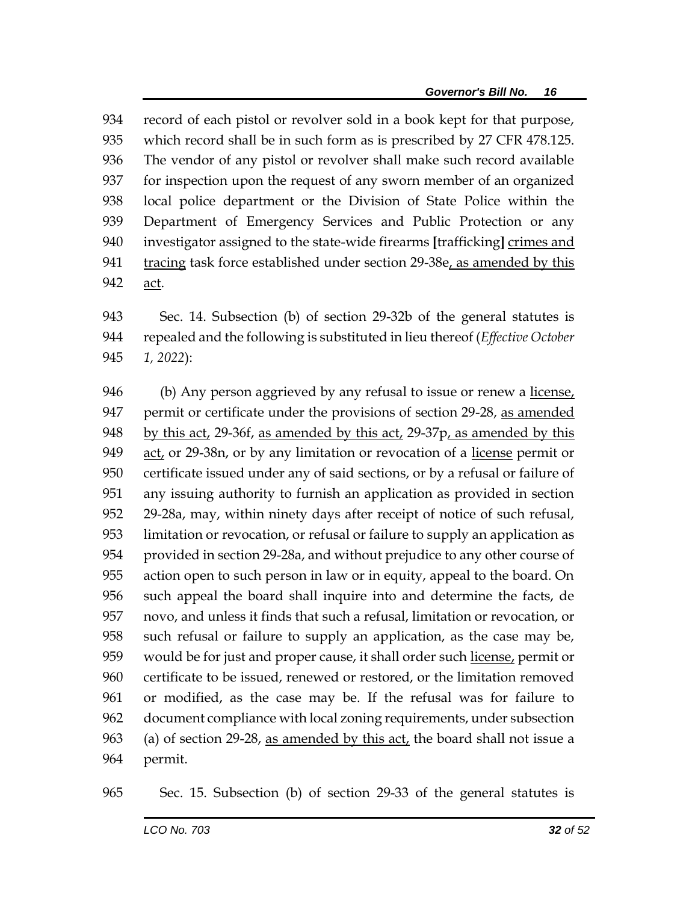934 record of each pistol or revolver sold in a book kept for that purpose,
935 which record shall be in such form as is prescribed by 27 CFR 478.125.
936 The vendor of any pistol or revolver shall make such record available
937 for inspection upon the request of any sworn member of an organized
938 local police department or the Division of State Police within the
939 Department of Emergency Services and Public Protection or any
940 investigator assigned to the state-wide firearms **[**trafficking**]** <u>crimes and</u>
941 <u>tracing</u> task force established under section 29-38e<u>, as amended by this</u>
942 <u>act</u>.

943 Sec. 14. Subsection (b) of section 29-32b of the general statutes is
944 repealed and the following is substituted in lieu thereof (*Effective October*
945 *1, 2022*):

946 (b) Any person aggrieved by any refusal to issue or renew a <u>license,</u>
947 permit or certificate under the provisions of section 29-28, <u>as amended</u>
948 <u>by this act,</u> 29-36f, <u>as amended by this act,</u> 29-37p<u>, as amended by this</u>
949 <u>act,</u> or 29-38n, or by any limitation or revocation of a <u>license</u> permit or
950 certificate issued under any of said sections, or by a refusal or failure of
951 any issuing authority to furnish an application as provided in section
952 29-28a, may, within ninety days after receipt of notice of such refusal,
953 limitation or revocation, or refusal or failure to supply an application as
954 provided in section 29-28a, and without prejudice to any other course of
955 action open to such person in law or in equity, appeal to the board. On
956 such appeal the board shall inquire into and determine the facts, de
957 novo, and unless it finds that such a refusal, limitation or revocation, or
958 such refusal or failure to supply an application, as the case may be,
959 would be for just and proper cause, it shall order such <u>license,</u> permit or
960 certificate to be issued, renewed or restored, or the limitation removed
961 or modified, as the case may be. If the refusal was for failure to
962 document compliance with local zoning requirements, under subsection
963 (a) of section 29-28, <u>as amended by this act,</u> the board shall not issue a
964 permit.

965 Sec. 15. Subsection (b) of section 29-33 of the general statutes is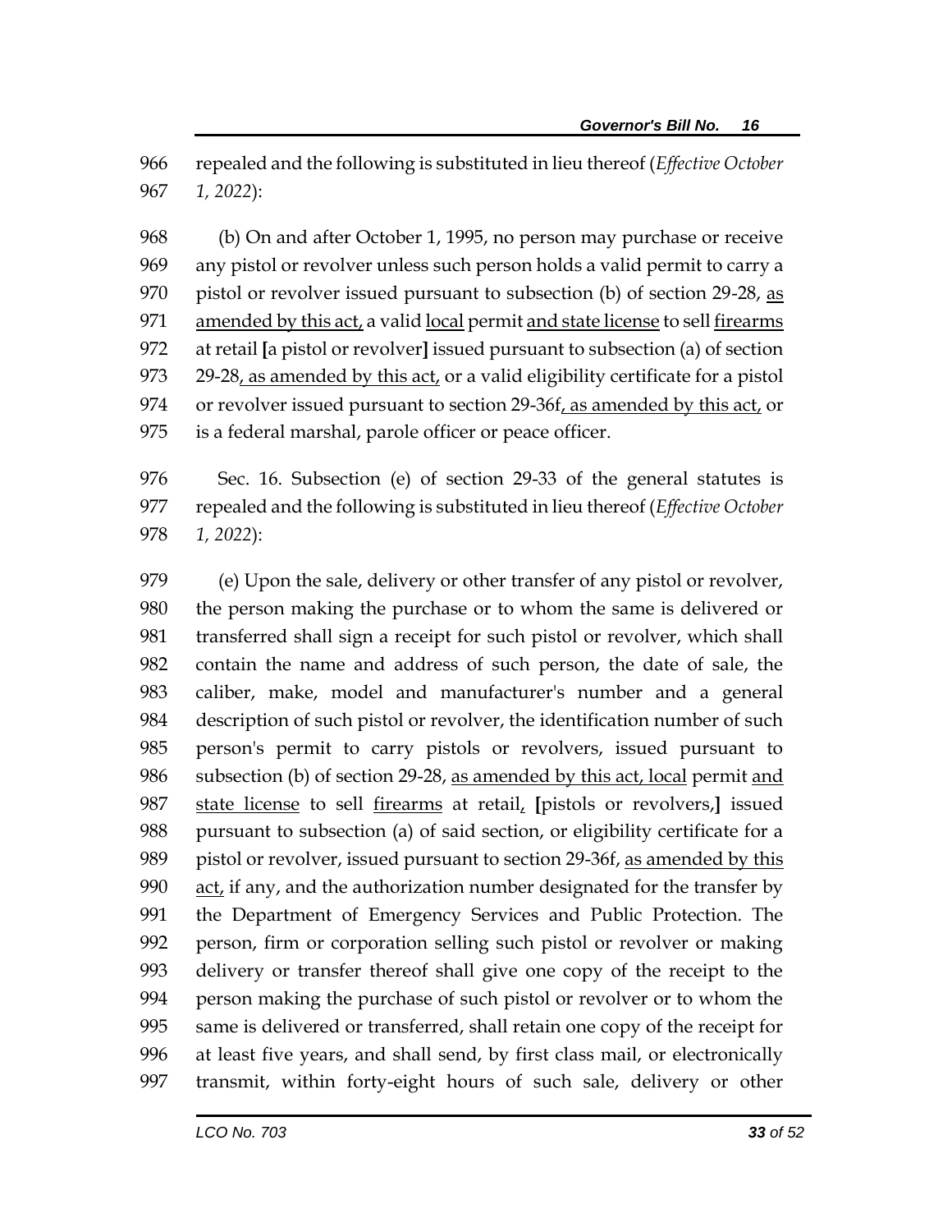repealed and the following is substituted in lieu thereof (*Effective October 1, 2022*):

(b) On and after October 1, 1995, no person may purchase or receive any pistol or revolver unless such person holds a valid permit to carry a pistol or revolver issued pursuant to subsection (b) of section 29-28, as amended by this act, a valid local permit and state license to sell firearms at retail [a pistol or revolver] issued pursuant to subsection (a) of section 29-28, as amended by this act, or a valid eligibility certificate for a pistol or revolver issued pursuant to section 29-36f, as amended by this act, or is a federal marshal, parole officer or peace officer.

Sec. 16. Subsection (e) of section 29-33 of the general statutes is repealed and the following is substituted in lieu thereof (*Effective October 1, 2022*):

(e) Upon the sale, delivery or other transfer of any pistol or revolver, the person making the purchase or to whom the same is delivered or transferred shall sign a receipt for such pistol or revolver, which shall contain the name and address of such person, the date of sale, the caliber, make, model and manufacturer's number and a general description of such pistol or revolver, the identification number of such person's permit to carry pistols or revolvers, issued pursuant to subsection (b) of section 29-28, as amended by this act, local permit and state license to sell firearms at retail, [pistols or revolvers,] issued pursuant to subsection (a) of said section, or eligibility certificate for a pistol or revolver, issued pursuant to section 29-36f, as amended by this act, if any, and the authorization number designated for the transfer by the Department of Emergency Services and Public Protection. The person, firm or corporation selling such pistol or revolver or making delivery or transfer thereof shall give one copy of the receipt to the person making the purchase of such pistol or revolver or to whom the same is delivered or transferred, shall retain one copy of the receipt for at least five years, and shall send, by first class mail, or electronically transmit, within forty-eight hours of such sale, delivery or other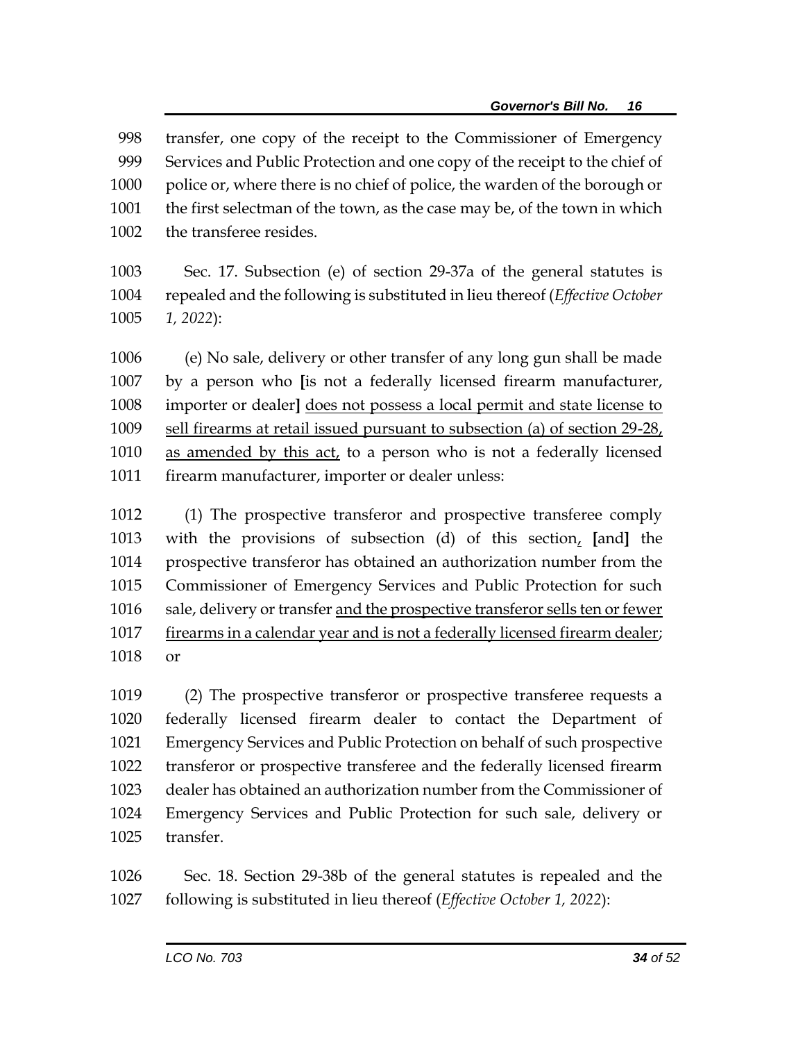transfer, one copy of the receipt to the Commissioner of Emergency Services and Public Protection and one copy of the receipt to the chief of police or, where there is no chief of police, the warden of the borough or the first selectman of the town, as the case may be, of the town in which the transferee resides.

Sec. 17. Subsection (e) of section 29-37a of the general statutes is repealed and the following is substituted in lieu thereof (*Effective October 1, 2022*):

(e) No sale, delivery or other transfer of any long gun shall be made by a person who **[**is not a federally licensed firearm manufacturer, importer or dealer**]** <u>does not possess a local permit and state license to sell firearms at retail issued pursuant to subsection (a) of section 29-28, as amended by this act,</u> to a person who is not a federally licensed firearm manufacturer, importer or dealer unless:

(1) The prospective transferor and prospective transferee comply with the provisions of subsection (d) of this section<u>,</u> **[**and**]** the prospective transferor has obtained an authorization number from the Commissioner of Emergency Services and Public Protection for such sale, delivery or transfer <u>and the prospective transferor sells ten or fewer firearms in a calendar year and is not a federally licensed firearm dealer</u>; or

(2) The prospective transferor or prospective transferee requests a federally licensed firearm dealer to contact the Department of Emergency Services and Public Protection on behalf of such prospective transferor or prospective transferee and the federally licensed firearm dealer has obtained an authorization number from the Commissioner of Emergency Services and Public Protection for such sale, delivery or transfer.

Sec. 18. Section 29-38b of the general statutes is repealed and the following is substituted in lieu thereof (*Effective October 1, 2022*):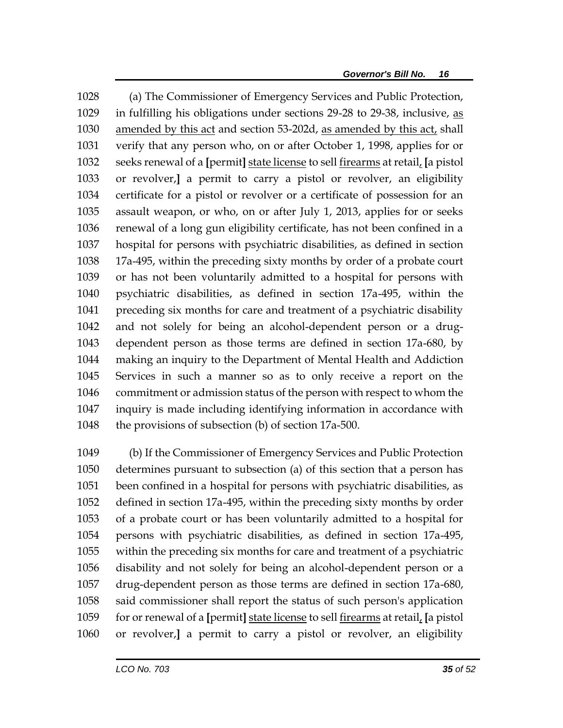1028 (a) The Commissioner of Emergency Services and Public Protection,
1029 in fulfilling his obligations under sections 29-28 to 29-38, inclusive, <u>as</u>
1030 <u>amended by this act</u> and section 53-202d, <u>as amended by this act,</u> shall
1031 verify that any person who, on or after October 1, 1998, applies for or
1032 seeks renewal of a **[**permit**]** <u>state license</u> to sell <u>firearms</u> at retail<u>,</u> **[**a pistol
1033 or revolver,**]** a permit to carry a pistol or revolver, an eligibility
1034 certificate for a pistol or revolver or a certificate of possession for an
1035 assault weapon, or who, on or after July 1, 2013, applies for or seeks
1036 renewal of a long gun eligibility certificate, has not been confined in a
1037 hospital for persons with psychiatric disabilities, as defined in section
1038 17a-495, within the preceding sixty months by order of a probate court
1039 or has not been voluntarily admitted to a hospital for persons with
1040 psychiatric disabilities, as defined in section 17a-495, within the
1041 preceding six months for care and treatment of a psychiatric disability
1042 and not solely for being an alcohol-dependent person or a drug-
1043 dependent person as those terms are defined in section 17a-680, by
1044 making an inquiry to the Department of Mental Health and Addiction
1045 Services in such a manner so as to only receive a report on the
1046 commitment or admission status of the person with respect to whom the
1047 inquiry is made including identifying information in accordance with
1048 the provisions of subsection (b) of section 17a-500.

1049 (b) If the Commissioner of Emergency Services and Public Protection
1050 determines pursuant to subsection (a) of this section that a person has
1051 been confined in a hospital for persons with psychiatric disabilities, as
1052 defined in section 17a-495, within the preceding sixty months by order
1053 of a probate court or has been voluntarily admitted to a hospital for
1054 persons with psychiatric disabilities, as defined in section 17a-495,
1055 within the preceding six months for care and treatment of a psychiatric
1056 disability and not solely for being an alcohol-dependent person or a
1057 drug-dependent person as those terms are defined in section 17a-680,
1058 said commissioner shall report the status of such person's application
1059 for or renewal of a **[**permit**]** <u>state license</u> to sell <u>firearms</u> at retail<u>,</u> **[**a pistol
1060 or revolver,**]** a permit to carry a pistol or revolver, an eligibility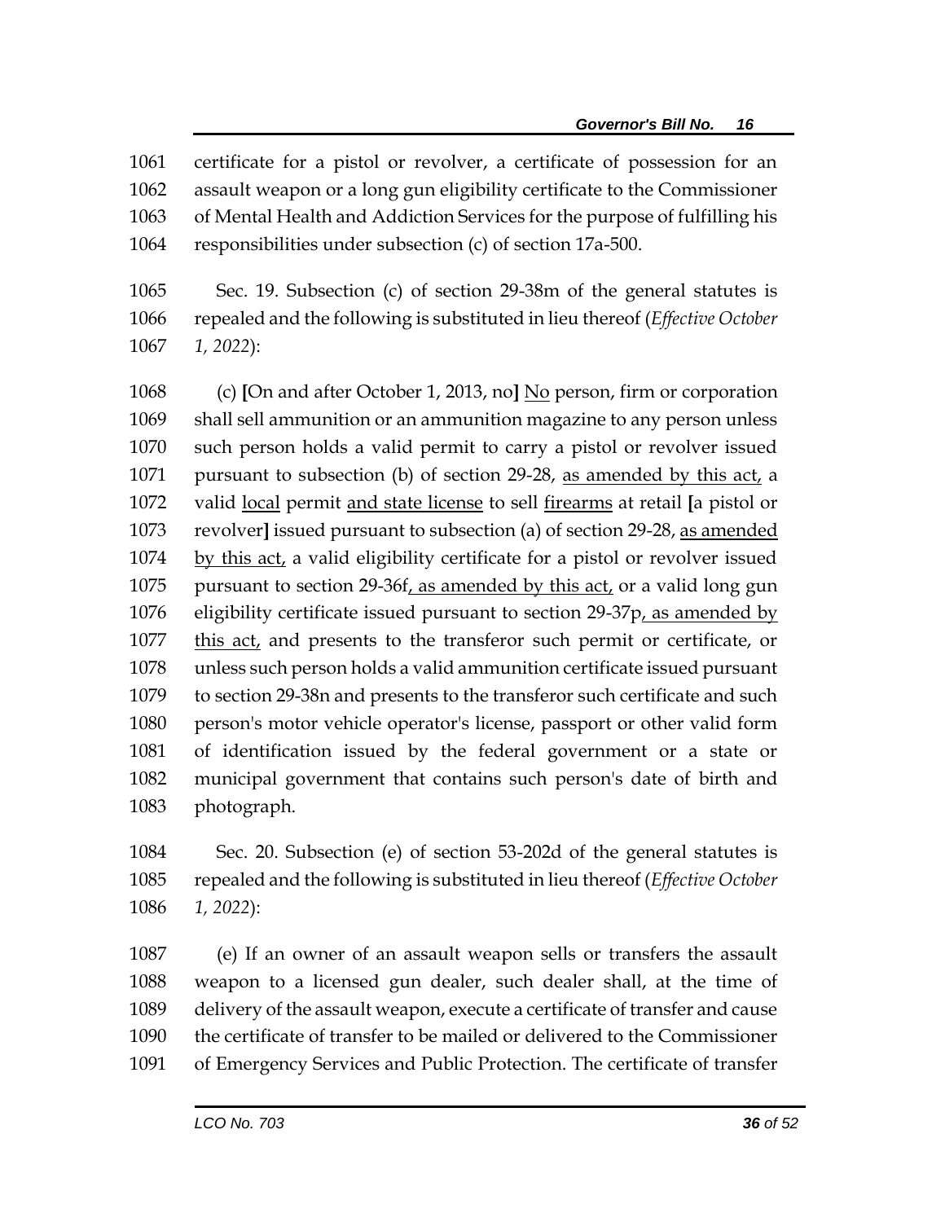1061 certificate for a pistol or revolver, a certificate of possession for an
1062 assault weapon or a long gun eligibility certificate to the Commissioner
1063 of Mental Health and Addiction Services for the purpose of fulfilling his
1064 responsibilities under subsection (c) of section 17a-500.

1065 Sec. 19. Subsection (c) of section 29-38m of the general statutes is
1066 repealed and the following is substituted in lieu thereof (*Effective October*
1067 *1, 2022*):

1068 (c) **[**On and after October 1, 2013, no**]** <u>No</u> person, firm or corporation
1069 shall sell ammunition or an ammunition magazine to any person unless
1070 such person holds a valid permit to carry a pistol or revolver issued
1071 pursuant to subsection (b) of section 29-28, <u>as amended by this act,</u> a
1072 valid <u>local</u> permit <u>and state license</u> to sell <u>firearms</u> at retail **[**a pistol or
1073 revolver**]** issued pursuant to subsection (a) of section 29-28, <u>as amended</u>
1074 <u>by this act,</u> a valid eligibility certificate for a pistol or revolver issued
1075 pursuant to section 29-36f<u>, as amended by this act,</u> or a valid long gun
1076 eligibility certificate issued pursuant to section 29-37p<u>, as amended by</u>
1077 <u>this act,</u> and presents to the transferor such permit or certificate, or
1078 unless such person holds a valid ammunition certificate issued pursuant
1079 to section 29-38n and presents to the transferor such certificate and such
1080 person's motor vehicle operator's license, passport or other valid form
1081 of identification issued by the federal government or a state or
1082 municipal government that contains such person's date of birth and
1083 photograph.

1084 Sec. 20. Subsection (e) of section 53-202d of the general statutes is
1085 repealed and the following is substituted in lieu thereof (*Effective October*
1086 *1, 2022*):

1087 (e) If an owner of an assault weapon sells or transfers the assault
1088 weapon to a licensed gun dealer, such dealer shall, at the time of
1089 delivery of the assault weapon, execute a certificate of transfer and cause
1090 the certificate of transfer to be mailed or delivered to the Commissioner
1091 of Emergency Services and Public Protection. The certificate of transfer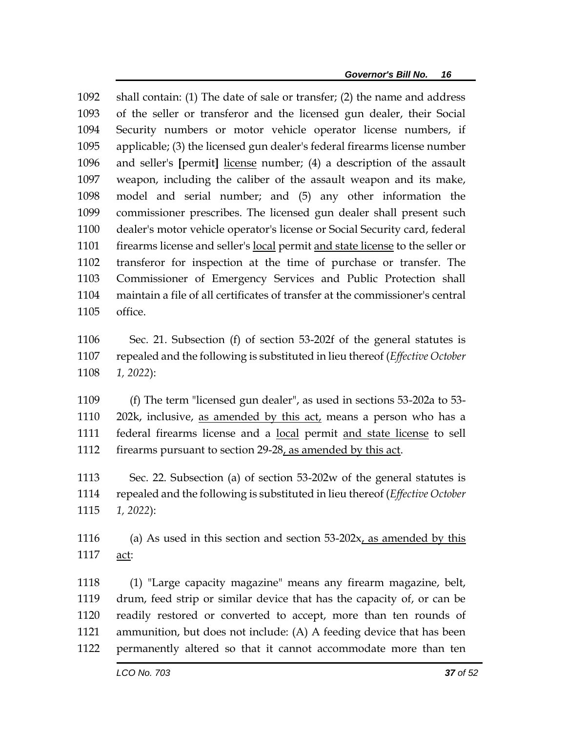shall contain: (1) The date of sale or transfer; (2) the name and address of the seller or transferor and the licensed gun dealer, their Social Security numbers or motor vehicle operator license numbers, if applicable; (3) the licensed gun dealer's federal firearms license number and seller's **[**permit**]** <u>license</u> number; (4) a description of the assault weapon, including the caliber of the assault weapon and its make, model and serial number; and (5) any other information the commissioner prescribes. The licensed gun dealer shall present such dealer's motor vehicle operator's license or Social Security card, federal firearms license and seller's <u>local</u> permit <u>and state license</u> to the seller or transferor for inspection at the time of purchase or transfer. The Commissioner of Emergency Services and Public Protection shall maintain a file of all certificates of transfer at the commissioner's central office.

Sec. 21. Subsection (f) of section 53-202f of the general statutes is repealed and the following is substituted in lieu thereof (*Effective October 1, 2022*):

(f) The term "licensed gun dealer", as used in sections 53-202a to 53-202k, inclusive, <u>as amended by this act,</u> means a person who has a federal firearms license and a <u>local</u> permit <u>and state license</u> to sell firearms pursuant to section 29-28<u>, as amended by this act</u>.

Sec. 22. Subsection (a) of section 53-202w of the general statutes is repealed and the following is substituted in lieu thereof (*Effective October 1, 2022*):

(a) As used in this section and section 53-202x<u>, as amended by this act</u>:

(1) "Large capacity magazine" means any firearm magazine, belt, drum, feed strip or similar device that has the capacity of, or can be readily restored or converted to accept, more than ten rounds of ammunition, but does not include: (A) A feeding device that has been permanently altered so that it cannot accommodate more than ten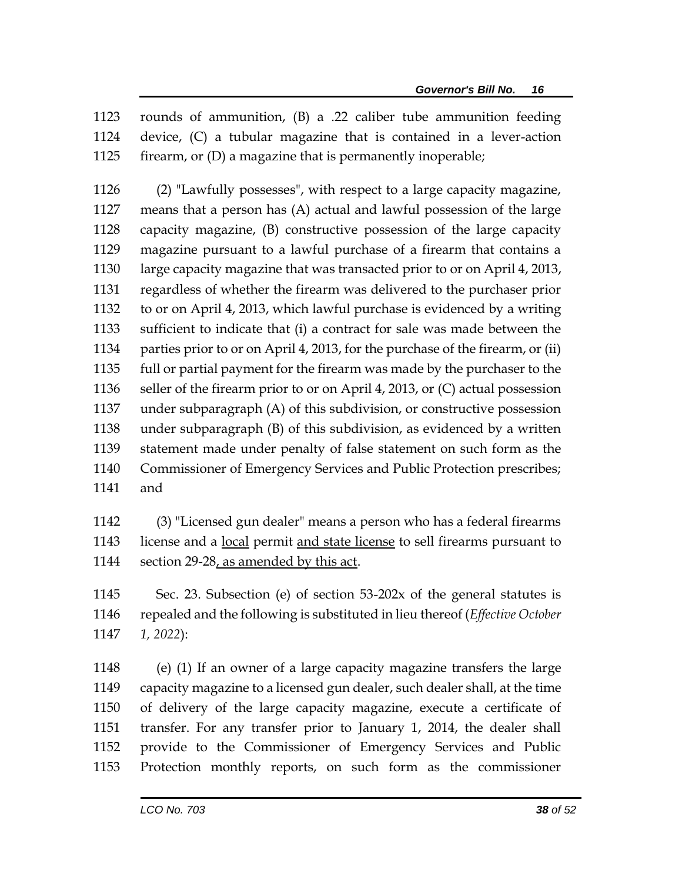rounds of ammunition, (B) a .22 caliber tube ammunition feeding device, (C) a tubular magazine that is contained in a lever-action firearm, or (D) a magazine that is permanently inoperable;

(2) "Lawfully possesses", with respect to a large capacity magazine, means that a person has (A) actual and lawful possession of the large capacity magazine, (B) constructive possession of the large capacity magazine pursuant to a lawful purchase of a firearm that contains a large capacity magazine that was transacted prior to or on April 4, 2013, regardless of whether the firearm was delivered to the purchaser prior to or on April 4, 2013, which lawful purchase is evidenced by a writing sufficient to indicate that (i) a contract for sale was made between the parties prior to or on April 4, 2013, for the purchase of the firearm, or (ii) full or partial payment for the firearm was made by the purchaser to the seller of the firearm prior to or on April 4, 2013, or (C) actual possession under subparagraph (A) of this subdivision, or constructive possession under subparagraph (B) of this subdivision, as evidenced by a written statement made under penalty of false statement on such form as the Commissioner of Emergency Services and Public Protection prescribes; and

(3) "Licensed gun dealer" means a person who has a federal firearms license and a <u>local</u> permit <u>and state license</u> to sell firearms pursuant to section 29-28<u>, as amended by this act</u>.

Sec. 23. Subsection (e) of section 53-202x of the general statutes is repealed and the following is substituted in lieu thereof (*Effective October 1, 2022*):

(e) (1) If an owner of a large capacity magazine transfers the large capacity magazine to a licensed gun dealer, such dealer shall, at the time of delivery of the large capacity magazine, execute a certificate of transfer. For any transfer prior to January 1, 2014, the dealer shall provide to the Commissioner of Emergency Services and Public Protection monthly reports, on such form as the commissioner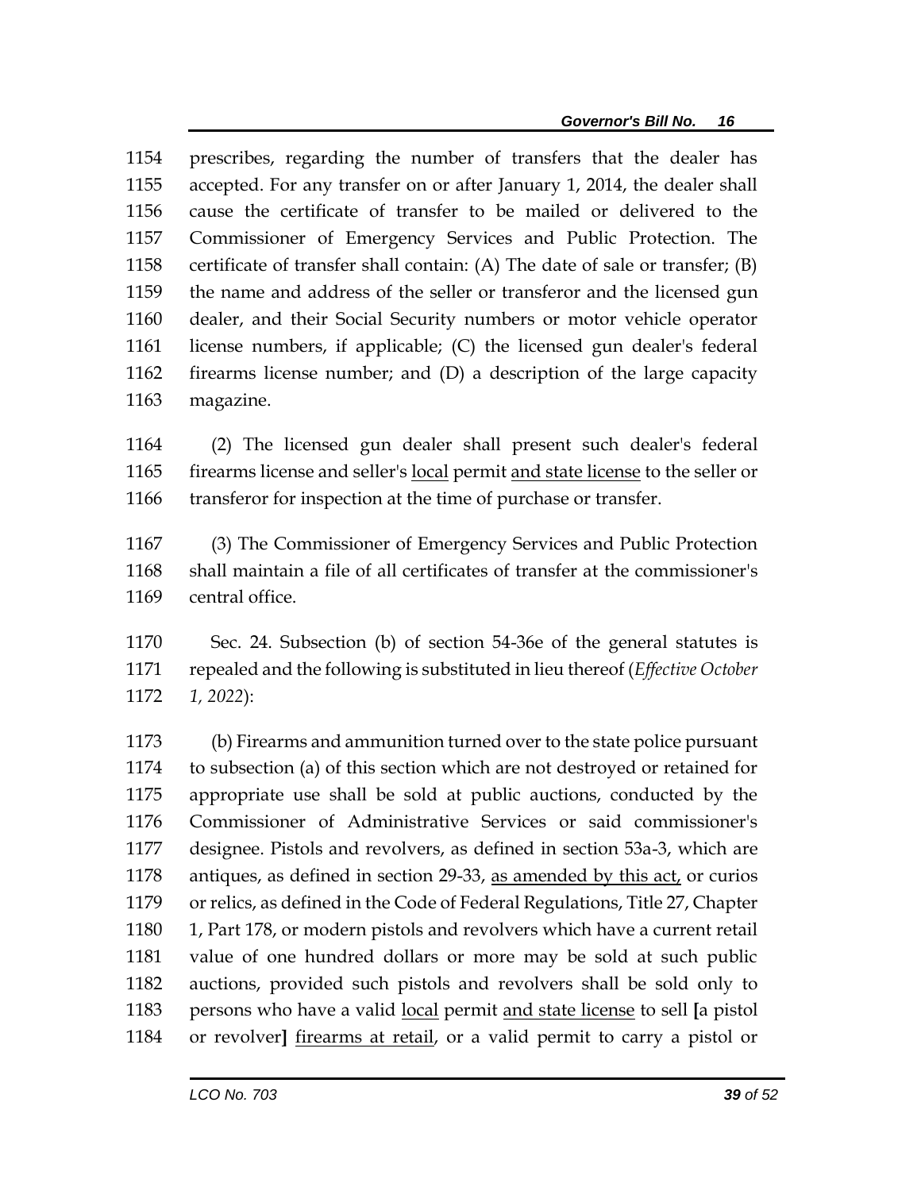prescribes, regarding the number of transfers that the dealer has accepted. For any transfer on or after January 1, 2014, the dealer shall cause the certificate of transfer to be mailed or delivered to the Commissioner of Emergency Services and Public Protection. The certificate of transfer shall contain: (A) The date of sale or transfer; (B) the name and address of the seller or transferor and the licensed gun dealer, and their Social Security numbers or motor vehicle operator license numbers, if applicable; (C) the licensed gun dealer's federal firearms license number; and (D) a description of the large capacity magazine.

(2) The licensed gun dealer shall present such dealer's federal firearms license and seller's <u>local</u> permit <u>and state license</u> to the seller or transferor for inspection at the time of purchase or transfer.

(3) The Commissioner of Emergency Services and Public Protection shall maintain a file of all certificates of transfer at the commissioner's central office.

Sec. 24. Subsection (b) of section 54-36e of the general statutes is repealed and the following is substituted in lieu thereof (*Effective October 1, 2022*):

(b) Firearms and ammunition turned over to the state police pursuant to subsection (a) of this section which are not destroyed or retained for appropriate use shall be sold at public auctions, conducted by the Commissioner of Administrative Services or said commissioner's designee. Pistols and revolvers, as defined in section 53a-3, which are antiques, as defined in section 29-33, <u>as amended by this act,</u> or curios or relics, as defined in the Code of Federal Regulations, Title 27, Chapter 1, Part 178, or modern pistols and revolvers which have a current retail value of one hundred dollars or more may be sold at such public auctions, provided such pistols and revolvers shall be sold only to persons who have a valid <u>local</u> permit <u>and state license</u> to sell **[**a pistol or revolver**]** <u>firearms at retail</u>, or a valid permit to carry a pistol or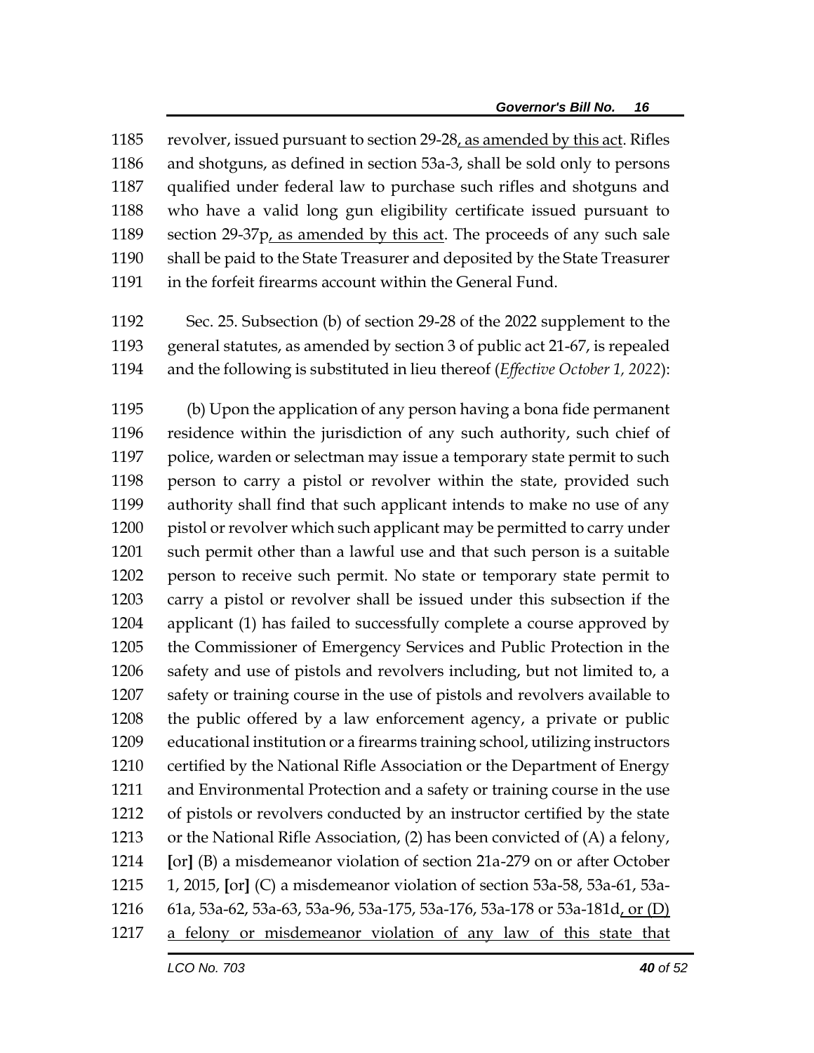1185 revolver, issued pursuant to section 29-28<u>, as amended by this act</u>. Rifles
1186 and shotguns, as defined in section 53a-3, shall be sold only to persons
1187 qualified under federal law to purchase such rifles and shotguns and
1188 who have a valid long gun eligibility certificate issued pursuant to
1189 section 29-37p<u>, as amended by this act</u>. The proceeds of any such sale
1190 shall be paid to the State Treasurer and deposited by the State Treasurer
1191 in the forfeit firearms account within the General Fund.

1192 Sec. 25. Subsection (b) of section 29-28 of the 2022 supplement to the
1193 general statutes, as amended by section 3 of public act 21-67, is repealed
1194 and the following is substituted in lieu thereof (*Effective October 1, 2022*):

1195 (b) Upon the application of any person having a bona fide permanent
1196 residence within the jurisdiction of any such authority, such chief of
1197 police, warden or selectman may issue a temporary state permit to such
1198 person to carry a pistol or revolver within the state, provided such
1199 authority shall find that such applicant intends to make no use of any
1200 pistol or revolver which such applicant may be permitted to carry under
1201 such permit other than a lawful use and that such person is a suitable
1202 person to receive such permit. No state or temporary state permit to
1203 carry a pistol or revolver shall be issued under this subsection if the
1204 applicant (1) has failed to successfully complete a course approved by
1205 the Commissioner of Emergency Services and Public Protection in the
1206 safety and use of pistols and revolvers including, but not limited to, a
1207 safety or training course in the use of pistols and revolvers available to
1208 the public offered by a law enforcement agency, a private or public
1209 educational institution or a firearms training school, utilizing instructors
1210 certified by the National Rifle Association or the Department of Energy
1211 and Environmental Protection and a safety or training course in the use
1212 of pistols or revolvers conducted by an instructor certified by the state
1213 or the National Rifle Association, (2) has been convicted of (A) a felony,
1214 [or] (B) a misdemeanor violation of section 21a-279 on or after October
1215 1, 2015, [or] (C) a misdemeanor violation of section 53a-58, 53a-61, 53a-
1216 61a, 53a-62, 53a-63, 53a-96, 53a-175, 53a-176, 53a-178 or 53a-181d<u>, or (D)</u>
1217 <u>a felony or misdemeanor violation of any law of this state that</u>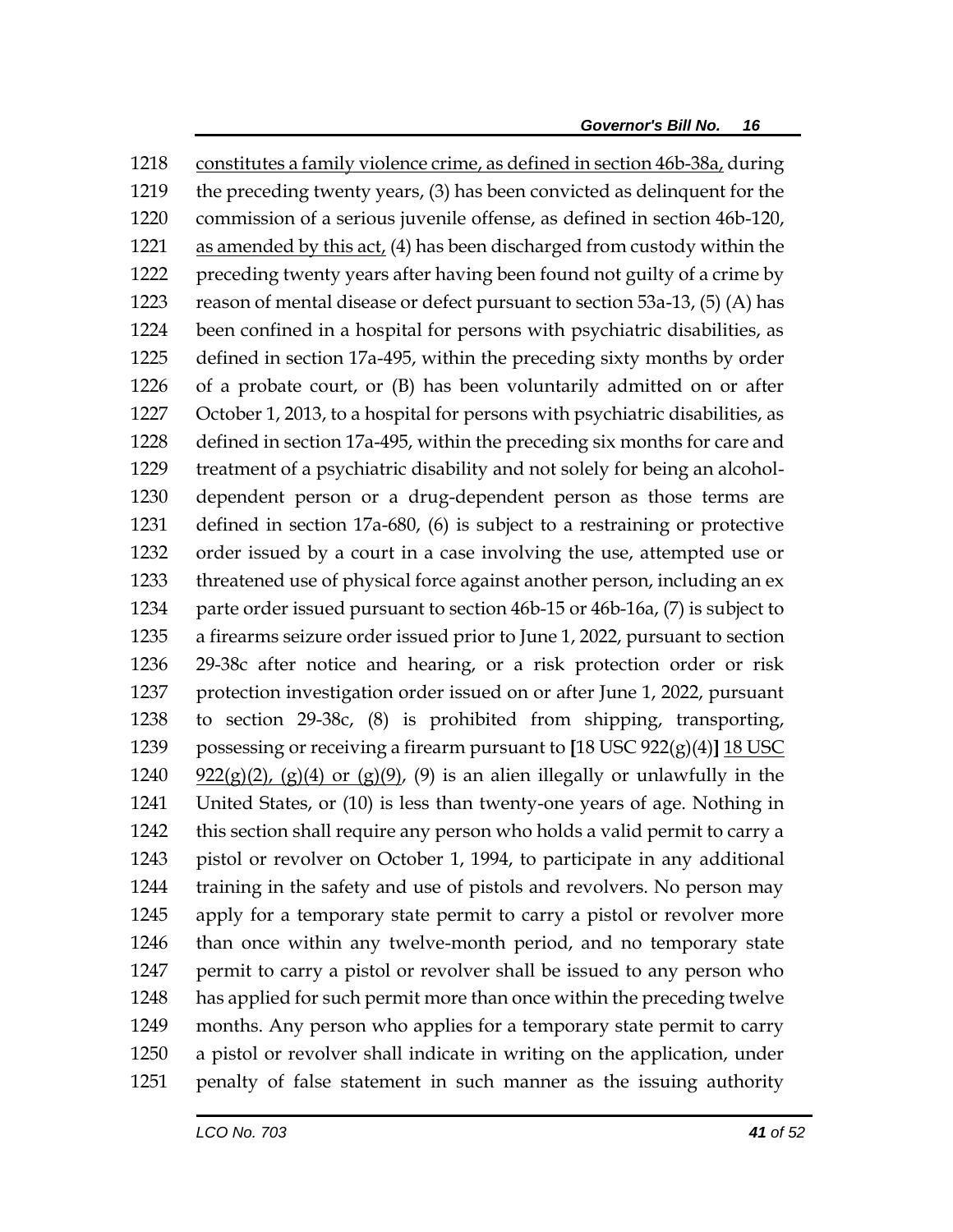1218 constitutes a family violence crime, as defined in section 46b-38a, during
1219 the preceding twenty years, (3) has been convicted as delinquent for the
1220 commission of a serious juvenile offense, as defined in section 46b-120,
1221 as amended by this act, (4) has been discharged from custody within the
1222 preceding twenty years after having been found not guilty of a crime by
1223 reason of mental disease or defect pursuant to section 53a-13, (5) (A) has
1224 been confined in a hospital for persons with psychiatric disabilities, as
1225 defined in section 17a-495, within the preceding sixty months by order
1226 of a probate court, or (B) has been voluntarily admitted on or after
1227 October 1, 2013, to a hospital for persons with psychiatric disabilities, as
1228 defined in section 17a-495, within the preceding six months for care and
1229 treatment of a psychiatric disability and not solely for being an alcohol-
1230 dependent person or a drug-dependent person as those terms are
1231 defined in section 17a-680, (6) is subject to a restraining or protective
1232 order issued by a court in a case involving the use, attempted use or
1233 threatened use of physical force against another person, including an ex
1234 parte order issued pursuant to section 46b-15 or 46b-16a, (7) is subject to
1235 a firearms seizure order issued prior to June 1, 2022, pursuant to section
1236 29-38c after notice and hearing, or a risk protection order or risk
1237 protection investigation order issued on or after June 1, 2022, pursuant
1238 to section 29-38c, (8) is prohibited from shipping, transporting,
1239 possessing or receiving a firearm pursuant to **[**18 USC 922(g)(4)**]** 18 USC
1240 922(g)(2), (g)(4) or (g)(9), (9) is an alien illegally or unlawfully in the
1241 United States, or (10) is less than twenty-one years of age. Nothing in
1242 this section shall require any person who holds a valid permit to carry a
1243 pistol or revolver on October 1, 1994, to participate in any additional
1244 training in the safety and use of pistols and revolvers. No person may
1245 apply for a temporary state permit to carry a pistol or revolver more
1246 than once within any twelve-month period, and no temporary state
1247 permit to carry a pistol or revolver shall be issued to any person who
1248 has applied for such permit more than once within the preceding twelve
1249 months. Any person who applies for a temporary state permit to carry
1250 a pistol or revolver shall indicate in writing on the application, under
1251 penalty of false statement in such manner as the issuing authority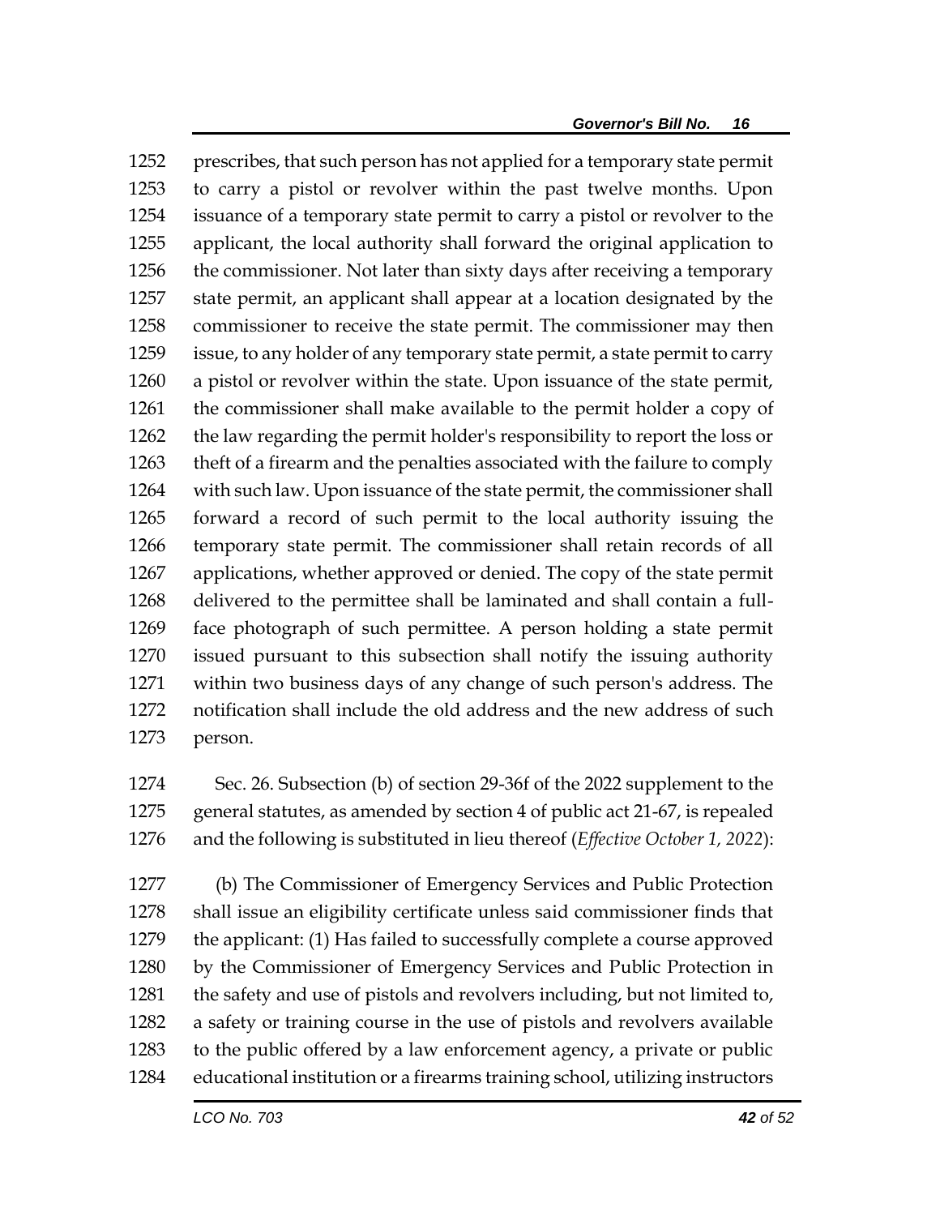prescribes, that such person has not applied for a temporary state permit to carry a pistol or revolver within the past twelve months. Upon issuance of a temporary state permit to carry a pistol or revolver to the applicant, the local authority shall forward the original application to the commissioner. Not later than sixty days after receiving a temporary state permit, an applicant shall appear at a location designated by the commissioner to receive the state permit. The commissioner may then issue, to any holder of any temporary state permit, a state permit to carry a pistol or revolver within the state. Upon issuance of the state permit, the commissioner shall make available to the permit holder a copy of the law regarding the permit holder's responsibility to report the loss or theft of a firearm and the penalties associated with the failure to comply with such law. Upon issuance of the state permit, the commissioner shall forward a record of such permit to the local authority issuing the temporary state permit. The commissioner shall retain records of all applications, whether approved or denied. The copy of the state permit delivered to the permittee shall be laminated and shall contain a full-face photograph of such permittee. A person holding a state permit issued pursuant to this subsection shall notify the issuing authority within two business days of any change of such person's address. The notification shall include the old address and the new address of such person.

Sec. 26. Subsection (b) of section 29-36f of the 2022 supplement to the general statutes, as amended by section 4 of public act 21-67, is repealed and the following is substituted in lieu thereof (*Effective October 1, 2022*):

(b) The Commissioner of Emergency Services and Public Protection shall issue an eligibility certificate unless said commissioner finds that the applicant: (1) Has failed to successfully complete a course approved by the Commissioner of Emergency Services and Public Protection in the safety and use of pistols and revolvers including, but not limited to, a safety or training course in the use of pistols and revolvers available to the public offered by a law enforcement agency, a private or public educational institution or a firearms training school, utilizing instructors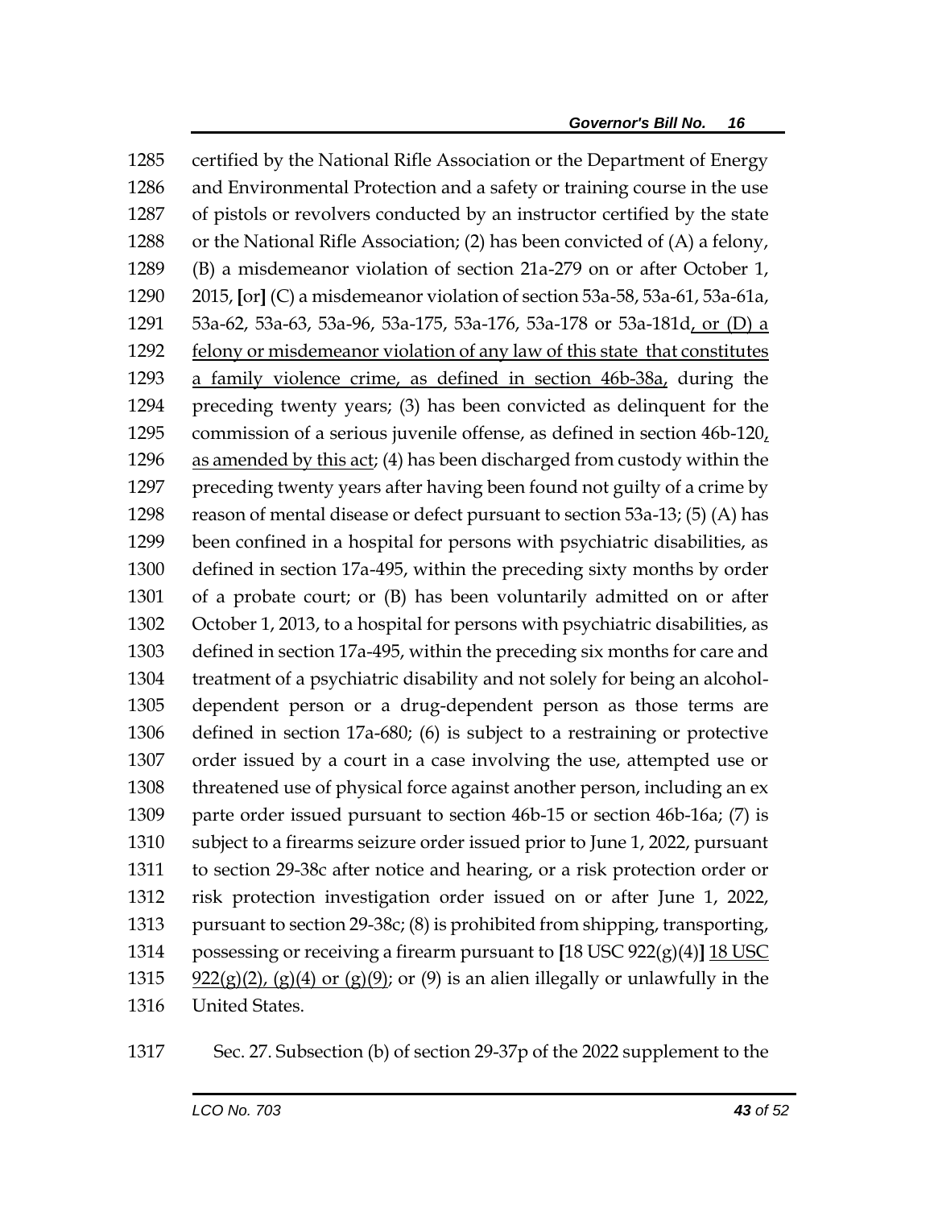1285 certified by the National Rifle Association or the Department of Energy
1286 and Environmental Protection and a safety or training course in the use
1287 of pistols or revolvers conducted by an instructor certified by the state
1288 or the National Rifle Association; (2) has been convicted of (A) a felony,
1289 (B) a misdemeanor violation of section 21a-279 on or after October 1,
1290 2015, **[**or**]** (C) a misdemeanor violation of section 53a-58, 53a-61, 53a-61a,
1291 53a-62, 53a-63, 53a-96, 53a-175, 53a-176, 53a-178 or 53a-181d<u>, or (D) a</u>
1292 <u>felony or misdemeanor violation of any law of this state that constitutes</u>
1293 <u>a family violence crime, as defined in section 46b-38a,</u> during the
1294 preceding twenty years; (3) has been convicted as delinquent for the
1295 commission of a serious juvenile offense, as defined in section 46b-120<u>,</u>
1296 <u>as amended by this act</u>; (4) has been discharged from custody within the
1297 preceding twenty years after having been found not guilty of a crime by
1298 reason of mental disease or defect pursuant to section 53a-13; (5) (A) has
1299 been confined in a hospital for persons with psychiatric disabilities, as
1300 defined in section 17a-495, within the preceding sixty months by order
1301 of a probate court; or (B) has been voluntarily admitted on or after
1302 October 1, 2013, to a hospital for persons with psychiatric disabilities, as
1303 defined in section 17a-495, within the preceding six months for care and
1304 treatment of a psychiatric disability and not solely for being an alcohol-
1305 dependent person or a drug-dependent person as those terms are
1306 defined in section 17a-680; (6) is subject to a restraining or protective
1307 order issued by a court in a case involving the use, attempted use or
1308 threatened use of physical force against another person, including an ex
1309 parte order issued pursuant to section 46b-15 or section 46b-16a; (7) is
1310 subject to a firearms seizure order issued prior to June 1, 2022, pursuant
1311 to section 29-38c after notice and hearing, or a risk protection order or
1312 risk protection investigation order issued on or after June 1, 2022,
1313 pursuant to section 29-38c; (8) is prohibited from shipping, transporting,
1314 possessing or receiving a firearm pursuant to **[**18 USC 922(g)(4)**]** <u>18 USC</u>
1315 <u>922(g)(2), (g)(4) or (g)(9)</u>; or (9) is an alien illegally or unlawfully in the
1316 United States.

1317 Sec. 27. Subsection (b) of section 29-37p of the 2022 supplement to the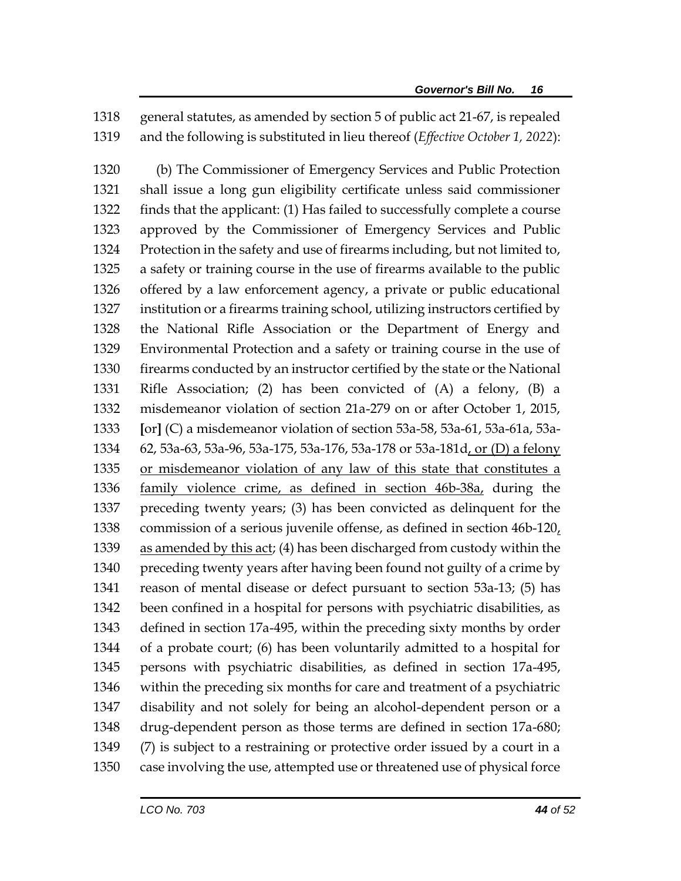1318 general statutes, as amended by section 5 of public act 21-67, is repealed
1319 and the following is substituted in lieu thereof (*Effective October 1, 2022*):

1320 (b) The Commissioner of Emergency Services and Public Protection
1321 shall issue a long gun eligibility certificate unless said commissioner
1322 finds that the applicant: (1) Has failed to successfully complete a course
1323 approved by the Commissioner of Emergency Services and Public
1324 Protection in the safety and use of firearms including, but not limited to,
1325 a safety or training course in the use of firearms available to the public
1326 offered by a law enforcement agency, a private or public educational
1327 institution or a firearms training school, utilizing instructors certified by
1328 the National Rifle Association or the Department of Energy and
1329 Environmental Protection and a safety or training course in the use of
1330 firearms conducted by an instructor certified by the state or the National
1331 Rifle Association; (2) has been convicted of (A) a felony, (B) a
1332 misdemeanor violation of section 21a-279 on or after October 1, 2015,
1333 [or] (C) a misdemeanor violation of section 53a-58, 53a-61, 53a-61a, 53a-
1334 62, 53a-63, 53a-96, 53a-175, 53a-176, 53a-178 or 53a-181d<u>, or (D) a felony</u>
1335 <u>or misdemeanor violation of any law of this state that constitutes a</u>
1336 <u>family violence crime, as defined in section 46b-38a,</u> during the
1337 preceding twenty years; (3) has been convicted as delinquent for the
1338 commission of a serious juvenile offense, as defined in section 46b-120<u>,</u>
1339 <u>as amended by this act</u>; (4) has been discharged from custody within the
1340 preceding twenty years after having been found not guilty of a crime by
1341 reason of mental disease or defect pursuant to section 53a-13; (5) has
1342 been confined in a hospital for persons with psychiatric disabilities, as
1343 defined in section 17a-495, within the preceding sixty months by order
1344 of a probate court; (6) has been voluntarily admitted to a hospital for
1345 persons with psychiatric disabilities, as defined in section 17a-495,
1346 within the preceding six months for care and treatment of a psychiatric
1347 disability and not solely for being an alcohol-dependent person or a
1348 drug-dependent person as those terms are defined in section 17a-680;
1349 (7) is subject to a restraining or protective order issued by a court in a
1350 case involving the use, attempted use or threatened use of physical force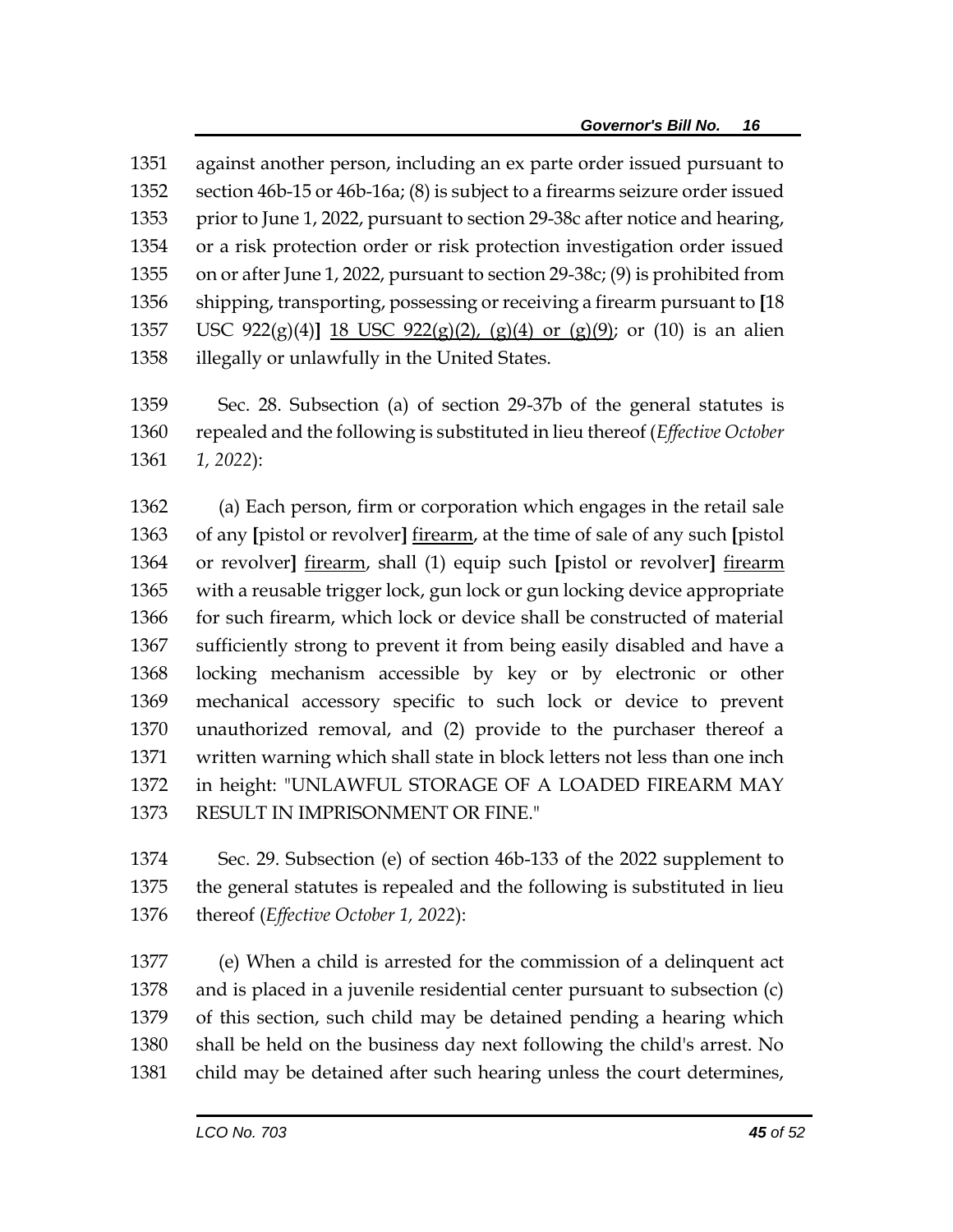against another person, including an ex parte order issued pursuant to section 46b-15 or 46b-16a; (8) is subject to a firearms seizure order issued prior to June 1, 2022, pursuant to section 29-38c after notice and hearing, or a risk protection order or risk protection investigation order issued on or after June 1, 2022, pursuant to section 29-38c; (9) is prohibited from shipping, transporting, possessing or receiving a firearm pursuant to **[**18 USC 922(g)(4)**]** <u>18 USC 922(g)(2), (g)(4) or (g)(9)</u>; or (10) is an alien illegally or unlawfully in the United States.

Sec. 28. Subsection (a) of section 29-37b of the general statutes is repealed and the following is substituted in lieu thereof (*Effective October 1, 2022*):

(a) Each person, firm or corporation which engages in the retail sale of any **[**pistol or revolver**]** <u>firearm</u>, at the time of sale of any such **[**pistol or revolver**]** <u>firearm</u>, shall (1) equip such **[**pistol or revolver**]** <u>firearm</u> with a reusable trigger lock, gun lock or gun locking device appropriate for such firearm, which lock or device shall be constructed of material sufficiently strong to prevent it from being easily disabled and have a locking mechanism accessible by key or by electronic or other mechanical accessory specific to such lock or device to prevent unauthorized removal, and (2) provide to the purchaser thereof a written warning which shall state in block letters not less than one inch in height: "UNLAWFUL STORAGE OF A LOADED FIREARM MAY RESULT IN IMPRISONMENT OR FINE."

Sec. 29. Subsection (e) of section 46b-133 of the 2022 supplement to the general statutes is repealed and the following is substituted in lieu thereof (*Effective October 1, 2022*):

(e) When a child is arrested for the commission of a delinquent act and is placed in a juvenile residential center pursuant to subsection (c) of this section, such child may be detained pending a hearing which shall be held on the business day next following the child's arrest. No child may be detained after such hearing unless the court determines,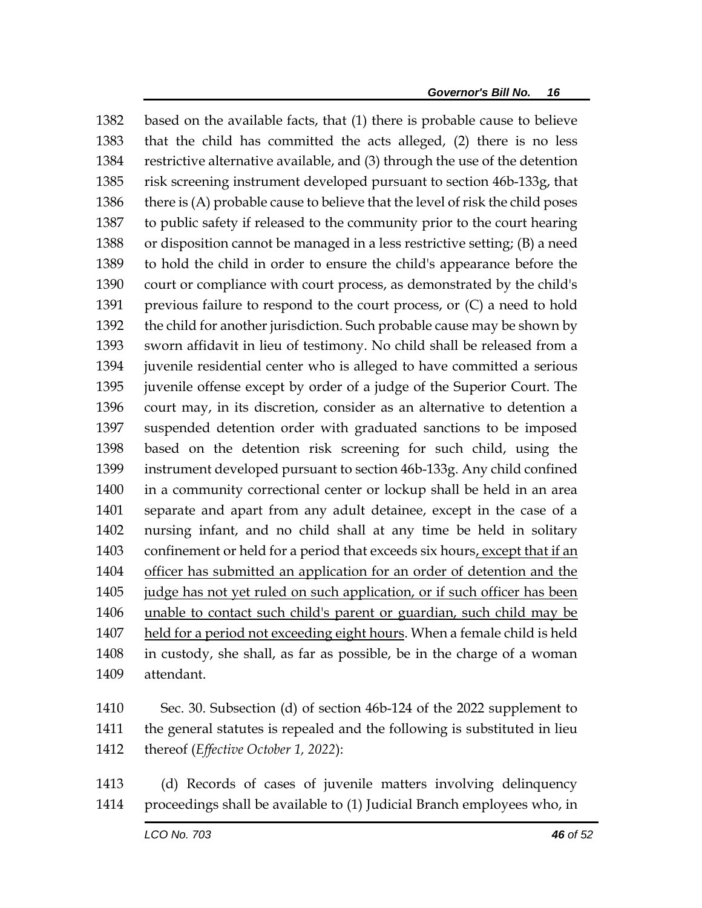based on the available facts, that (1) there is probable cause to believe that the child has committed the acts alleged, (2) there is no less restrictive alternative available, and (3) through the use of the detention risk screening instrument developed pursuant to section 46b-133g, that there is (A) probable cause to believe that the level of risk the child poses to public safety if released to the community prior to the court hearing or disposition cannot be managed in a less restrictive setting; (B) a need to hold the child in order to ensure the child's appearance before the court or compliance with court process, as demonstrated by the child's previous failure to respond to the court process, or (C) a need to hold the child for another jurisdiction. Such probable cause may be shown by sworn affidavit in lieu of testimony. No child shall be released from a juvenile residential center who is alleged to have committed a serious juvenile offense except by order of a judge of the Superior Court. The court may, in its discretion, consider as an alternative to detention a suspended detention order with graduated sanctions to be imposed based on the detention risk screening for such child, using the instrument developed pursuant to section 46b-133g. Any child confined in a community correctional center or lockup shall be held in an area separate and apart from any adult detainee, except in the case of a nursing infant, and no child shall at any time be held in solitary confinement or held for a period that exceeds six hours<u>, except that if an officer has submitted an application for an order of detention and the judge has not yet ruled on such application, or if such officer has been unable to contact such child's parent or guardian, such child may be held for a period not exceeding eight hours</u>. When a female child is held in custody, she shall, as far as possible, be in the charge of a woman attendant.

Sec. 30. Subsection (d) of section 46b-124 of the 2022 supplement to the general statutes is repealed and the following is substituted in lieu thereof (*Effective October 1, 2022*):

(d) Records of cases of juvenile matters involving delinquency proceedings shall be available to (1) Judicial Branch employees who, in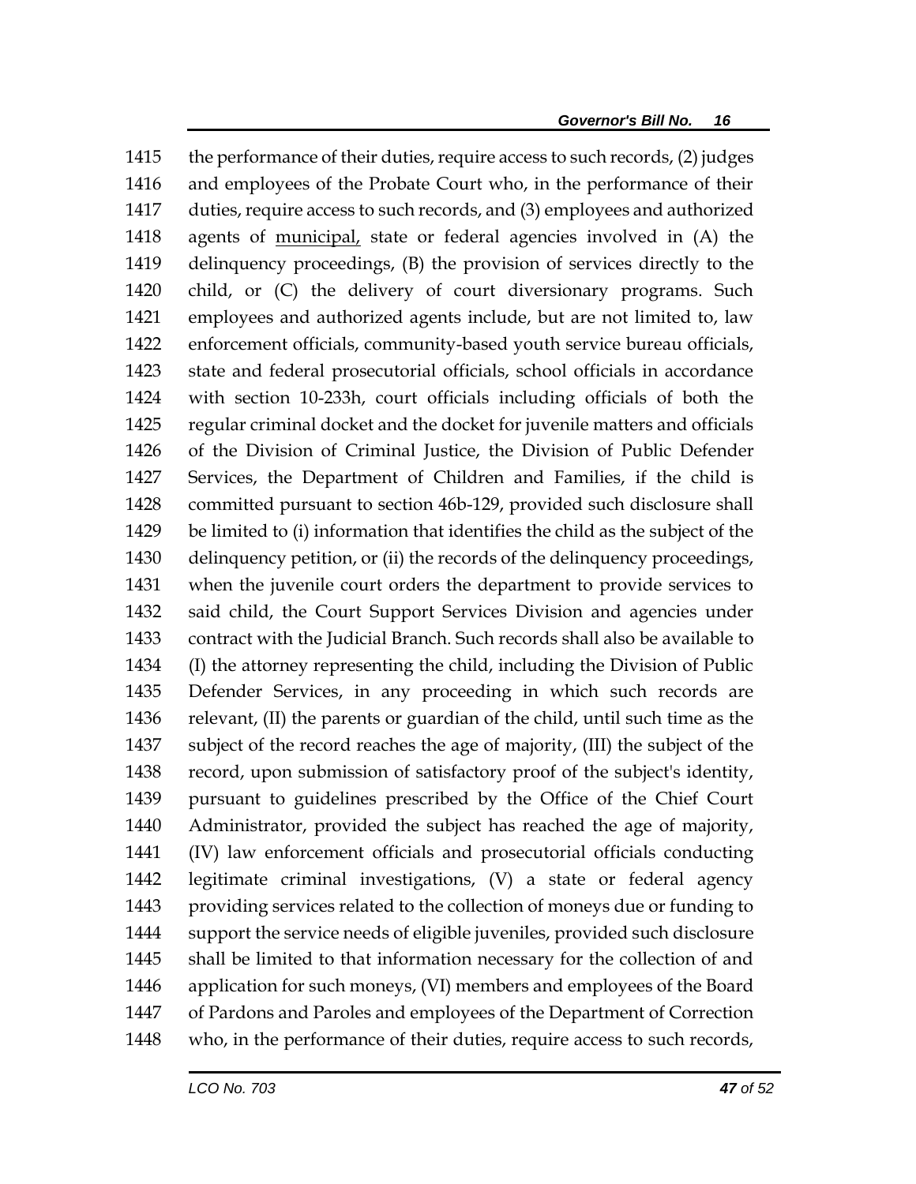1415 the performance of their duties, require access to such records, (2) judges
1416 and employees of the Probate Court who, in the performance of their
1417 duties, require access to such records, and (3) employees and authorized
1418 agents of <u>municipal,</u> state or federal agencies involved in (A) the
1419 delinquency proceedings, (B) the provision of services directly to the
1420 child, or (C) the delivery of court diversionary programs. Such
1421 employees and authorized agents include, but are not limited to, law
1422 enforcement officials, community-based youth service bureau officials,
1423 state and federal prosecutorial officials, school officials in accordance
1424 with section 10-233h, court officials including officials of both the
1425 regular criminal docket and the docket for juvenile matters and officials
1426 of the Division of Criminal Justice, the Division of Public Defender
1427 Services, the Department of Children and Families, if the child is
1428 committed pursuant to section 46b-129, provided such disclosure shall
1429 be limited to (i) information that identifies the child as the subject of the
1430 delinquency petition, or (ii) the records of the delinquency proceedings,
1431 when the juvenile court orders the department to provide services to
1432 said child, the Court Support Services Division and agencies under
1433 contract with the Judicial Branch. Such records shall also be available to
1434 (I) the attorney representing the child, including the Division of Public
1435 Defender Services, in any proceeding in which such records are
1436 relevant, (II) the parents or guardian of the child, until such time as the
1437 subject of the record reaches the age of majority, (III) the subject of the
1438 record, upon submission of satisfactory proof of the subject's identity,
1439 pursuant to guidelines prescribed by the Office of the Chief Court
1440 Administrator, provided the subject has reached the age of majority,
1441 (IV) law enforcement officials and prosecutorial officials conducting
1442 legitimate criminal investigations, (V) a state or federal agency
1443 providing services related to the collection of moneys due or funding to
1444 support the service needs of eligible juveniles, provided such disclosure
1445 shall be limited to that information necessary for the collection of and
1446 application for such moneys, (VI) members and employees of the Board
1447 of Pardons and Paroles and employees of the Department of Correction
1448 who, in the performance of their duties, require access to such records,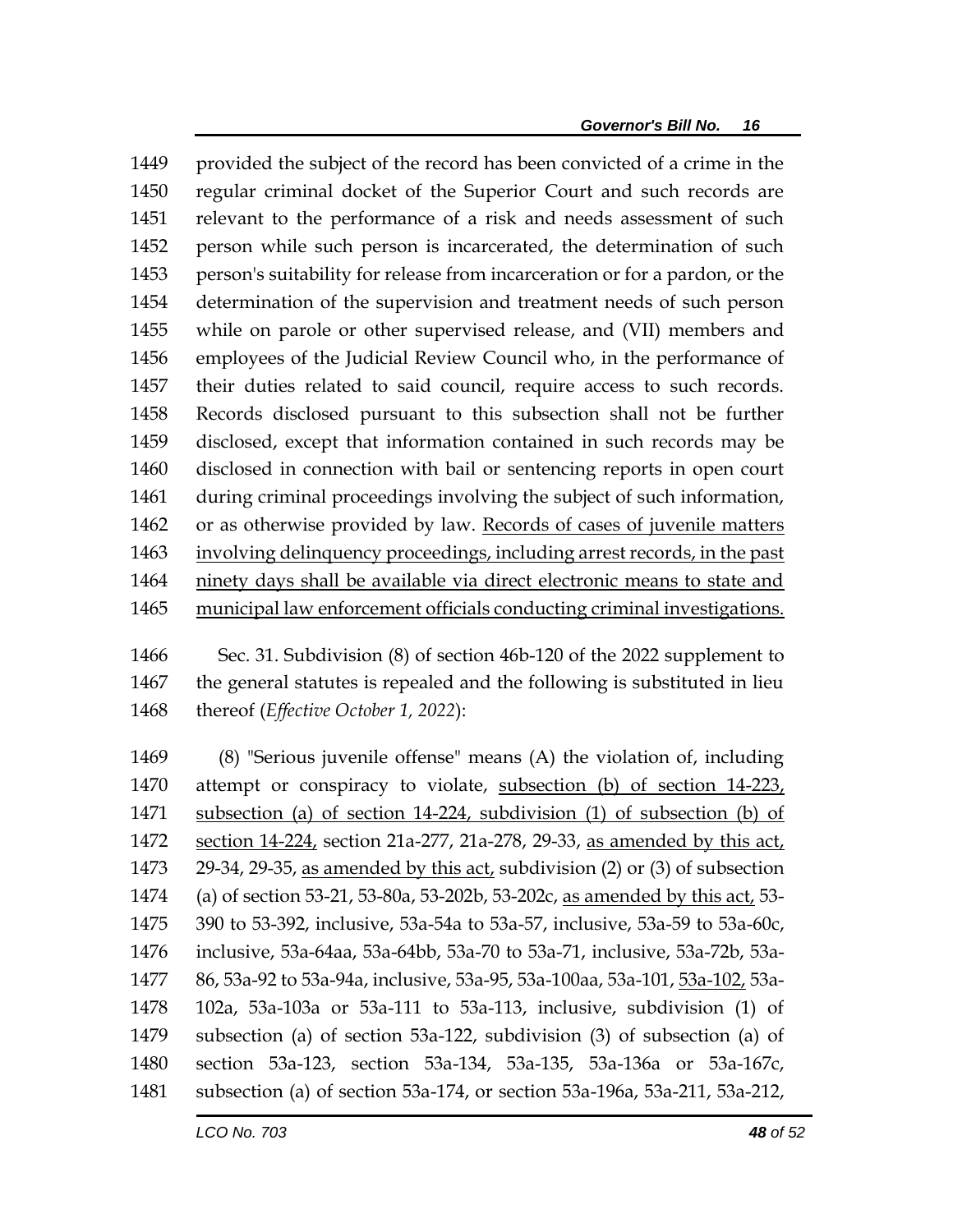provided the subject of the record has been convicted of a crime in the regular criminal docket of the Superior Court and such records are relevant to the performance of a risk and needs assessment of such person while such person is incarcerated, the determination of such person's suitability for release from incarceration or for a pardon, or the determination of the supervision and treatment needs of such person while on parole or other supervised release, and (VII) members and employees of the Judicial Review Council who, in the performance of their duties related to said council, require access to such records. Records disclosed pursuant to this subsection shall not be further disclosed, except that information contained in such records may be disclosed in connection with bail or sentencing reports in open court during criminal proceedings involving the subject of such information, or as otherwise provided by law. <u>Records of cases of juvenile matters involving delinquency proceedings, including arrest records, in the past ninety days shall be available via direct electronic means to state and municipal law enforcement officials conducting criminal investigations.</u>

Sec. 31. Subdivision (8) of section 46b-120 of the 2022 supplement to the general statutes is repealed and the following is substituted in lieu thereof (*Effective October 1, 2022*):

(8) "Serious juvenile offense" means (A) the violation of, including attempt or conspiracy to violate, <u>subsection (b) of section 14-223, subsection (a) of section 14-224, subdivision (1) of subsection (b) of section 14-224,</u> section 21a-277, 21a-278, 29-33, <u>as amended by this act,</u> 29-34, 29-35, <u>as amended by this act,</u> subdivision (2) or (3) of subsection (a) of section 53-21, 53-80a, 53-202b, 53-202c, <u>as amended by this act,</u> 53-390 to 53-392, inclusive, 53a-54a to 53a-57, inclusive, 53a-59 to 53a-60c, inclusive, 53a-64aa, 53a-64bb, 53a-70 to 53a-71, inclusive, 53a-72b, 53a-86, 53a-92 to 53a-94a, inclusive, 53a-95, 53a-100aa, 53a-101, <u>53a-102,</u> 53a-102a, 53a-103a or 53a-111 to 53a-113, inclusive, subdivision (1) of subsection (a) of section 53a-122, subdivision (3) of subsection (a) of section 53a-123, section 53a-134, 53a-135, 53a-136a or 53a-167c, subsection (a) of section 53a-174, or section 53a-196a, 53a-211, 53a-212,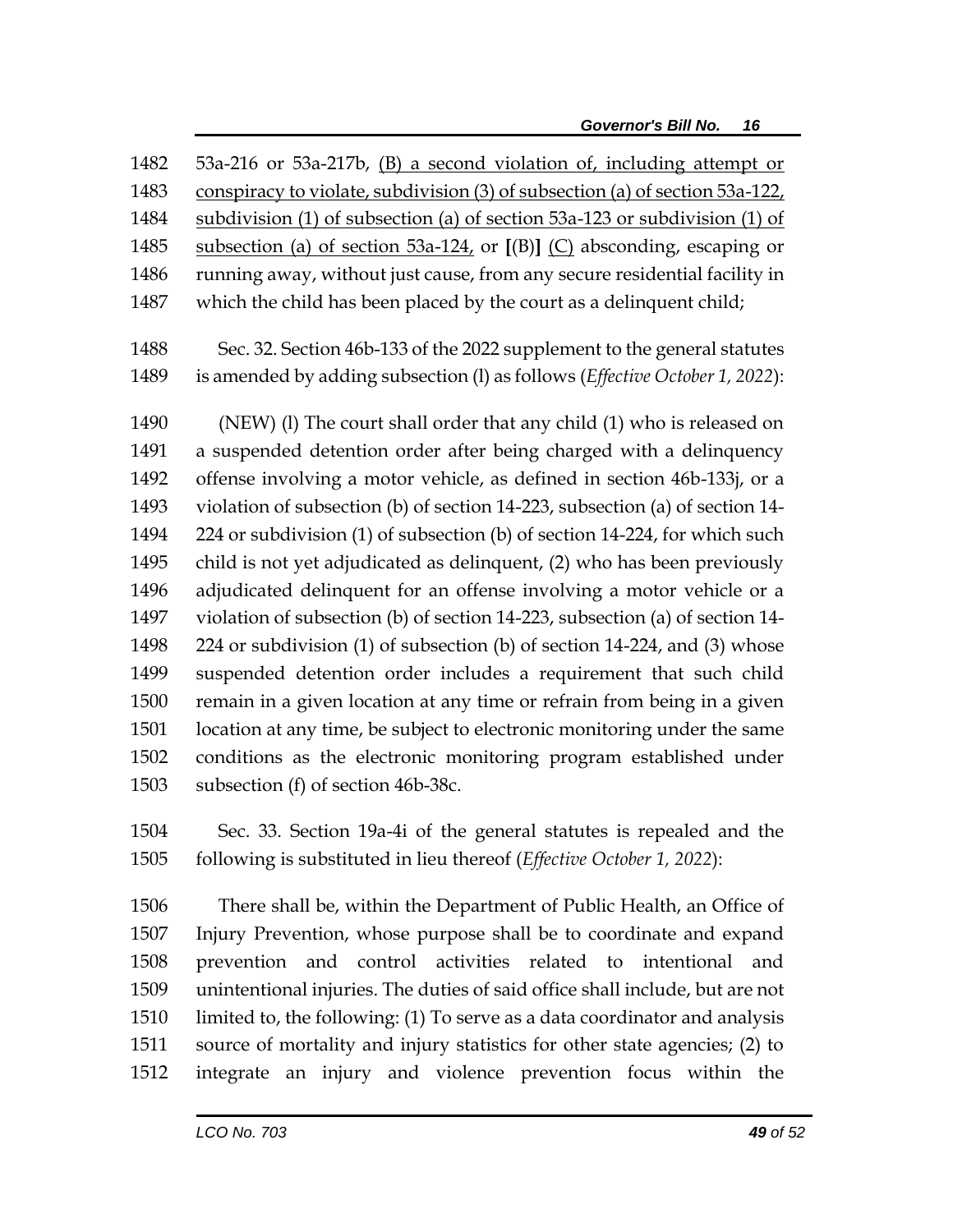53a-216 or 53a-217b, <u>(B) a second violation of, including attempt or conspiracy to violate, subdivision (3) of subsection (a) of section 53a-122, subdivision (1) of subsection (a) of section 53a-123 or subdivision (1) of subsection (a) of section 53a-124,</u> or **[**(B)**]** <u>(C)</u> absconding, escaping or running away, without just cause, from any secure residential facility in which the child has been placed by the court as a delinquent child;

Sec. 32. Section 46b-133 of the 2022 supplement to the general statutes is amended by adding subsection (l) as follows (*Effective October 1, 2022*):

(NEW) (l) The court shall order that any child (1) who is released on a suspended detention order after being charged with a delinquency offense involving a motor vehicle, as defined in section 46b-133j, or a violation of subsection (b) of section 14-223, subsection (a) of section 14-224 or subdivision (1) of subsection (b) of section 14-224, for which such child is not yet adjudicated as delinquent, (2) who has been previously adjudicated delinquent for an offense involving a motor vehicle or a violation of subsection (b) of section 14-223, subsection (a) of section 14-224 or subdivision (1) of subsection (b) of section 14-224, and (3) whose suspended detention order includes a requirement that such child remain in a given location at any time or refrain from being in a given location at any time, be subject to electronic monitoring under the same conditions as the electronic monitoring program established under subsection (f) of section 46b-38c.

Sec. 33. Section 19a-4i of the general statutes is repealed and the following is substituted in lieu thereof (*Effective October 1, 2022*):

There shall be, within the Department of Public Health, an Office of Injury Prevention, whose purpose shall be to coordinate and expand prevention and control activities related to intentional and unintentional injuries. The duties of said office shall include, but are not limited to, the following: (1) To serve as a data coordinator and analysis source of mortality and injury statistics for other state agencies; (2) to integrate an injury and violence prevention focus within the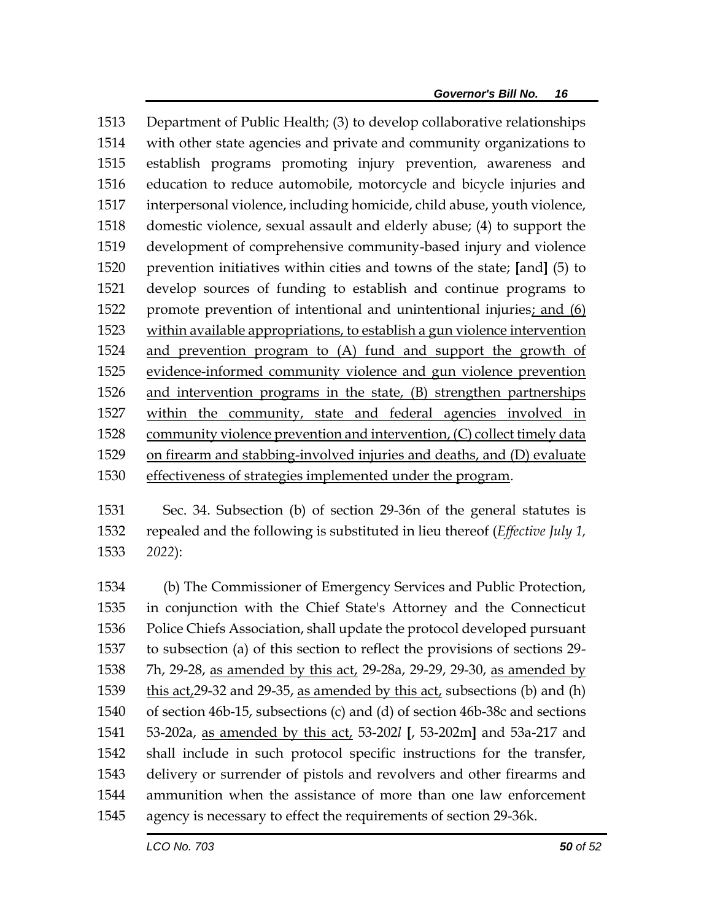Department of Public Health; (3) to develop collaborative relationships with other state agencies and private and community organizations to establish programs promoting injury prevention, awareness and education to reduce automobile, motorcycle and bicycle injuries and interpersonal violence, including homicide, child abuse, youth violence, domestic violence, sexual assault and elderly abuse; (4) to support the development of comprehensive community-based injury and violence prevention initiatives within cities and towns of the state; [and] (5) to develop sources of funding to establish and continue programs to promote prevention of intentional and unintentional injuries<u>; and (6) within available appropriations, to establish a gun violence intervention and prevention program to (A) fund and support the growth of evidence-informed community violence and gun violence prevention and intervention programs in the state, (B) strengthen partnerships within the community, state and federal agencies involved in community violence prevention and intervention, (C) collect timely data on firearm and stabbing-involved injuries and deaths, and (D) evaluate effectiveness of strategies implemented under the program</u>.

Sec. 34. Subsection (b) of section 29-36n of the general statutes is repealed and the following is substituted in lieu thereof (*Effective July 1, 2022*):

(b) The Commissioner of Emergency Services and Public Protection, in conjunction with the Chief State's Attorney and the Connecticut Police Chiefs Association, shall update the protocol developed pursuant to subsection (a) of this section to reflect the provisions of sections 29-7h, 29-28, <u>as amended by this act,</u> 29-28a, 29-29, 29-30, <u>as amended by this act,</u>29-32 and 29-35, <u>as amended by this act,</u> subsections (b) and (h) of section 46b-15, subsections (c) and (d) of section 46b-38c and sections 53-202a, <u>as amended by this act,</u> 53-202*l* [, 53-202m] and 53a-217 and shall include in such protocol specific instructions for the transfer, delivery or surrender of pistols and revolvers and other firearms and ammunition when the assistance of more than one law enforcement agency is necessary to effect the requirements of section 29-36k.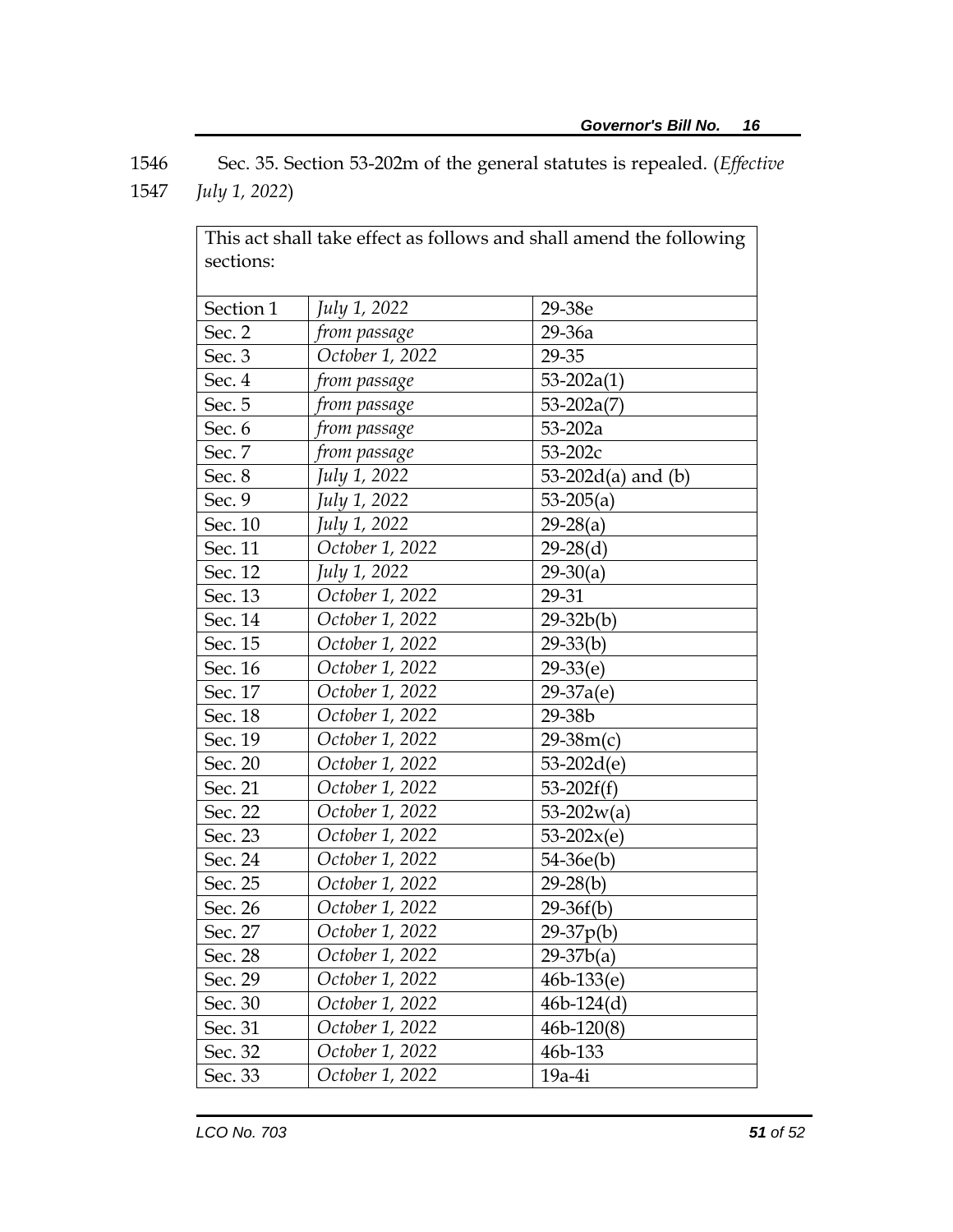1546 Sec. 35. Section 53-202m of the general statutes is repealed. (*Effective*
1547 *July 1, 2022*)

| This act shall take effect as follows and shall amend the following sections: | | |
|---|---|---|
| Section 1 | *July 1, 2022* | 29-38e |
| Sec. 2 | *from passage* | 29-36a |
| Sec. 3 | *October 1, 2022* | 29-35 |
| Sec. 4 | *from passage* | 53-202a(1) |
| Sec. 5 | *from passage* | 53-202a(7) |
| Sec. 6 | *from passage* | 53-202a |
| Sec. 7 | *from passage* | 53-202c |
| Sec. 8 | *July 1, 2022* | 53-202d(a) and (b) |
| Sec. 9 | *July 1, 2022* | 53-205(a) |
| Sec. 10 | *July 1, 2022* | 29-28(a) |
| Sec. 11 | *October 1, 2022* | 29-28(d) |
| Sec. 12 | *July 1, 2022* | 29-30(a) |
| Sec. 13 | *October 1, 2022* | 29-31 |
| Sec. 14 | *October 1, 2022* | 29-32b(b) |
| Sec. 15 | *October 1, 2022* | 29-33(b) |
| Sec. 16 | *October 1, 2022* | 29-33(e) |
| Sec. 17 | *October 1, 2022* | 29-37a(e) |
| Sec. 18 | *October 1, 2022* | 29-38b |
| Sec. 19 | *October 1, 2022* | 29-38m(c) |
| Sec. 20 | *October 1, 2022* | 53-202d(e) |
| Sec. 21 | *October 1, 2022* | 53-202f(f) |
| Sec. 22 | *October 1, 2022* | 53-202w(a) |
| Sec. 23 | *October 1, 2022* | 53-202x(e) |
| Sec. 24 | *October 1, 2022* | 54-36e(b) |
| Sec. 25 | *October 1, 2022* | 29-28(b) |
| Sec. 26 | *October 1, 2022* | 29-36f(b) |
| Sec. 27 | *October 1, 2022* | 29-37p(b) |
| Sec. 28 | *October 1, 2022* | 29-37b(a) |
| Sec. 29 | *October 1, 2022* | 46b-133(e) |
| Sec. 30 | *October 1, 2022* | 46b-124(d) |
| Sec. 31 | *October 1, 2022* | 46b-120(8) |
| Sec. 32 | *October 1, 2022* | 46b-133 |
| Sec. 33 | *October 1, 2022* | 19a-4i |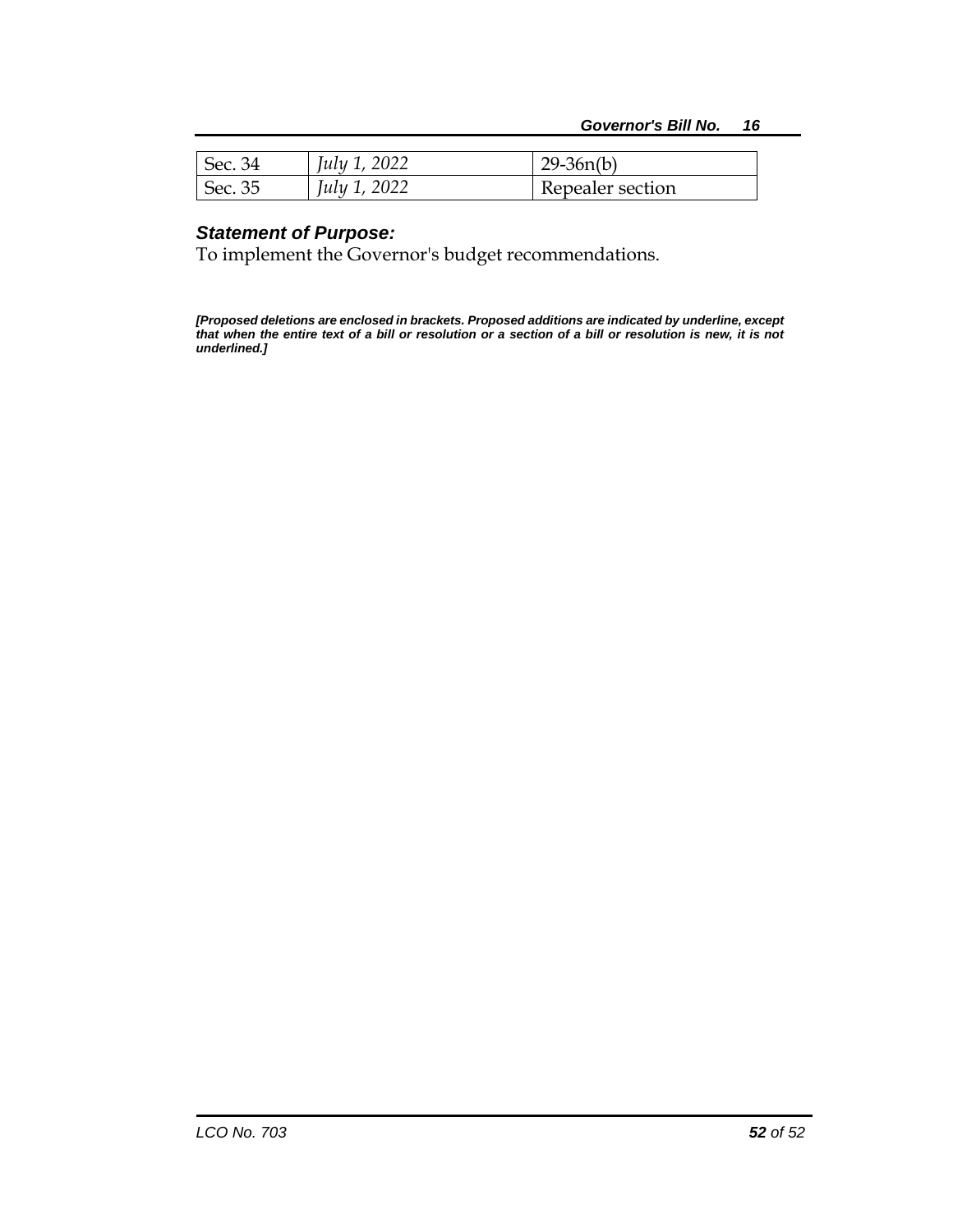| | | |
|---|---|---|
| Sec. 34 | *July 1, 2022* | 29-36n(b) |
| Sec. 35 | *July 1, 2022* | Repealer section |

### *Statement of Purpose:*

To implement the Governor's budget recommendations.

***[Proposed deletions are enclosed in brackets. Proposed additions are indicated by underline, except that when the entire text of a bill or resolution or a section of a bill or resolution is new, it is not underlined.]***